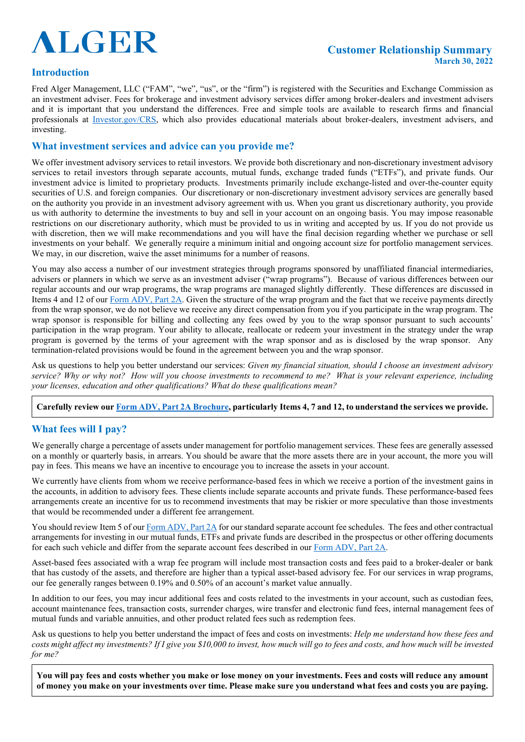# ALGER

## Customer Relationship Summary

**March 30, 2022**

## Introduction

Fred Alger Management, LLC ("FAM", "we", "us", or the "firm") is registered with the Securities and Exchange Commission as an investment adviser. Fees for brokerage and investment advisory services differ among broker-dealers and investment advisers and it is important that you understand the differences. Free and simple tools are available to research firms and financial professionals at [Investor.gov/CRS](Investor.gov/CRS), which also provides educational materials about broker-dealers, investment advisers, and investing.

## What investment services and advice can you provide me?

We offer investment advisory services to retail investors. We provide both discretionary and non-discretionary investment advisory services to retail investors through separate accounts, mutual funds, exchange traded funds ("ETFs"), and private funds. Our investment advice is limited to proprietary products. Investments primarily include exchange-listed and over-the-counter equity securities of U.S. and foreign companies. Our discretionary or non-discretionary investment advisory services are generally based on the authority you provide in an investment advisory agreement with us. When you grant us discretionary authority, you provide us with authority to determine the investments to buy and sell in your account on an ongoing basis. You may impose reasonable restrictions on our discretionary authority, which must be provided to us in writing and accepted by us. If you do not provide us with discretion, then we will make recommendations and you will have the final decision regarding whether we purchase or sell investments on your behalf. We generally require a minimum initial and ongoing account size for portfolio management services. We may, in our discretion, waive the asset minimums for a number of reasons.

You may also access a number of our investment strategies through programs sponsored by unaffiliated financial intermediaries, advisers or planners in which we serve as an investment adviser ("wrap programs"). Because of various differences between our regular accounts and our wrap programs, the wrap programs are managed slightly differently. These differences are discussed in Items 4 and 12 of our Form ADV, Part 2A. Given the structure of the wrap program and the fact that we receive payments directly from the wrap sponsor, we do not believe we receive any direct compensation from you if you participate in the wrap program. The wrap sponsor is responsible for billing and collecting any fees owed by you to the wrap sponsor pursuant to such accounts' participation in the wrap program. Your ability to allocate, reallocate or redeem your investment in the strategy under the wrap program is governed by the terms of your agreement with the wrap sponsor and as is disclosed by the wrap sponsor. Any termination-related provisions would be found in the agreement between you and the wrap sponsor.

Ask us questions to help you better understand our services: *Given my financial situation, should I choose an investment advisory service? Why or why not? How will you choose investments to recommend to me? What is your relevant experience, including your licenses, education and other qualifications? What do these qualifications mean?*

**Carefully review our Form ADV, Part 2A Brochure, particularly Items 4, 7 and 12, to understand the services we provide.**

## What fees will I pay?

We generally charge a percentage of assets under management for portfolio management services. These fees are generally assessed on a monthly or quarterly basis, in arrears. You should be aware that the more assets there are in your account, the more you will pay in fees. This means we have an incentive to encourage you to increase the assets in your account.

We currently have clients from whom we receive performance-based fees in which we receive a portion of the investment gains in the accounts, in addition to advisory fees. These clients include separate accounts and private funds. These performance-based fees arrangements create an incentive for us to recommend investments that may be riskier or more speculative than those investments that would be recommended under a different fee arrangement.

You should review Item 5 of our Form ADV, Part 2A for our standard separate account fee schedules. The fees and other contractual arrangements for investing in our mutual funds, ETFs and private funds are described in the prospectus or other offering documents for each such vehicle and differ from the separate account fees described in our Form ADV, Part 2A.

Asset-based fees associated with a wrap fee program will include most transaction costs and fees paid to a broker-dealer or bank that has custody of the assets, and therefore are higher than a typical asset-based advisory fee. For our services in wrap programs, our fee generally ranges between 0.19% and 0.50% of an account's market value annually.

In addition to our fees, you may incur additional fees and costs related to the investments in your account, such as custodian fees, account maintenance fees, transaction costs, surrender charges, wire transfer and electronic fund fees, internal management fees of mutual funds and variable annuities, and other product related fees such as redemption fees.

Ask us questions to help you better understand the impact of fees and costs on investments: *Help me understand how these fees and costs might affect my investments? If I give you $10,000 to invest, how much will go to fees and costs, and how much will be invested for me?*

**You will pay fees and costs whether you make or lose money on your investments. Fees and costs will reduce any amount of money you make on your investments over time. Please make sure you understand what fees and costs you are paying.**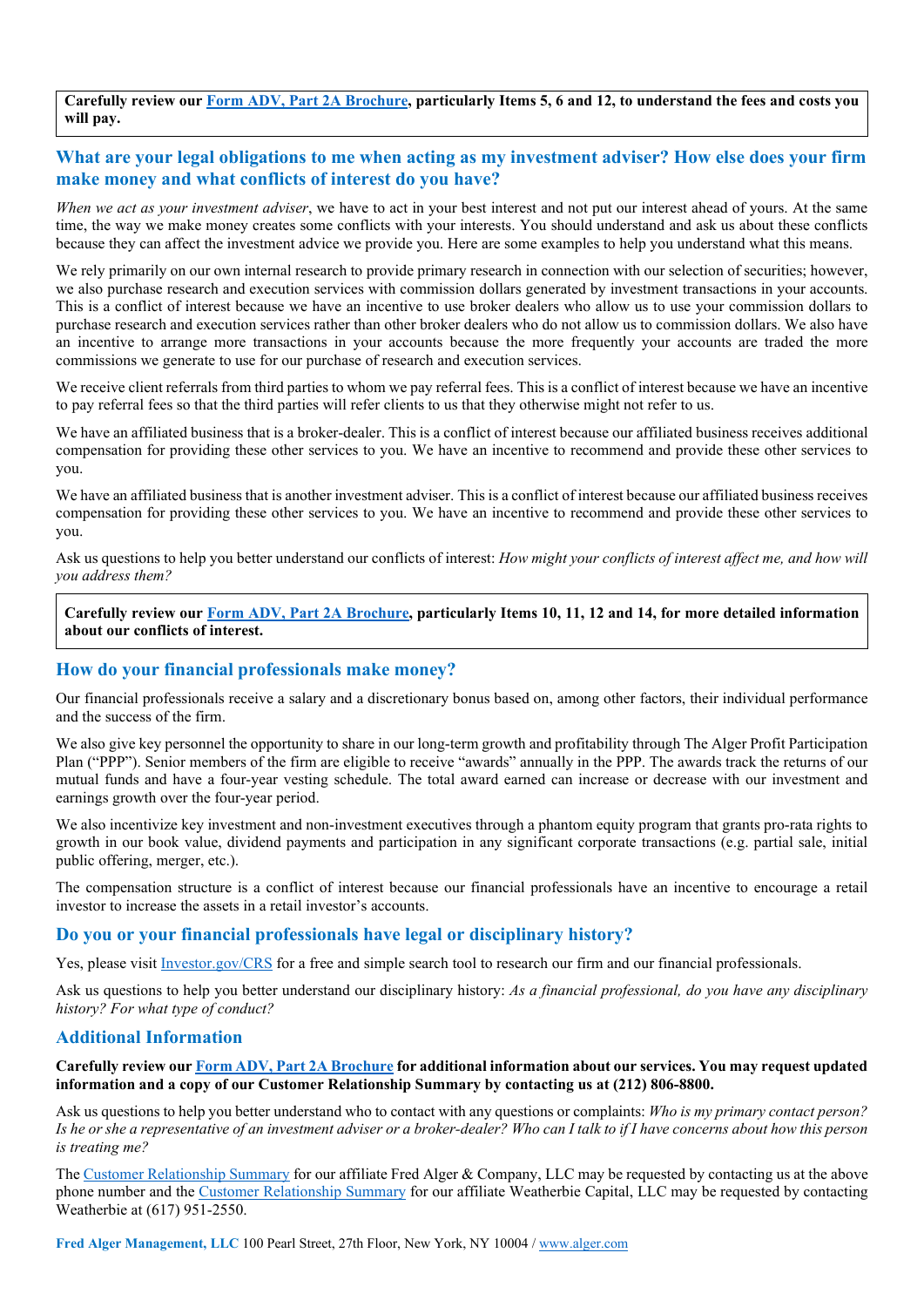**Carefully review our Form ADV, Part 2A Brochure, particularly Items 5, 6 and 12, to understand the fees and costs you will pay.**

## What are your legal obligations to me when acting as my investment adviser? How else does your firm make money and what conflicts of interest do you have?

*When we act as your investment adviser*, we have to act in your best interest and not put our interest ahead of yours. At the same time, the way we make money creates some conflicts with your interests. You should understand and ask us about these conflicts because they can affect the investment advice we provide you. Here are some examples to help you understand what this means.

We rely primarily on our own internal research to provide primary research in connection with our selection of securities; however, we also purchase research and execution services with commission dollars generated by investment transactions in your accounts. This is a conflict of interest because we have an incentive to use broker dealers who allow us to use your commission dollars to purchase research and execution services rather than other broker dealers who do not allow us to commission dollars. We also have an incentive to arrange more transactions in your accounts because the more frequently your accounts are traded the more commissions we generate to use for our purchase of research and execution services.

We receive client referrals from third parties to whom we pay referral fees. This is a conflict of interest because we have an incentive to pay referral fees so that the third parties will refer clients to us that they otherwise might not refer to us.

We have an affiliated business that is a broker-dealer. This is a conflict of interest because our affiliated business receives additional compensation for providing these other services to you. We have an incentive to recommend and provide these other services to you.

We have an affiliated business that is another investment adviser. This is a conflict of interest because our affiliated business receives compensation for providing these other services to you. We have an incentive to recommend and provide these other services to you.

Ask us questions to help you better understand our conflicts of interest: *How might your conflicts of interest affect me, and how will you address them?*

**Carefully review our Form ADV, Part 2A Brochure, particularly Items 10, 11, 12 and 14, for more detailed information about our conflicts of interest.**

## How do your financial professionals make money?

Our financial professionals receive a salary and a discretionary bonus based on, among other factors, their individual performance and the success of the firm.

We also give key personnel the opportunity to share in our long-term growth and profitability through The Alger Profit Participation Plan ("PPP"). Senior members of the firm are eligible to receive "awards" annually in the PPP. The awards track the returns of our mutual funds and have a four-year vesting schedule. The total award earned can increase or decrease with our investment and earnings growth over the four-year period.

We also incentivize key investment and non-investment executives through a phantom equity program that grants pro-rata rights to growth in our book value, dividend payments and participation in any significant corporate transactions (e.g. partial sale, initial public offering, merger, etc.).

The compensation structure is a conflict of interest because our financial professionals have an incentive to encourage a retail investor to increase the assets in a retail investor's accounts.

## Do you or your financial professionals have legal or disciplinary history?

Yes, please visit Investor.gov/CRS for a free and simple search tool to research our firm and our financial professionals.

Ask us questions to help you better understand our disciplinary history: *As a financial professional, do you have any disciplinary history? For what type of conduct?*

## Additional Information

**Carefully review our Form ADV, Part 2A Brochure for additional information about our services. You may request updated information and a copy of our Customer Relationship Summary by contacting us at (212) 806-8800.**

Ask us questions to help you better understand who to contact with any questions or complaints: *Who is my primary contact person? Is he or she a representative of an investment adviser or a broker-dealer? Who can I talk to if I have concerns about how this person is treating me?*

The Customer Relationship Summary for our affiliate Fred Alger & Company, LLC may be requested by contacting us at the above phone number and the Customer Relationship Summary for our affiliate Weatherbie Capital, LLC may be requested by contacting Weatherbie at (617) 951-2550.

**Fred Alger Management, LLC** 100 Pearl Street, 27th Floor, New York, NY 10004 / www.alger.com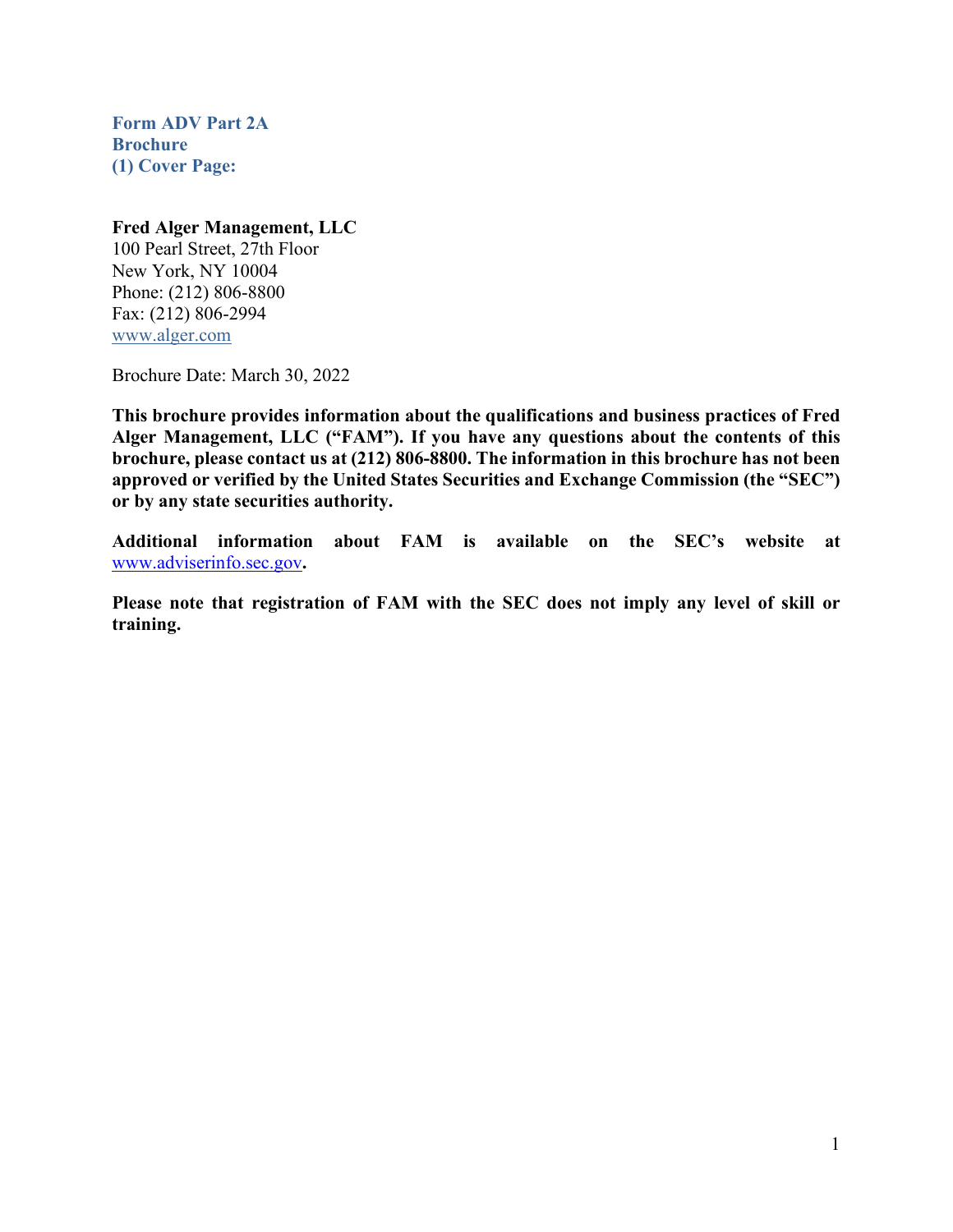**Form ADV Part 2A**
**Brochure**
**(1) Cover Page:**

**Fred Alger Management, LLC**
100 Pearl Street, 27th Floor
New York, NY 10004
Phone: (212) 806-8800
Fax: (212) 806-2994
www.alger.com

Brochure Date: March 30, 2022

**This brochure provides information about the qualifications and business practices of Fred Alger Management, LLC ("FAM"). If you have any questions about the contents of this brochure, please contact us at (212) 806-8800. The information in this brochure has not been approved or verified by the United States Securities and Exchange Commission (the "SEC") or by any state securities authority.**

**Additional information about FAM is available on the SEC's website at www.adviserinfo.sec.gov.**

**Please note that registration of FAM with the SEC does not imply any level of skill or training.**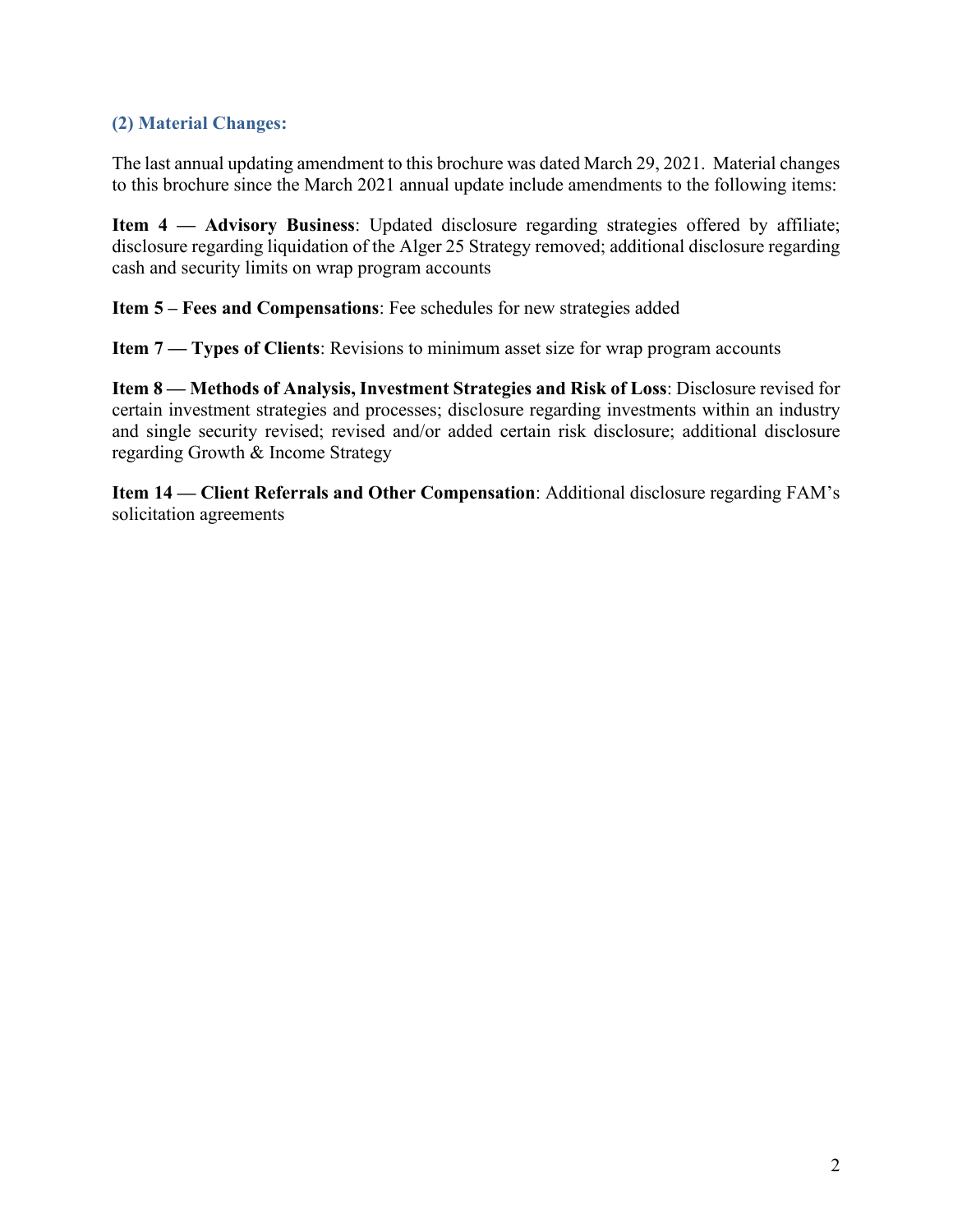## (2) Material Changes:

The last annual updating amendment to this brochure was dated March 29, 2021. Material changes to this brochure since the March 2021 annual update include amendments to the following items:

**Item 4 — Advisory Business**: Updated disclosure regarding strategies offered by affiliate; disclosure regarding liquidation of the Alger 25 Strategy removed; additional disclosure regarding cash and security limits on wrap program accounts

**Item 5 – Fees and Compensations**: Fee schedules for new strategies added

**Item 7 — Types of Clients**: Revisions to minimum asset size for wrap program accounts

**Item 8 — Methods of Analysis, Investment Strategies and Risk of Loss**: Disclosure revised for certain investment strategies and processes; disclosure regarding investments within an industry and single security revised; revised and/or added certain risk disclosure; additional disclosure regarding Growth & Income Strategy

**Item 14 — Client Referrals and Other Compensation**: Additional disclosure regarding FAM's solicitation agreements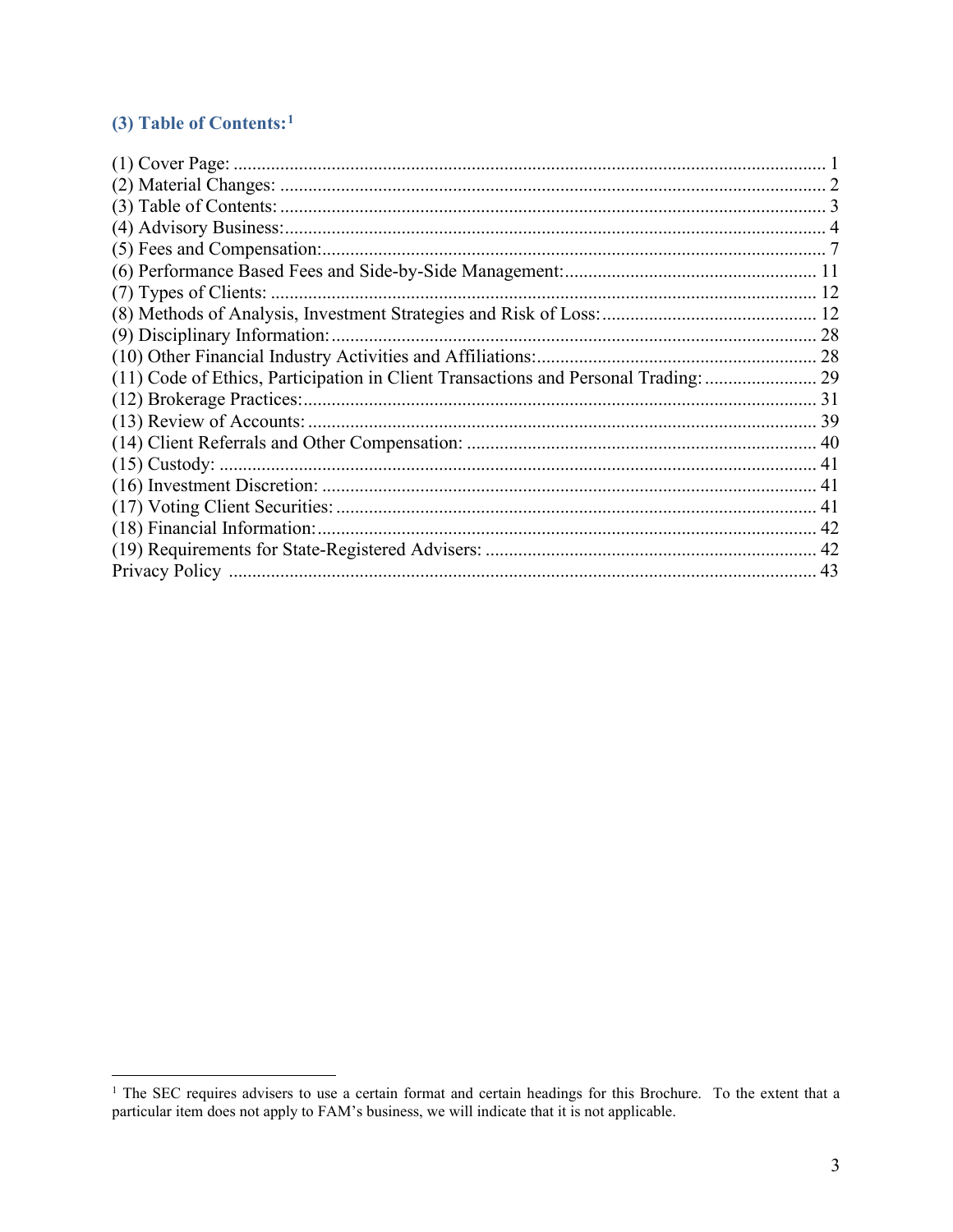## (3) Table of Contents:[1]

(1) Cover Page: ........................................................................................................................... 1
(2) Material Changes: .................................................................................................................. 2
(3) Table of Contents: .................................................................................................................. 3
(4) Advisory Business: ................................................................................................................. 4
(5) Fees and Compensation: ......................................................................................................... 7
(6) Performance Based Fees and Side-by-Side Management: ...................................................... 11
(7) Types of Clients: .................................................................................................................... 12
(8) Methods of Analysis, Investment Strategies and Risk of Loss: ............................................. 12
(9) Disciplinary Information: ...................................................................................................... 28
(10) Other Financial Industry Activities and Affiliations: ........................................................... 28
(11) Code of Ethics, Participation in Client Transactions and Personal Trading: ........................ 29
(12) Brokerage Practices: ............................................................................................................ 31
(13) Review of Accounts: ............................................................................................................ 39
(14) Client Referrals and Other Compensation: .......................................................................... 40
(15) Custody: ............................................................................................................................... 41
(16) Investment Discretion: ......................................................................................................... 41
(17) Voting Client Securities: ...................................................................................................... 41
(18) Financial Information: .......................................................................................................... 42
(19) Requirements for State-Registered Advisers: ...................................................................... 42
Privacy Policy ............................................................................................................................. 43

[1] The SEC requires advisers to use a certain format and certain headings for this Brochure. To the extent that a particular item does not apply to FAM's business, we will indicate that it is not applicable.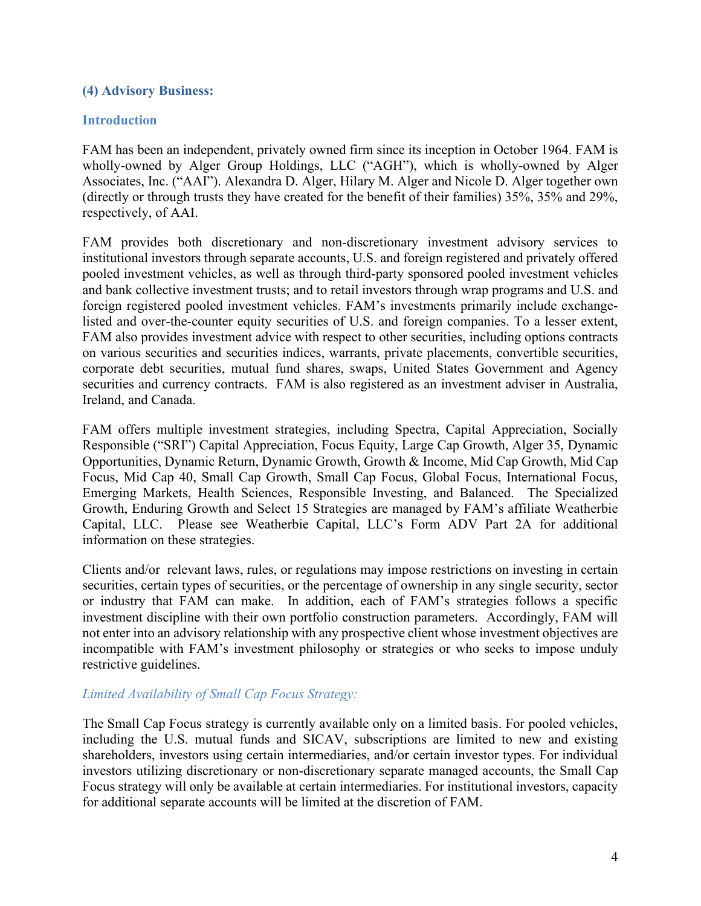## (4) Advisory Business:

### Introduction

FAM has been an independent, privately owned firm since its inception in October 1964. FAM is wholly-owned by Alger Group Holdings, LLC ("AGH"), which is wholly-owned by Alger Associates, Inc. ("AAI"). Alexandra D. Alger, Hilary M. Alger and Nicole D. Alger together own (directly or through trusts they have created for the benefit of their families) 35%, 35% and 29%, respectively, of AAI.

FAM provides both discretionary and non-discretionary investment advisory services to institutional investors through separate accounts, U.S. and foreign registered and privately offered pooled investment vehicles, as well as through third-party sponsored pooled investment vehicles and bank collective investment trusts; and to retail investors through wrap programs and U.S. and foreign registered pooled investment vehicles. FAM's investments primarily include exchange-listed and over-the-counter equity securities of U.S. and foreign companies. To a lesser extent, FAM also provides investment advice with respect to other securities, including options contracts on various securities and securities indices, warrants, private placements, convertible securities, corporate debt securities, mutual fund shares, swaps, United States Government and Agency securities and currency contracts. FAM is also registered as an investment adviser in Australia, Ireland, and Canada.

FAM offers multiple investment strategies, including Spectra, Capital Appreciation, Socially Responsible ("SRI") Capital Appreciation, Focus Equity, Large Cap Growth, Alger 35, Dynamic Opportunities, Dynamic Return, Dynamic Growth, Growth & Income, Mid Cap Growth, Mid Cap Focus, Mid Cap 40, Small Cap Growth, Small Cap Focus, Global Focus, International Focus, Emerging Markets, Health Sciences, Responsible Investing, and Balanced. The Specialized Growth, Enduring Growth and Select 15 Strategies are managed by FAM's affiliate Weatherbie Capital, LLC. Please see Weatherbie Capital, LLC's Form ADV Part 2A for additional information on these strategies.

Clients and/or relevant laws, rules, or regulations may impose restrictions on investing in certain securities, certain types of securities, or the percentage of ownership in any single security, sector or industry that FAM can make. In addition, each of FAM's strategies follows a specific investment discipline with their own portfolio construction parameters. Accordingly, FAM will not enter into an advisory relationship with any prospective client whose investment objectives are incompatible with FAM's investment philosophy or strategies or who seeks to impose unduly restrictive guidelines.

*Limited Availability of Small Cap Focus Strategy:*

The Small Cap Focus strategy is currently available only on a limited basis. For pooled vehicles, including the U.S. mutual funds and SICAV, subscriptions are limited to new and existing shareholders, investors using certain intermediaries, and/or certain investor types. For individual investors utilizing discretionary or non-discretionary separate managed accounts, the Small Cap Focus strategy will only be available at certain intermediaries. For institutional investors, capacity for additional separate accounts will be limited at the discretion of FAM.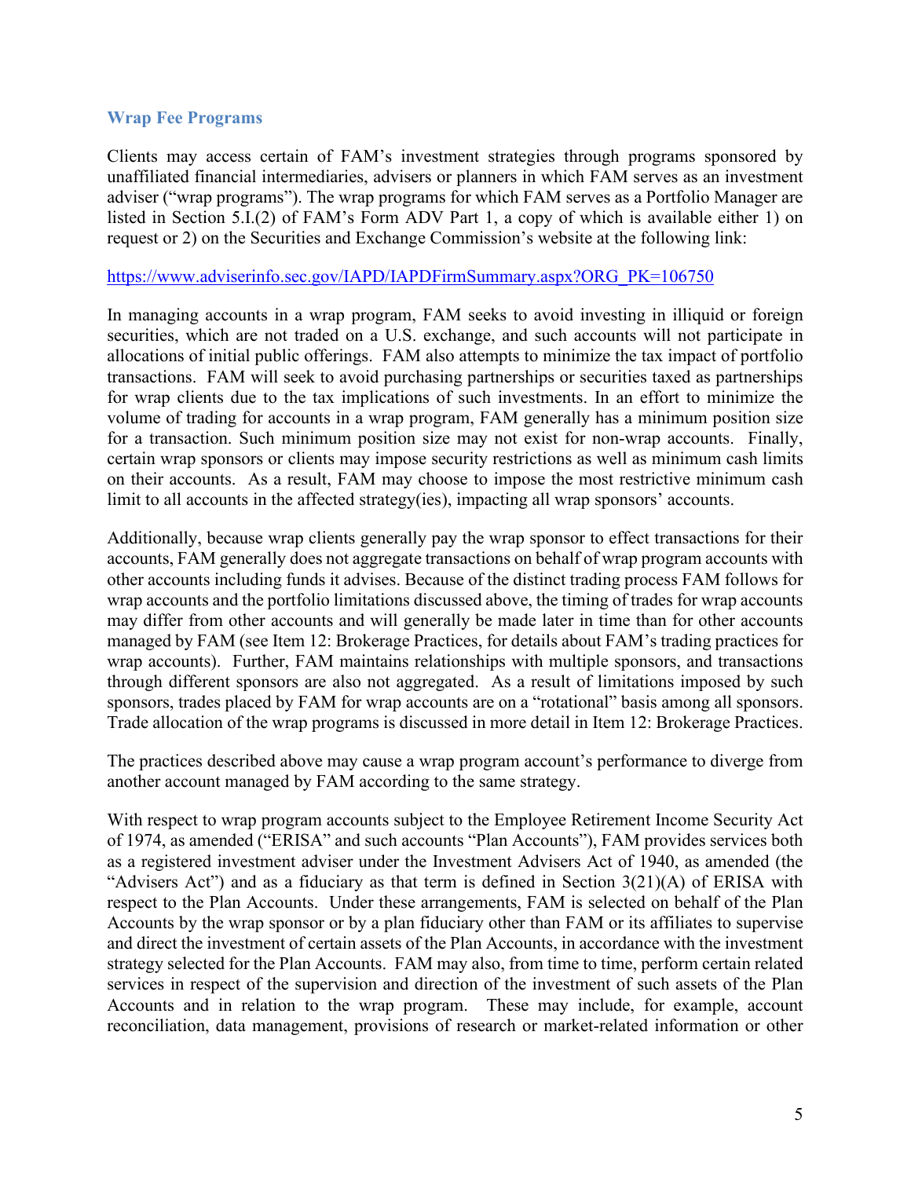### Wrap Fee Programs

Clients may access certain of FAM's investment strategies through programs sponsored by unaffiliated financial intermediaries, advisers or planners in which FAM serves as an investment adviser ("wrap programs"). The wrap programs for which FAM serves as a Portfolio Manager are listed in Section 5.I.(2) of FAM's Form ADV Part 1, a copy of which is available either 1) on request or 2) on the Securities and Exchange Commission's website at the following link:

https://www.adviserinfo.sec.gov/IAPD/IAPDFirmSummary.aspx?ORG_PK=106750

In managing accounts in a wrap program, FAM seeks to avoid investing in illiquid or foreign securities, which are not traded on a U.S. exchange, and such accounts will not participate in allocations of initial public offerings. FAM also attempts to minimize the tax impact of portfolio transactions. FAM will seek to avoid purchasing partnerships or securities taxed as partnerships for wrap clients due to the tax implications of such investments. In an effort to minimize the volume of trading for accounts in a wrap program, FAM generally has a minimum position size for a transaction. Such minimum position size may not exist for non-wrap accounts. Finally, certain wrap sponsors or clients may impose security restrictions as well as minimum cash limits on their accounts. As a result, FAM may choose to impose the most restrictive minimum cash limit to all accounts in the affected strategy(ies), impacting all wrap sponsors' accounts.

Additionally, because wrap clients generally pay the wrap sponsor to effect transactions for their accounts, FAM generally does not aggregate transactions on behalf of wrap program accounts with other accounts including funds it advises. Because of the distinct trading process FAM follows for wrap accounts and the portfolio limitations discussed above, the timing of trades for wrap accounts may differ from other accounts and will generally be made later in time than for other accounts managed by FAM (see Item 12: Brokerage Practices, for details about FAM's trading practices for wrap accounts). Further, FAM maintains relationships with multiple sponsors, and transactions through different sponsors are also not aggregated. As a result of limitations imposed by such sponsors, trades placed by FAM for wrap accounts are on a "rotational" basis among all sponsors. Trade allocation of the wrap programs is discussed in more detail in Item 12: Brokerage Practices.

The practices described above may cause a wrap program account's performance to diverge from another account managed by FAM according to the same strategy.

With respect to wrap program accounts subject to the Employee Retirement Income Security Act of 1974, as amended ("ERISA" and such accounts "Plan Accounts"), FAM provides services both as a registered investment adviser under the Investment Advisers Act of 1940, as amended (the "Advisers Act") and as a fiduciary as that term is defined in Section 3(21)(A) of ERISA with respect to the Plan Accounts. Under these arrangements, FAM is selected on behalf of the Plan Accounts by the wrap sponsor or by a plan fiduciary other than FAM or its affiliates to supervise and direct the investment of certain assets of the Plan Accounts, in accordance with the investment strategy selected for the Plan Accounts. FAM may also, from time to time, perform certain related services in respect of the supervision and direction of the investment of such assets of the Plan Accounts and in relation to the wrap program. These may include, for example, account reconciliation, data management, provisions of research or market-related information or other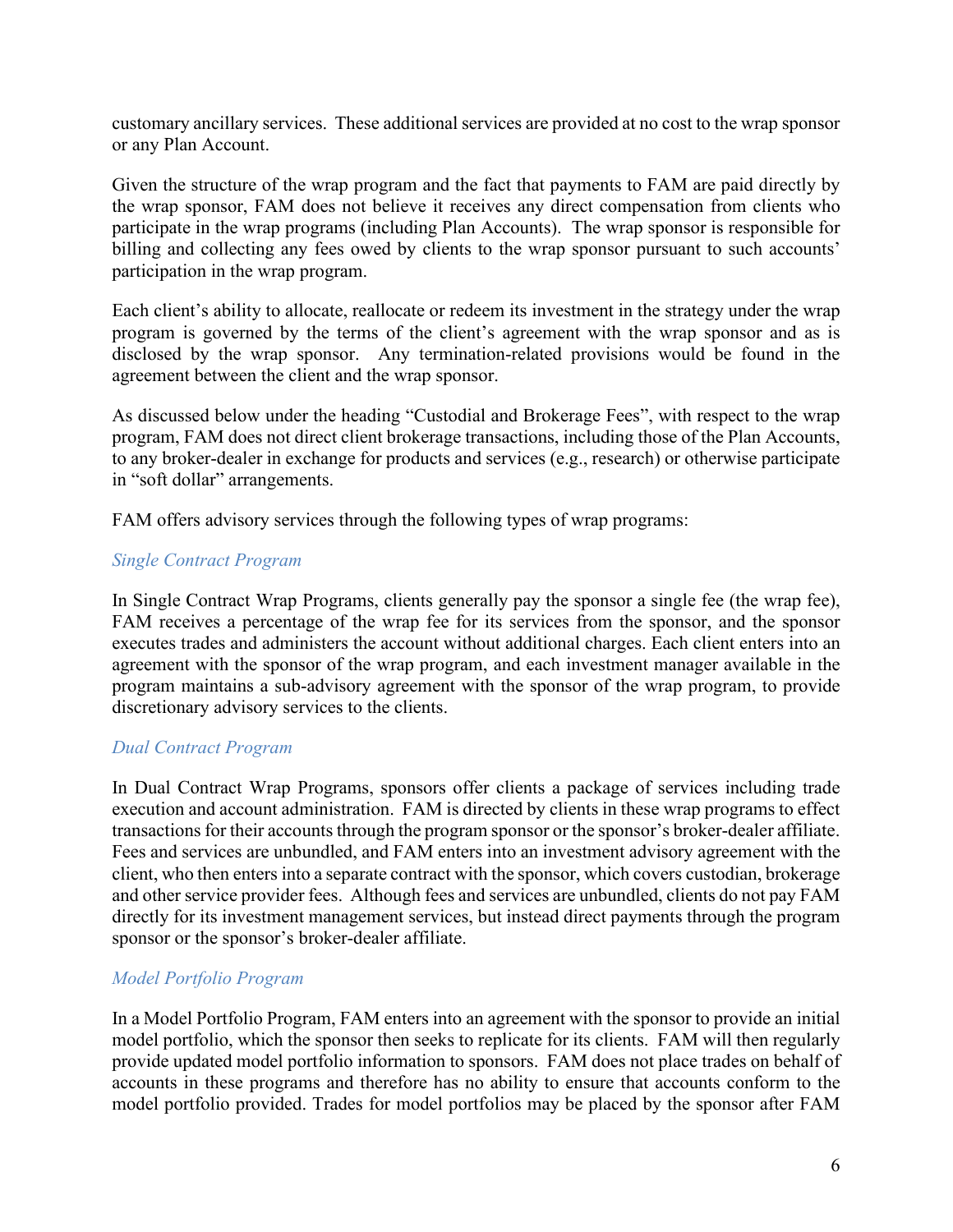customary ancillary services. These additional services are provided at no cost to the wrap sponsor or any Plan Account.

Given the structure of the wrap program and the fact that payments to FAM are paid directly by the wrap sponsor, FAM does not believe it receives any direct compensation from clients who participate in the wrap programs (including Plan Accounts). The wrap sponsor is responsible for billing and collecting any fees owed by clients to the wrap sponsor pursuant to such accounts' participation in the wrap program.

Each client's ability to allocate, reallocate or redeem its investment in the strategy under the wrap program is governed by the terms of the client's agreement with the wrap sponsor and as is disclosed by the wrap sponsor. Any termination-related provisions would be found in the agreement between the client and the wrap sponsor.

As discussed below under the heading "Custodial and Brokerage Fees", with respect to the wrap program, FAM does not direct client brokerage transactions, including those of the Plan Accounts, to any broker-dealer in exchange for products and services (e.g., research) or otherwise participate in "soft dollar" arrangements.

FAM offers advisory services through the following types of wrap programs:

*Single Contract Program*

In Single Contract Wrap Programs, clients generally pay the sponsor a single fee (the wrap fee), FAM receives a percentage of the wrap fee for its services from the sponsor, and the sponsor executes trades and administers the account without additional charges. Each client enters into an agreement with the sponsor of the wrap program, and each investment manager available in the program maintains a sub-advisory agreement with the sponsor of the wrap program, to provide discretionary advisory services to the clients.

*Dual Contract Program*

In Dual Contract Wrap Programs, sponsors offer clients a package of services including trade execution and account administration. FAM is directed by clients in these wrap programs to effect transactions for their accounts through the program sponsor or the sponsor's broker-dealer affiliate. Fees and services are unbundled, and FAM enters into an investment advisory agreement with the client, who then enters into a separate contract with the sponsor, which covers custodian, brokerage and other service provider fees. Although fees and services are unbundled, clients do not pay FAM directly for its investment management services, but instead direct payments through the program sponsor or the sponsor's broker-dealer affiliate.

*Model Portfolio Program*

In a Model Portfolio Program, FAM enters into an agreement with the sponsor to provide an initial model portfolio, which the sponsor then seeks to replicate for its clients. FAM will then regularly provide updated model portfolio information to sponsors. FAM does not place trades on behalf of accounts in these programs and therefore has no ability to ensure that accounts conform to the model portfolio provided. Trades for model portfolios may be placed by the sponsor after FAM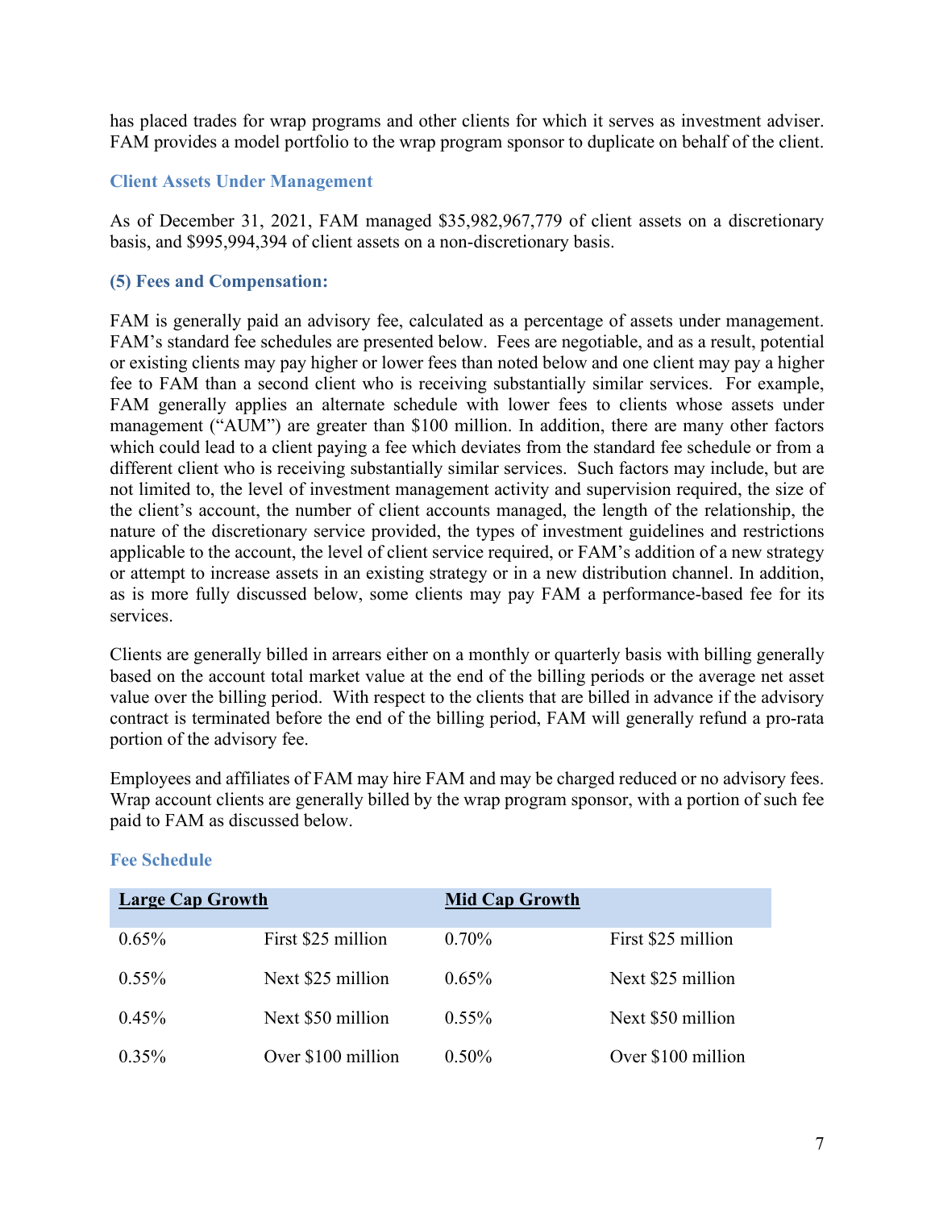has placed trades for wrap programs and other clients for which it serves as investment adviser. FAM provides a model portfolio to the wrap program sponsor to duplicate on behalf of the client.

### Client Assets Under Management

As of December 31, 2021, FAM managed $35,982,967,779 of client assets on a discretionary basis, and $995,994,394 of client assets on a non-discretionary basis.

### (5) Fees and Compensation:

FAM is generally paid an advisory fee, calculated as a percentage of assets under management. FAM's standard fee schedules are presented below. Fees are negotiable, and as a result, potential or existing clients may pay higher or lower fees than noted below and one client may pay a higher fee to FAM than a second client who is receiving substantially similar services. For example, FAM generally applies an alternate schedule with lower fees to clients whose assets under management ("AUM") are greater than $100 million. In addition, there are many other factors which could lead to a client paying a fee which deviates from the standard fee schedule or from a different client who is receiving substantially similar services. Such factors may include, but are not limited to, the level of investment management activity and supervision required, the size of the client's account, the number of client accounts managed, the length of the relationship, the nature of the discretionary service provided, the types of investment guidelines and restrictions applicable to the account, the level of client service required, or FAM's addition of a new strategy or attempt to increase assets in an existing strategy or in a new distribution channel. In addition, as is more fully discussed below, some clients may pay FAM a performance-based fee for its services.

Clients are generally billed in arrears either on a monthly or quarterly basis with billing generally based on the account total market value at the end of the billing periods or the average net asset value over the billing period. With respect to the clients that are billed in advance if the advisory contract is terminated before the end of the billing period, FAM will generally refund a pro-rata portion of the advisory fee.

Employees and affiliates of FAM may hire FAM and may be charged reduced or no advisory fees. Wrap account clients are generally billed by the wrap program sponsor, with a portion of such fee paid to FAM as discussed below.

### Fee Schedule

| **Large Cap Growth** | | **Mid Cap Growth** | |
|---|---|---|---|
| 0.65% | First $25 million | 0.70% | First $25 million |
| 0.55% | Next $25 million | 0.65% | Next $25 million |
| 0.45% | Next $50 million | 0.55% | Next $50 million |
| 0.35% | Over $100 million | 0.50% | Over $100 million |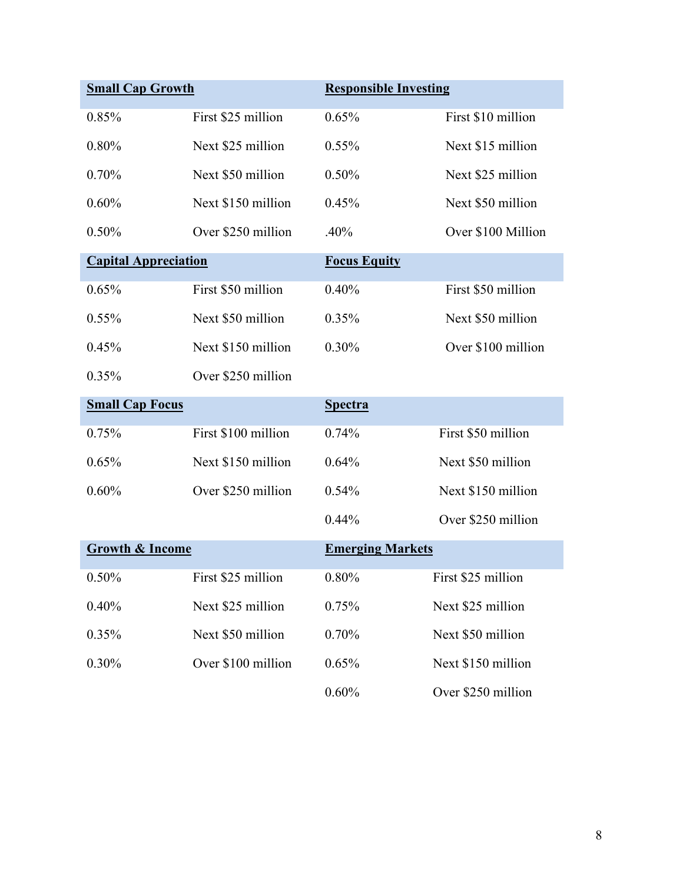| **Small Cap Growth** | | **Responsible Investing** | |
|---|---|---|---|
| 0.85% | First $25 million | 0.65% | First $10 million |
| 0.80% | Next $25 million | 0.55% | Next $15 million |
| 0.70% | Next $50 million | 0.50% | Next $25 million |
| 0.60% | Next $150 million | 0.45% | Next $50 million |
| 0.50% | Over $250 million | .40% | Over $100 Million |
| **Capital Appreciation** | | **Focus Equity** | |
| 0.65% | First $50 million | 0.40% | First $50 million |
| 0.55% | Next $50 million | 0.35% | Next $50 million |
| 0.45% | Next $150 million | 0.30% | Over $100 million |
| 0.35% | Over $250 million | | |
| **Small Cap Focus** | | **Spectra** | |
| 0.75% | First $100 million | 0.74% | First $50 million |
| 0.65% | Next $150 million | 0.64% | Next $50 million |
| 0.60% | Over $250 million | 0.54% | Next $150 million |
| | | 0.44% | Over $250 million |
| **Growth & Income** | | **Emerging Markets** | |
| 0.50% | First $25 million | 0.80% | First $25 million |
| 0.40% | Next $25 million | 0.75% | Next $25 million |
| 0.35% | Next $50 million | 0.70% | Next $50 million |
| 0.30% | Over $100 million | 0.65% | Next $150 million |
| | | 0.60% | Over $250 million |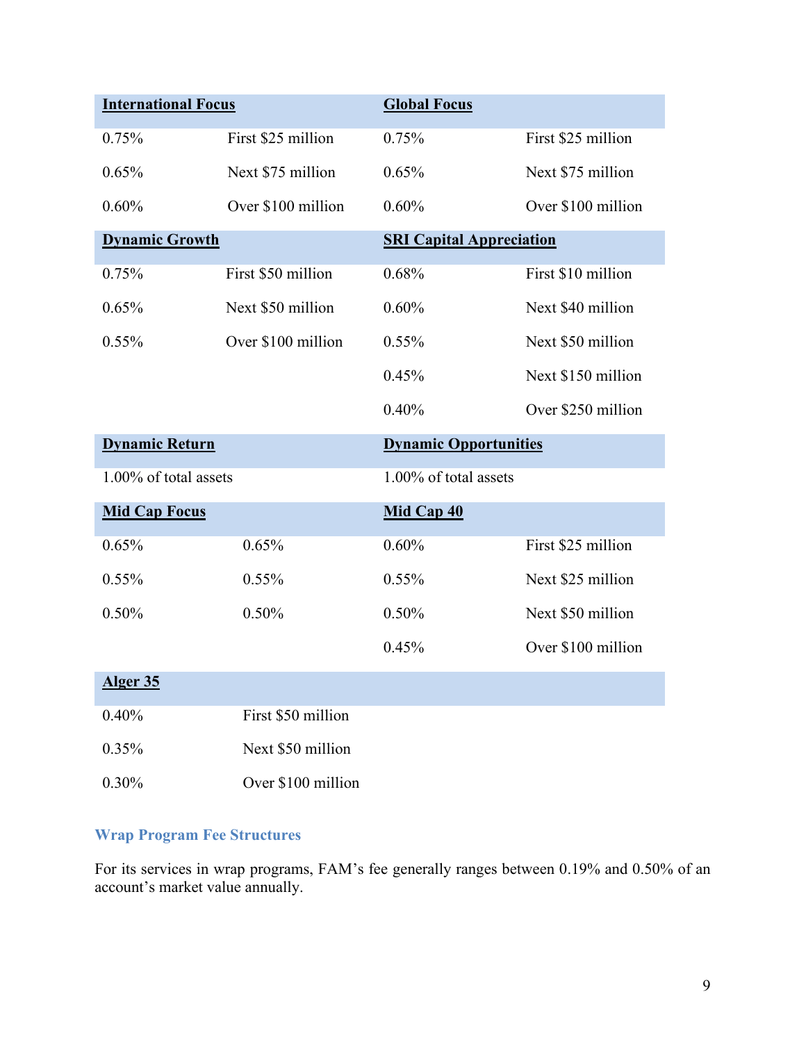| International Focus | | Global Focus | |
|---|---|---|---|
| 0.75% | First $25 million | 0.75% | First $25 million |
| 0.65% | Next $75 million | 0.65% | Next $75 million |
| 0.60% | Over $100 million | 0.60% | Over $100 million |
| **Dynamic Growth** | | **SRI Capital Appreciation** | |
| 0.75% | First $50 million | 0.68% | First $10 million |
| 0.65% | Next $50 million | 0.60% | Next $40 million |
| 0.55% | Over $100 million | 0.55% | Next $50 million |
| | | 0.45% | Next $150 million |
| | | 0.40% | Over $250 million |
| **Dynamic Return** | | **Dynamic Opportunities** | |
| 1.00% of total assets | | 1.00% of total assets | |
| **Mid Cap Focus** | | **Mid Cap 40** | |
| 0.65% | 0.65% | 0.60% | First $25 million |
| 0.55% | 0.55% | 0.55% | Next $25 million |
| 0.50% | 0.50% | 0.50% | Next $50 million |
| | | 0.45% | Over $100 million |
| **Alger 35** | | | |
| 0.40% | First $50 million | | |
| 0.35% | Next $50 million | | |
| 0.30% | Over $100 million | | |

### Wrap Program Fee Structures

For its services in wrap programs, FAM's fee generally ranges between 0.19% and 0.50% of an account's market value annually.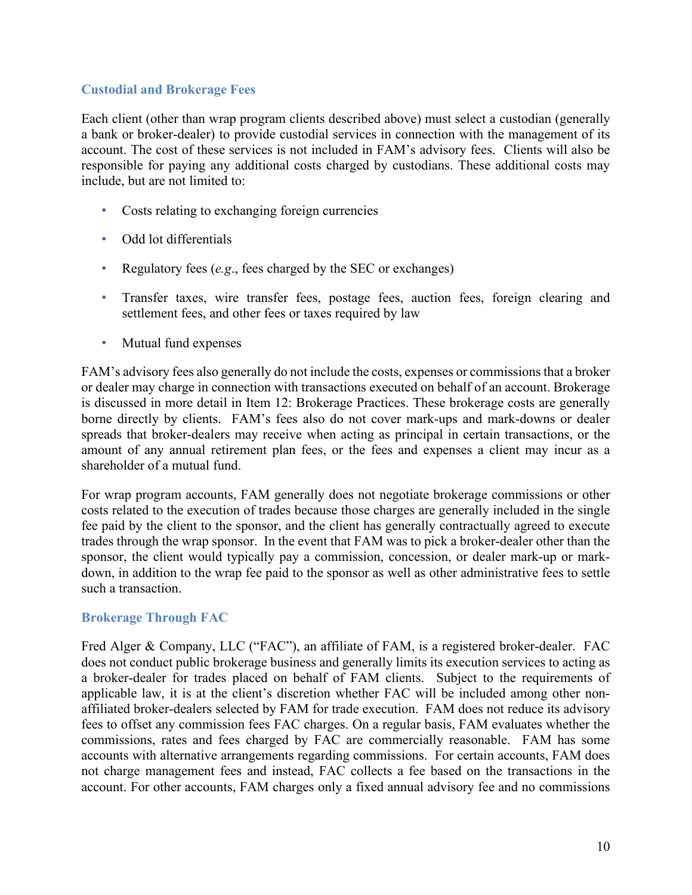### Custodial and Brokerage Fees

Each client (other than wrap program clients described above) must select a custodian (generally a bank or broker-dealer) to provide custodial services in connection with the management of its account. The cost of these services is not included in FAM's advisory fees. Clients will also be responsible for paying any additional costs charged by custodians. These additional costs may include, but are not limited to:

- Costs relating to exchanging foreign currencies
- Odd lot differentials
- Regulatory fees (*e.g.*, fees charged by the SEC or exchanges)
- Transfer taxes, wire transfer fees, postage fees, auction fees, foreign clearing and settlement fees, and other fees or taxes required by law
- Mutual fund expenses

FAM's advisory fees also generally do not include the costs, expenses or commissions that a broker or dealer may charge in connection with transactions executed on behalf of an account. Brokerage is discussed in more detail in Item 12: Brokerage Practices. These brokerage costs are generally borne directly by clients. FAM's fees also do not cover mark-ups and mark-downs or dealer spreads that broker-dealers may receive when acting as principal in certain transactions, or the amount of any annual retirement plan fees, or the fees and expenses a client may incur as a shareholder of a mutual fund.

For wrap program accounts, FAM generally does not negotiate brokerage commissions or other costs related to the execution of trades because those charges are generally included in the single fee paid by the client to the sponsor, and the client has generally contractually agreed to execute trades through the wrap sponsor. In the event that FAM was to pick a broker-dealer other than the sponsor, the client would typically pay a commission, concession, or dealer mark-up or mark-down, in addition to the wrap fee paid to the sponsor as well as other administrative fees to settle such a transaction.

### Brokerage Through FAC

Fred Alger & Company, LLC ("FAC"), an affiliate of FAM, is a registered broker-dealer. FAC does not conduct public brokerage business and generally limits its execution services to acting as a broker-dealer for trades placed on behalf of FAM clients. Subject to the requirements of applicable law, it is at the client's discretion whether FAC will be included among other non-affiliated broker-dealers selected by FAM for trade execution. FAM does not reduce its advisory fees to offset any commission fees FAC charges. On a regular basis, FAM evaluates whether the commissions, rates and fees charged by FAC are commercially reasonable. FAM has some accounts with alternative arrangements regarding commissions. For certain accounts, FAM does not charge management fees and instead, FAC collects a fee based on the transactions in the account. For other accounts, FAM charges only a fixed annual advisory fee and no commissions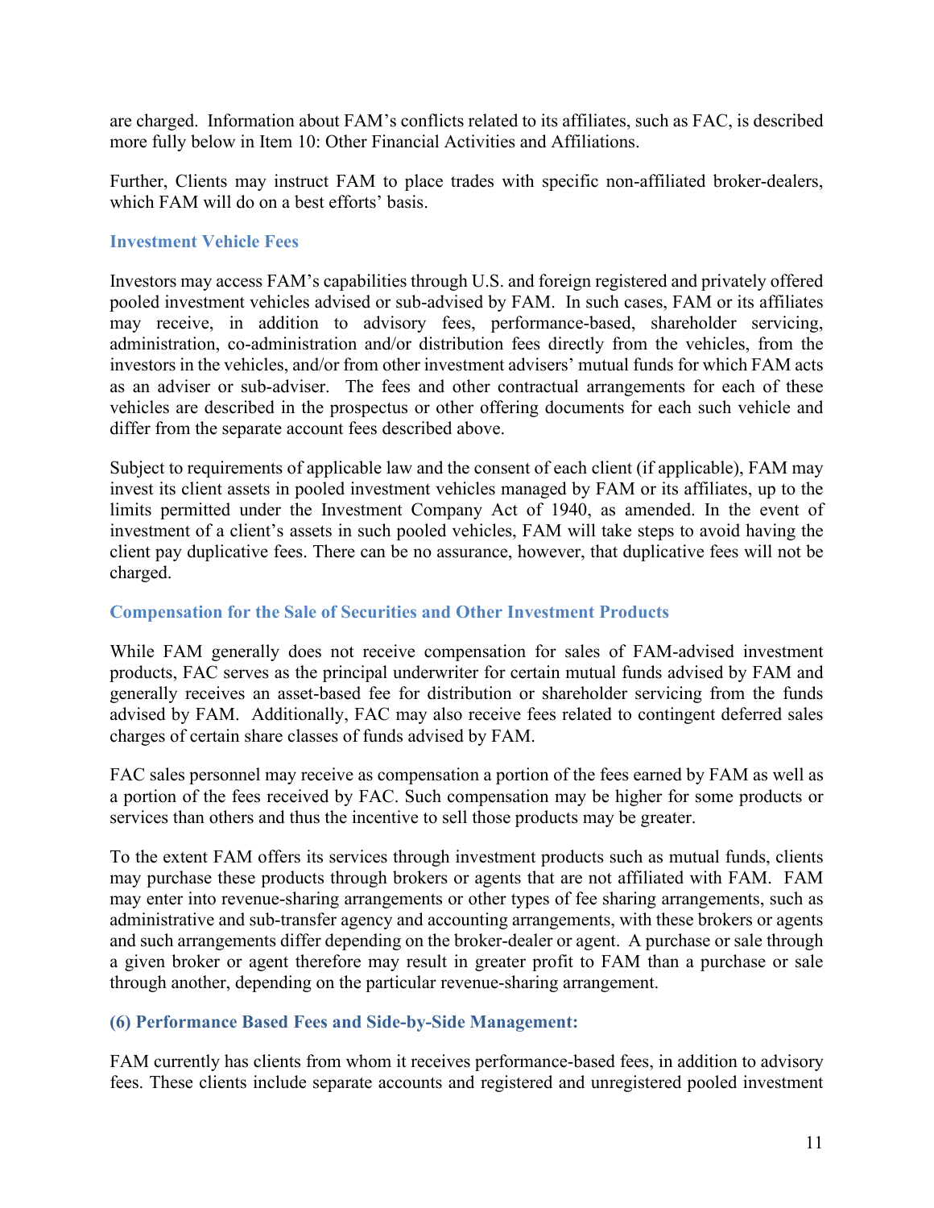are charged. Information about FAM's conflicts related to its affiliates, such as FAC, is described more fully below in Item 10: Other Financial Activities and Affiliations.

Further, Clients may instruct FAM to place trades with specific non-affiliated broker-dealers, which FAM will do on a best efforts' basis.

### Investment Vehicle Fees

Investors may access FAM's capabilities through U.S. and foreign registered and privately offered pooled investment vehicles advised or sub-advised by FAM. In such cases, FAM or its affiliates may receive, in addition to advisory fees, performance-based, shareholder servicing, administration, co-administration and/or distribution fees directly from the vehicles, from the investors in the vehicles, and/or from other investment advisers' mutual funds for which FAM acts as an adviser or sub-adviser. The fees and other contractual arrangements for each of these vehicles are described in the prospectus or other offering documents for each such vehicle and differ from the separate account fees described above.

Subject to requirements of applicable law and the consent of each client (if applicable), FAM may invest its client assets in pooled investment vehicles managed by FAM or its affiliates, up to the limits permitted under the Investment Company Act of 1940, as amended. In the event of investment of a client's assets in such pooled vehicles, FAM will take steps to avoid having the client pay duplicative fees. There can be no assurance, however, that duplicative fees will not be charged.

### Compensation for the Sale of Securities and Other Investment Products

While FAM generally does not receive compensation for sales of FAM-advised investment products, FAC serves as the principal underwriter for certain mutual funds advised by FAM and generally receives an asset-based fee for distribution or shareholder servicing from the funds advised by FAM. Additionally, FAC may also receive fees related to contingent deferred sales charges of certain share classes of funds advised by FAM.

FAC sales personnel may receive as compensation a portion of the fees earned by FAM as well as a portion of the fees received by FAC. Such compensation may be higher for some products or services than others and thus the incentive to sell those products may be greater.

To the extent FAM offers its services through investment products such as mutual funds, clients may purchase these products through brokers or agents that are not affiliated with FAM. FAM may enter into revenue-sharing arrangements or other types of fee sharing arrangements, such as administrative and sub-transfer agency and accounting arrangements, with these brokers or agents and such arrangements differ depending on the broker-dealer or agent. A purchase or sale through a given broker or agent therefore may result in greater profit to FAM than a purchase or sale through another, depending on the particular revenue-sharing arrangement.

### (6) Performance Based Fees and Side-by-Side Management:

FAM currently has clients from whom it receives performance-based fees, in addition to advisory fees. These clients include separate accounts and registered and unregistered pooled investment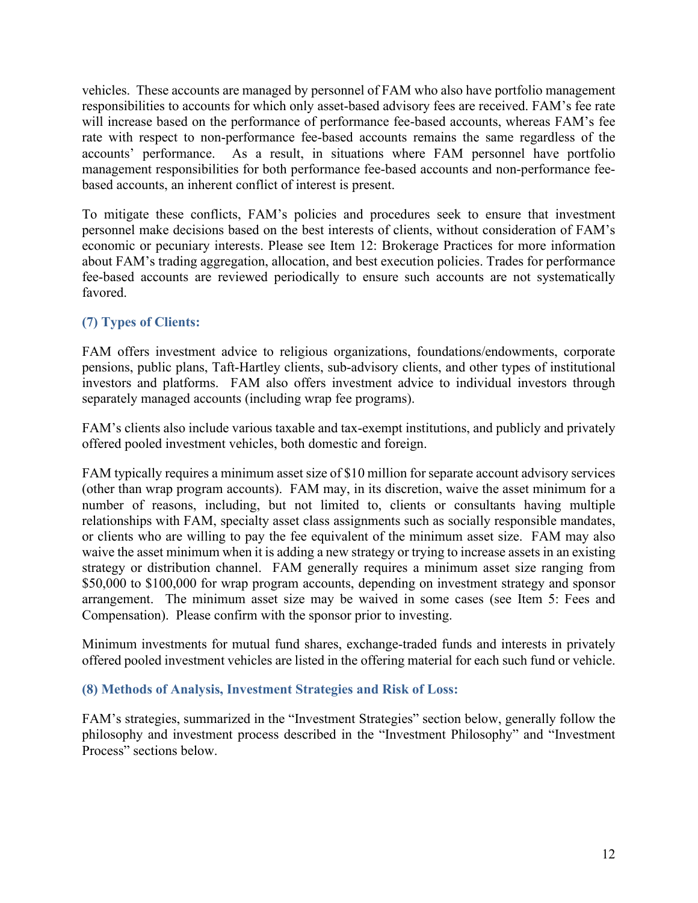vehicles. These accounts are managed by personnel of FAM who also have portfolio management responsibilities to accounts for which only asset-based advisory fees are received. FAM's fee rate will increase based on the performance of performance fee-based accounts, whereas FAM's fee rate with respect to non-performance fee-based accounts remains the same regardless of the accounts' performance. As a result, in situations where FAM personnel have portfolio management responsibilities for both performance fee-based accounts and non-performance fee-based accounts, an inherent conflict of interest is present.

To mitigate these conflicts, FAM's policies and procedures seek to ensure that investment personnel make decisions based on the best interests of clients, without consideration of FAM's economic or pecuniary interests. Please see Item 12: Brokerage Practices for more information about FAM's trading aggregation, allocation, and best execution policies. Trades for performance fee-based accounts are reviewed periodically to ensure such accounts are not systematically favored.

### (7) Types of Clients:

FAM offers investment advice to religious organizations, foundations/endowments, corporate pensions, public plans, Taft-Hartley clients, sub-advisory clients, and other types of institutional investors and platforms. FAM also offers investment advice to individual investors through separately managed accounts (including wrap fee programs).

FAM's clients also include various taxable and tax-exempt institutions, and publicly and privately offered pooled investment vehicles, both domestic and foreign.

FAM typically requires a minimum asset size of $10 million for separate account advisory services (other than wrap program accounts). FAM may, in its discretion, waive the asset minimum for a number of reasons, including, but not limited to, clients or consultants having multiple relationships with FAM, specialty asset class assignments such as socially responsible mandates, or clients who are willing to pay the fee equivalent of the minimum asset size. FAM may also waive the asset minimum when it is adding a new strategy or trying to increase assets in an existing strategy or distribution channel. FAM generally requires a minimum asset size ranging from $50,000 to $100,000 for wrap program accounts, depending on investment strategy and sponsor arrangement. The minimum asset size may be waived in some cases (see Item 5: Fees and Compensation). Please confirm with the sponsor prior to investing.

Minimum investments for mutual fund shares, exchange-traded funds and interests in privately offered pooled investment vehicles are listed in the offering material for each such fund or vehicle.

### (8) Methods of Analysis, Investment Strategies and Risk of Loss:

FAM's strategies, summarized in the "Investment Strategies" section below, generally follow the philosophy and investment process described in the "Investment Philosophy" and "Investment Process" sections below.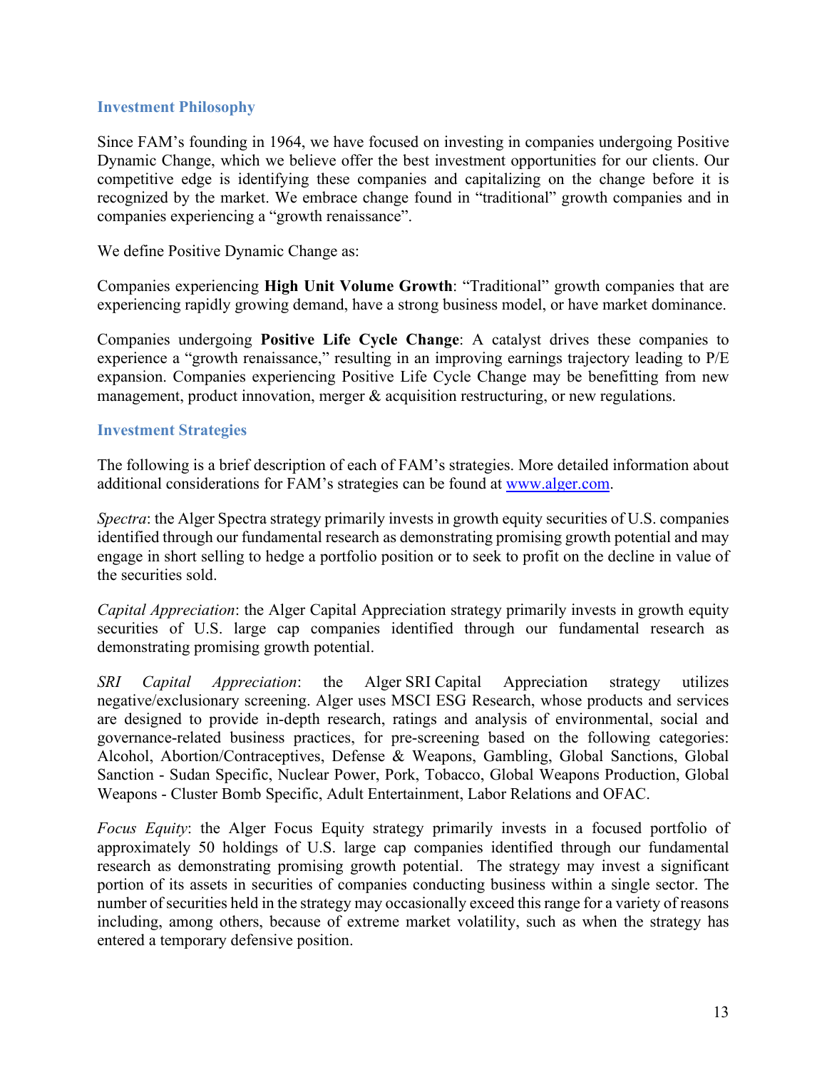## Investment Philosophy

Since FAM's founding in 1964, we have focused on investing in companies undergoing Positive Dynamic Change, which we believe offer the best investment opportunities for our clients. Our competitive edge is identifying these companies and capitalizing on the change before it is recognized by the market. We embrace change found in "traditional" growth companies and in companies experiencing a "growth renaissance".

We define Positive Dynamic Change as:

Companies experiencing **High Unit Volume Growth**: "Traditional" growth companies that are experiencing rapidly growing demand, have a strong business model, or have market dominance.

Companies undergoing **Positive Life Cycle Change**: A catalyst drives these companies to experience a "growth renaissance," resulting in an improving earnings trajectory leading to P/E expansion. Companies experiencing Positive Life Cycle Change may be benefitting from new management, product innovation, merger & acquisition restructuring, or new regulations.

## Investment Strategies

The following is a brief description of each of FAM's strategies. More detailed information about additional considerations for FAM's strategies can be found at [www.alger.com](www.alger.com).

*Spectra*: the Alger Spectra strategy primarily invests in growth equity securities of U.S. companies identified through our fundamental research as demonstrating promising growth potential and may engage in short selling to hedge a portfolio position or to seek to profit on the decline in value of the securities sold.

*Capital Appreciation*: the Alger Capital Appreciation strategy primarily invests in growth equity securities of U.S. large cap companies identified through our fundamental research as demonstrating promising growth potential.

*SRI Capital Appreciation*: the Alger SRI Capital Appreciation strategy utilizes negative/exclusionary screening. Alger uses MSCI ESG Research, whose products and services are designed to provide in-depth research, ratings and analysis of environmental, social and governance-related business practices, for pre-screening based on the following categories: Alcohol, Abortion/Contraceptives, Defense & Weapons, Gambling, Global Sanctions, Global Sanction - Sudan Specific, Nuclear Power, Pork, Tobacco, Global Weapons Production, Global Weapons - Cluster Bomb Specific, Adult Entertainment, Labor Relations and OFAC.

*Focus Equity*: the Alger Focus Equity strategy primarily invests in a focused portfolio of approximately 50 holdings of U.S. large cap companies identified through our fundamental research as demonstrating promising growth potential. The strategy may invest a significant portion of its assets in securities of companies conducting business within a single sector. The number of securities held in the strategy may occasionally exceed this range for a variety of reasons including, among others, because of extreme market volatility, such as when the strategy has entered a temporary defensive position.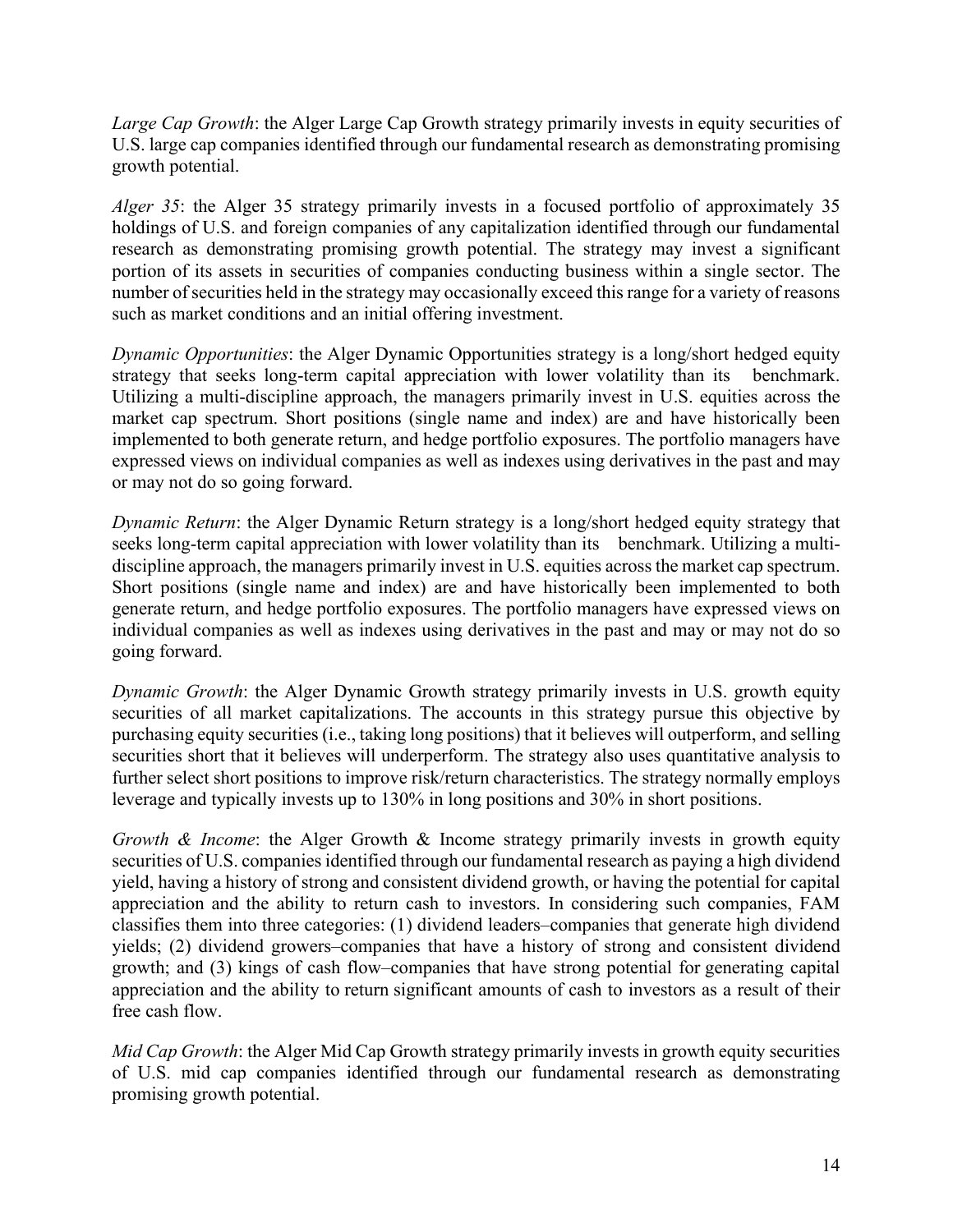*Large Cap Growth*: the Alger Large Cap Growth strategy primarily invests in equity securities of U.S. large cap companies identified through our fundamental research as demonstrating promising growth potential.

*Alger 35*: the Alger 35 strategy primarily invests in a focused portfolio of approximately 35 holdings of U.S. and foreign companies of any capitalization identified through our fundamental research as demonstrating promising growth potential. The strategy may invest a significant portion of its assets in securities of companies conducting business within a single sector. The number of securities held in the strategy may occasionally exceed this range for a variety of reasons such as market conditions and an initial offering investment.

*Dynamic Opportunities*: the Alger Dynamic Opportunities strategy is a long/short hedged equity strategy that seeks long-term capital appreciation with lower volatility than its benchmark. Utilizing a multi-discipline approach, the managers primarily invest in U.S. equities across the market cap spectrum. Short positions (single name and index) are and have historically been implemented to both generate return, and hedge portfolio exposures. The portfolio managers have expressed views on individual companies as well as indexes using derivatives in the past and may or may not do so going forward.

*Dynamic Return*: the Alger Dynamic Return strategy is a long/short hedged equity strategy that seeks long-term capital appreciation with lower volatility than its benchmark. Utilizing a multi-discipline approach, the managers primarily invest in U.S. equities across the market cap spectrum. Short positions (single name and index) are and have historically been implemented to both generate return, and hedge portfolio exposures. The portfolio managers have expressed views on individual companies as well as indexes using derivatives in the past and may or may not do so going forward.

*Dynamic Growth*: the Alger Dynamic Growth strategy primarily invests in U.S. growth equity securities of all market capitalizations. The accounts in this strategy pursue this objective by purchasing equity securities (i.e., taking long positions) that it believes will outperform, and selling securities short that it believes will underperform. The strategy also uses quantitative analysis to further select short positions to improve risk/return characteristics. The strategy normally employs leverage and typically invests up to 130% in long positions and 30% in short positions.

*Growth & Income*: the Alger Growth & Income strategy primarily invests in growth equity securities of U.S. companies identified through our fundamental research as paying a high dividend yield, having a history of strong and consistent dividend growth, or having the potential for capital appreciation and the ability to return cash to investors. In considering such companies, FAM classifies them into three categories: (1) dividend leaders–companies that generate high dividend yields; (2) dividend growers–companies that have a history of strong and consistent dividend growth; and (3) kings of cash flow–companies that have strong potential for generating capital appreciation and the ability to return significant amounts of cash to investors as a result of their free cash flow.

*Mid Cap Growth*: the Alger Mid Cap Growth strategy primarily invests in growth equity securities of U.S. mid cap companies identified through our fundamental research as demonstrating promising growth potential.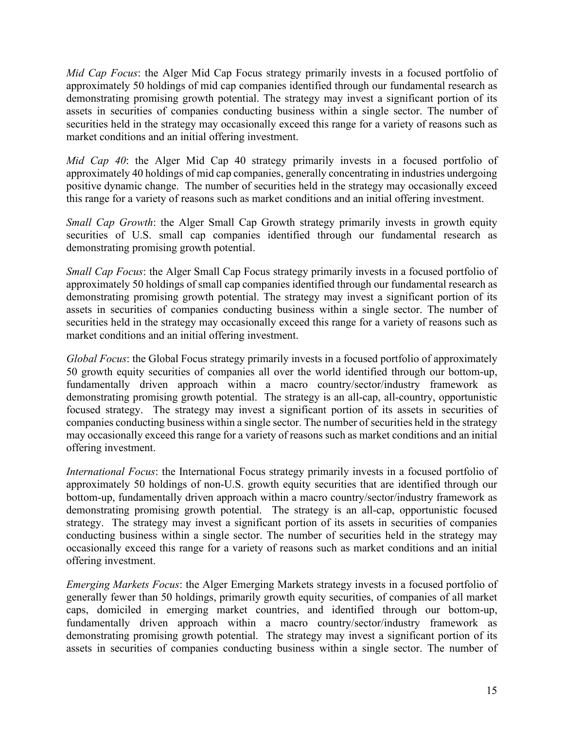*Mid Cap Focus*: the Alger Mid Cap Focus strategy primarily invests in a focused portfolio of approximately 50 holdings of mid cap companies identified through our fundamental research as demonstrating promising growth potential. The strategy may invest a significant portion of its assets in securities of companies conducting business within a single sector. The number of securities held in the strategy may occasionally exceed this range for a variety of reasons such as market conditions and an initial offering investment.

*Mid Cap 40*: the Alger Mid Cap 40 strategy primarily invests in a focused portfolio of approximately 40 holdings of mid cap companies, generally concentrating in industries undergoing positive dynamic change. The number of securities held in the strategy may occasionally exceed this range for a variety of reasons such as market conditions and an initial offering investment.

*Small Cap Growth*: the Alger Small Cap Growth strategy primarily invests in growth equity securities of U.S. small cap companies identified through our fundamental research as demonstrating promising growth potential.

*Small Cap Focus*: the Alger Small Cap Focus strategy primarily invests in a focused portfolio of approximately 50 holdings of small cap companies identified through our fundamental research as demonstrating promising growth potential. The strategy may invest a significant portion of its assets in securities of companies conducting business within a single sector. The number of securities held in the strategy may occasionally exceed this range for a variety of reasons such as market conditions and an initial offering investment.

*Global Focus*: the Global Focus strategy primarily invests in a focused portfolio of approximately 50 growth equity securities of companies all over the world identified through our bottom-up, fundamentally driven approach within a macro country/sector/industry framework as demonstrating promising growth potential. The strategy is an all-cap, all-country, opportunistic focused strategy. The strategy may invest a significant portion of its assets in securities of companies conducting business within a single sector. The number of securities held in the strategy may occasionally exceed this range for a variety of reasons such as market conditions and an initial offering investment.

*International Focus*: the International Focus strategy primarily invests in a focused portfolio of approximately 50 holdings of non-U.S. growth equity securities that are identified through our bottom-up, fundamentally driven approach within a macro country/sector/industry framework as demonstrating promising growth potential. The strategy is an all-cap, opportunistic focused strategy. The strategy may invest a significant portion of its assets in securities of companies conducting business within a single sector. The number of securities held in the strategy may occasionally exceed this range for a variety of reasons such as market conditions and an initial offering investment.

*Emerging Markets Focus*: the Alger Emerging Markets strategy invests in a focused portfolio of generally fewer than 50 holdings, primarily growth equity securities, of companies of all market caps, domiciled in emerging market countries, and identified through our bottom-up, fundamentally driven approach within a macro country/sector/industry framework as demonstrating promising growth potential. The strategy may invest a significant portion of its assets in securities of companies conducting business within a single sector. The number of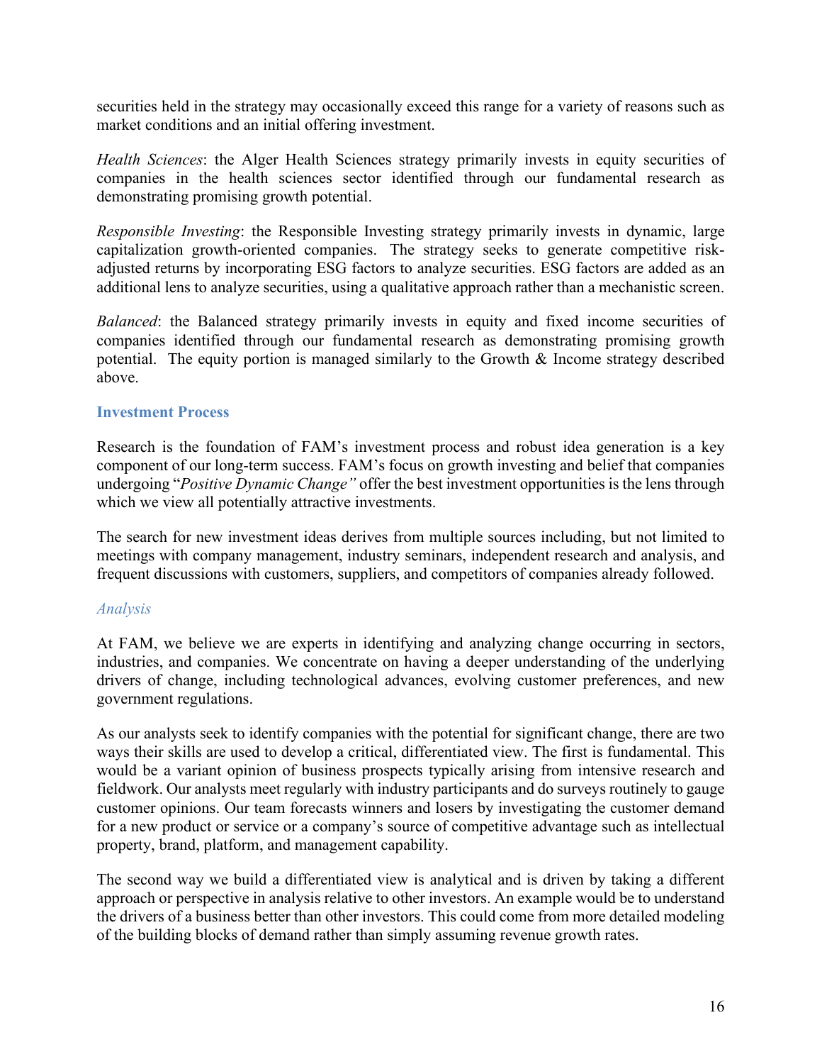securities held in the strategy may occasionally exceed this range for a variety of reasons such as market conditions and an initial offering investment.

*Health Sciences*: the Alger Health Sciences strategy primarily invests in equity securities of companies in the health sciences sector identified through our fundamental research as demonstrating promising growth potential.

*Responsible Investing*: the Responsible Investing strategy primarily invests in dynamic, large capitalization growth-oriented companies. The strategy seeks to generate competitive risk-adjusted returns by incorporating ESG factors to analyze securities. ESG factors are added as an additional lens to analyze securities, using a qualitative approach rather than a mechanistic screen.

*Balanced*: the Balanced strategy primarily invests in equity and fixed income securities of companies identified through our fundamental research as demonstrating promising growth potential. The equity portion is managed similarly to the Growth & Income strategy described above.

## Investment Process

Research is the foundation of FAM's investment process and robust idea generation is a key component of our long-term success. FAM's focus on growth investing and belief that companies undergoing "*Positive Dynamic Change"* offer the best investment opportunities is the lens through which we view all potentially attractive investments.

The search for new investment ideas derives from multiple sources including, but not limited to meetings with company management, industry seminars, independent research and analysis, and frequent discussions with customers, suppliers, and competitors of companies already followed.

### *Analysis*

At FAM, we believe we are experts in identifying and analyzing change occurring in sectors, industries, and companies. We concentrate on having a deeper understanding of the underlying drivers of change, including technological advances, evolving customer preferences, and new government regulations.

As our analysts seek to identify companies with the potential for significant change, there are two ways their skills are used to develop a critical, differentiated view. The first is fundamental. This would be a variant opinion of business prospects typically arising from intensive research and fieldwork. Our analysts meet regularly with industry participants and do surveys routinely to gauge customer opinions. Our team forecasts winners and losers by investigating the customer demand for a new product or service or a company's source of competitive advantage such as intellectual property, brand, platform, and management capability.

The second way we build a differentiated view is analytical and is driven by taking a different approach or perspective in analysis relative to other investors. An example would be to understand the drivers of a business better than other investors. This could come from more detailed modeling of the building blocks of demand rather than simply assuming revenue growth rates.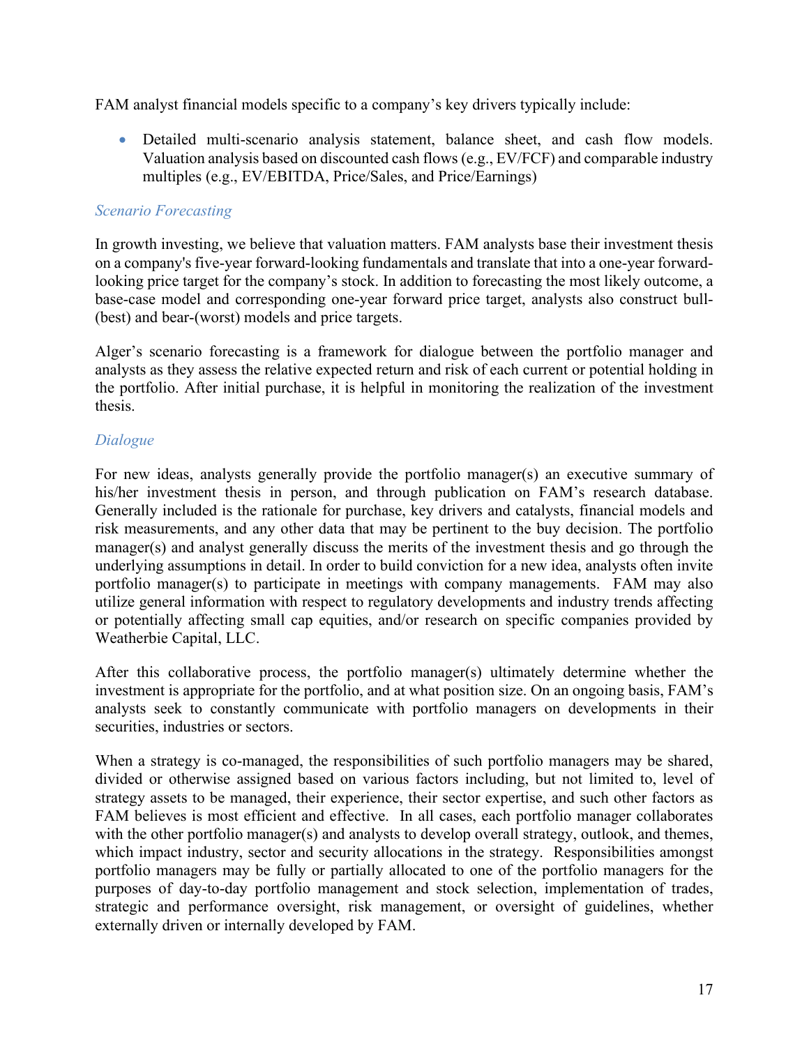FAM analyst financial models specific to a company's key drivers typically include:

- Detailed multi-scenario analysis statement, balance sheet, and cash flow models. Valuation analysis based on discounted cash flows (e.g., EV/FCF) and comparable industry multiples (e.g., EV/EBITDA, Price/Sales, and Price/Earnings)

*Scenario Forecasting*

In growth investing, we believe that valuation matters. FAM analysts base their investment thesis on a company's five-year forward-looking fundamentals and translate that into a one-year forward-looking price target for the company's stock. In addition to forecasting the most likely outcome, a base-case model and corresponding one-year forward price target, analysts also construct bull-(best) and bear-(worst) models and price targets.

Alger's scenario forecasting is a framework for dialogue between the portfolio manager and analysts as they assess the relative expected return and risk of each current or potential holding in the portfolio. After initial purchase, it is helpful in monitoring the realization of the investment thesis.

*Dialogue*

For new ideas, analysts generally provide the portfolio manager(s) an executive summary of his/her investment thesis in person, and through publication on FAM's research database. Generally included is the rationale for purchase, key drivers and catalysts, financial models and risk measurements, and any other data that may be pertinent to the buy decision. The portfolio manager(s) and analyst generally discuss the merits of the investment thesis and go through the underlying assumptions in detail. In order to build conviction for a new idea, analysts often invite portfolio manager(s) to participate in meetings with company managements. FAM may also utilize general information with respect to regulatory developments and industry trends affecting or potentially affecting small cap equities, and/or research on specific companies provided by Weatherbie Capital, LLC.

After this collaborative process, the portfolio manager(s) ultimately determine whether the investment is appropriate for the portfolio, and at what position size. On an ongoing basis, FAM's analysts seek to constantly communicate with portfolio managers on developments in their securities, industries or sectors.

When a strategy is co-managed, the responsibilities of such portfolio managers may be shared, divided or otherwise assigned based on various factors including, but not limited to, level of strategy assets to be managed, their experience, their sector expertise, and such other factors as FAM believes is most efficient and effective. In all cases, each portfolio manager collaborates with the other portfolio manager(s) and analysts to develop overall strategy, outlook, and themes, which impact industry, sector and security allocations in the strategy. Responsibilities amongst portfolio managers may be fully or partially allocated to one of the portfolio managers for the purposes of day-to-day portfolio management and stock selection, implementation of trades, strategic and performance oversight, risk management, or oversight of guidelines, whether externally driven or internally developed by FAM.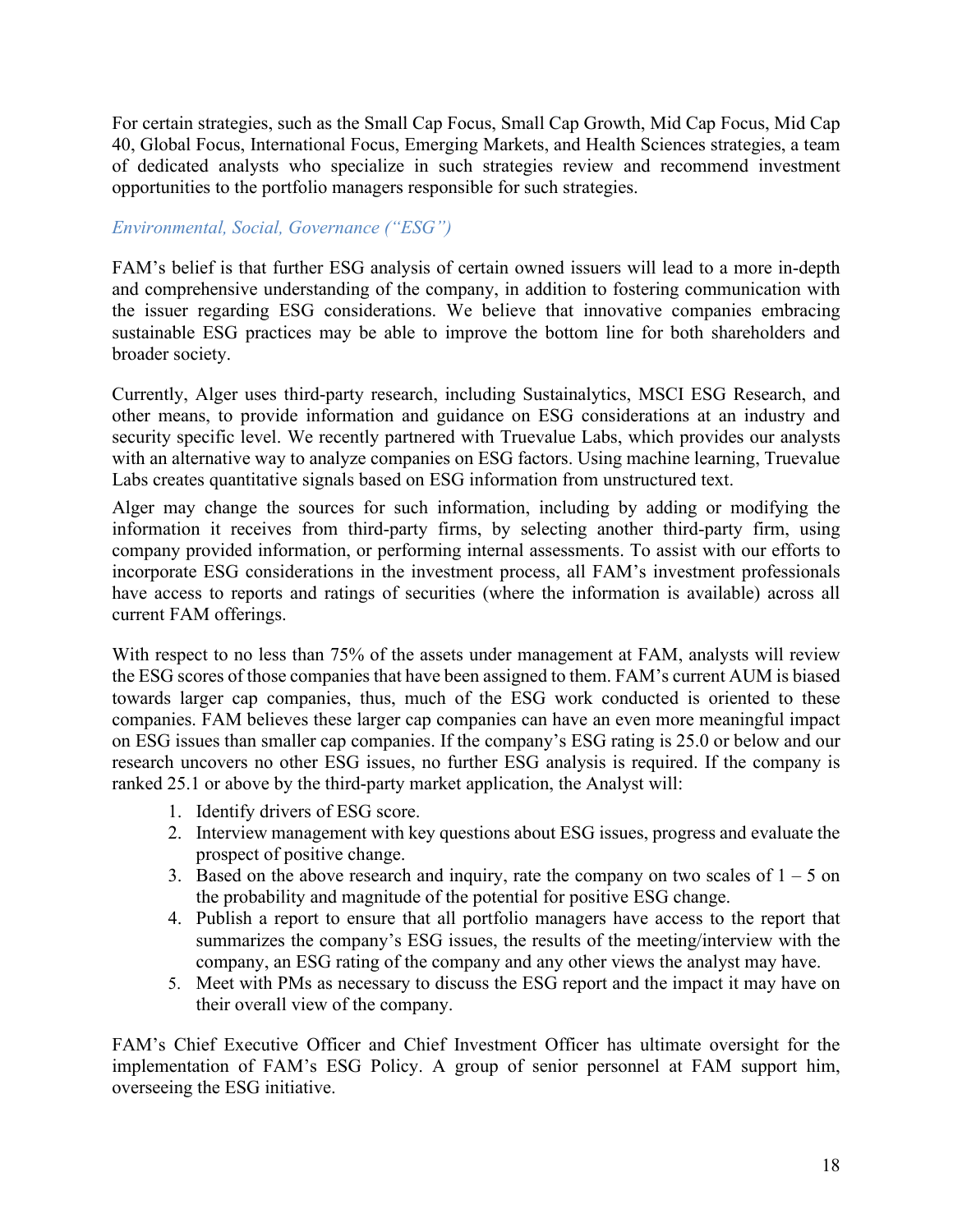For certain strategies, such as the Small Cap Focus, Small Cap Growth, Mid Cap Focus, Mid Cap 40, Global Focus, International Focus, Emerging Markets, and Health Sciences strategies, a team of dedicated analysts who specialize in such strategies review and recommend investment opportunities to the portfolio managers responsible for such strategies.

### *Environmental, Social, Governance (“ESG”)*

FAM’s belief is that further ESG analysis of certain owned issuers will lead to a more in-depth and comprehensive understanding of the company, in addition to fostering communication with the issuer regarding ESG considerations. We believe that innovative companies embracing sustainable ESG practices may be able to improve the bottom line for both shareholders and broader society.

Currently, Alger uses third-party research, including Sustainalytics, MSCI ESG Research, and other means, to provide information and guidance on ESG considerations at an industry and security specific level. We recently partnered with Truevalue Labs, which provides our analysts with an alternative way to analyze companies on ESG factors. Using machine learning, Truevalue Labs creates quantitative signals based on ESG information from unstructured text.

Alger may change the sources for such information, including by adding or modifying the information it receives from third-party firms, by selecting another third-party firm, using company provided information, or performing internal assessments. To assist with our efforts to incorporate ESG considerations in the investment process, all FAM’s investment professionals have access to reports and ratings of securities (where the information is available) across all current FAM offerings.

With respect to no less than 75% of the assets under management at FAM, analysts will review the ESG scores of those companies that have been assigned to them. FAM’s current AUM is biased towards larger cap companies, thus, much of the ESG work conducted is oriented to these companies. FAM believes these larger cap companies can have an even more meaningful impact on ESG issues than smaller cap companies. If the company’s ESG rating is 25.0 or below and our research uncovers no other ESG issues, no further ESG analysis is required. If the company is ranked 25.1 or above by the third-party market application, the Analyst will:

1. Identify drivers of ESG score.
2. Interview management with key questions about ESG issues, progress and evaluate the prospect of positive change.
3. Based on the above research and inquiry, rate the company on two scales of 1 – 5 on the probability and magnitude of the potential for positive ESG change.
4. Publish a report to ensure that all portfolio managers have access to the report that summarizes the company’s ESG issues, the results of the meeting/interview with the company, an ESG rating of the company and any other views the analyst may have.
5. Meet with PMs as necessary to discuss the ESG report and the impact it may have on their overall view of the company.

FAM’s Chief Executive Officer and Chief Investment Officer has ultimate oversight for the implementation of FAM’s ESG Policy. A group of senior personnel at FAM support him, overseeing the ESG initiative.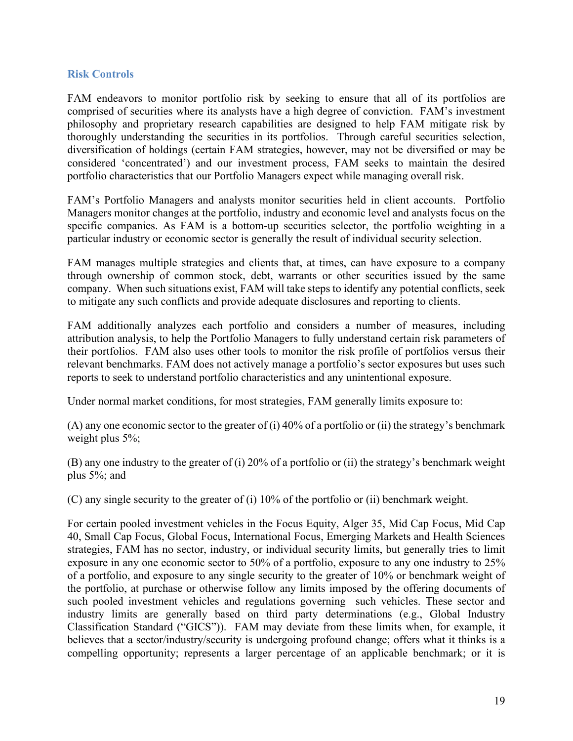### Risk Controls

FAM endeavors to monitor portfolio risk by seeking to ensure that all of its portfolios are comprised of securities where its analysts have a high degree of conviction. FAM's investment philosophy and proprietary research capabilities are designed to help FAM mitigate risk by thoroughly understanding the securities in its portfolios. Through careful securities selection, diversification of holdings (certain FAM strategies, however, may not be diversified or may be considered 'concentrated') and our investment process, FAM seeks to maintain the desired portfolio characteristics that our Portfolio Managers expect while managing overall risk.

FAM's Portfolio Managers and analysts monitor securities held in client accounts. Portfolio Managers monitor changes at the portfolio, industry and economic level and analysts focus on the specific companies. As FAM is a bottom-up securities selector, the portfolio weighting in a particular industry or economic sector is generally the result of individual security selection.

FAM manages multiple strategies and clients that, at times, can have exposure to a company through ownership of common stock, debt, warrants or other securities issued by the same company. When such situations exist, FAM will take steps to identify any potential conflicts, seek to mitigate any such conflicts and provide adequate disclosures and reporting to clients.

FAM additionally analyzes each portfolio and considers a number of measures, including attribution analysis, to help the Portfolio Managers to fully understand certain risk parameters of their portfolios. FAM also uses other tools to monitor the risk profile of portfolios versus their relevant benchmarks. FAM does not actively manage a portfolio's sector exposures but uses such reports to seek to understand portfolio characteristics and any unintentional exposure.

Under normal market conditions, for most strategies, FAM generally limits exposure to:

(A) any one economic sector to the greater of (i) 40% of a portfolio or (ii) the strategy's benchmark weight plus 5%;

(B) any one industry to the greater of (i) 20% of a portfolio or (ii) the strategy's benchmark weight plus 5%; and

(C) any single security to the greater of (i) 10% of the portfolio or (ii) benchmark weight.

For certain pooled investment vehicles in the Focus Equity, Alger 35, Mid Cap Focus, Mid Cap 40, Small Cap Focus, Global Focus, International Focus, Emerging Markets and Health Sciences strategies, FAM has no sector, industry, or individual security limits, but generally tries to limit exposure in any one economic sector to 50% of a portfolio, exposure to any one industry to 25% of a portfolio, and exposure to any single security to the greater of 10% or benchmark weight of the portfolio, at purchase or otherwise follow any limits imposed by the offering documents of such pooled investment vehicles and regulations governing such vehicles. These sector and industry limits are generally based on third party determinations (e.g., Global Industry Classification Standard ("GICS")). FAM may deviate from these limits when, for example, it believes that a sector/industry/security is undergoing profound change; offers what it thinks is a compelling opportunity; represents a larger percentage of an applicable benchmark; or it is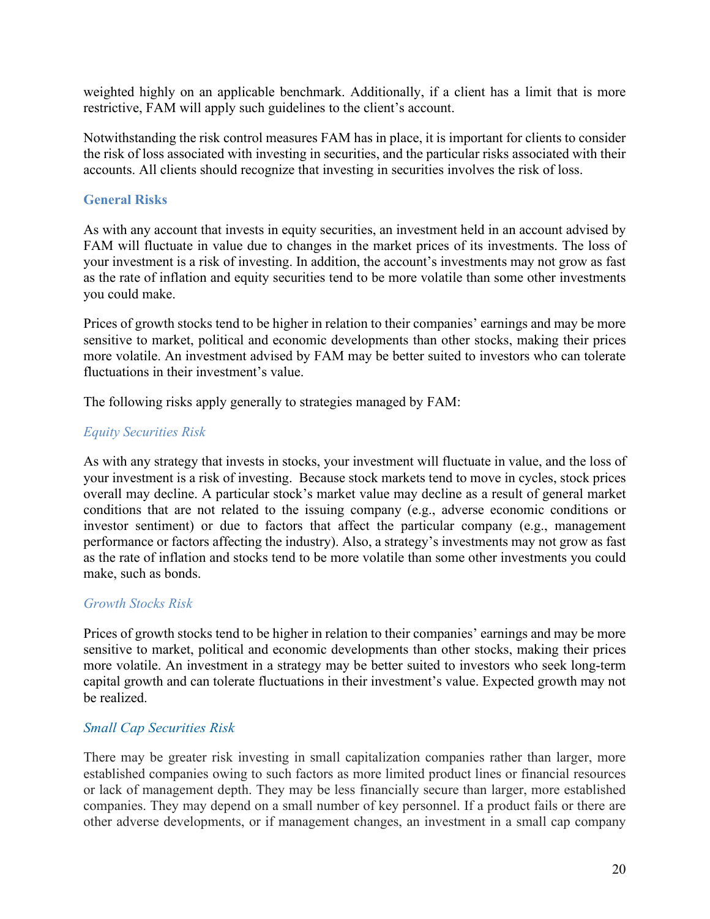weighted highly on an applicable benchmark. Additionally, if a client has a limit that is more restrictive, FAM will apply such guidelines to the client's account.

Notwithstanding the risk control measures FAM has in place, it is important for clients to consider the risk of loss associated with investing in securities, and the particular risks associated with their accounts. All clients should recognize that investing in securities involves the risk of loss.

### General Risks

As with any account that invests in equity securities, an investment held in an account advised by FAM will fluctuate in value due to changes in the market prices of its investments. The loss of your investment is a risk of investing. In addition, the account's investments may not grow as fast as the rate of inflation and equity securities tend to be more volatile than some other investments you could make.

Prices of growth stocks tend to be higher in relation to their companies' earnings and may be more sensitive to market, political and economic developments than other stocks, making their prices more volatile. An investment advised by FAM may be better suited to investors who can tolerate fluctuations in their investment's value.

The following risks apply generally to strategies managed by FAM:

#### *Equity Securities Risk*

As with any strategy that invests in stocks, your investment will fluctuate in value, and the loss of your investment is a risk of investing. Because stock markets tend to move in cycles, stock prices overall may decline. A particular stock's market value may decline as a result of general market conditions that are not related to the issuing company (e.g., adverse economic conditions or investor sentiment) or due to factors that affect the particular company (e.g., management performance or factors affecting the industry). Also, a strategy's investments may not grow as fast as the rate of inflation and stocks tend to be more volatile than some other investments you could make, such as bonds.

#### *Growth Stocks Risk*

Prices of growth stocks tend to be higher in relation to their companies' earnings and may be more sensitive to market, political and economic developments than other stocks, making their prices more volatile. An investment in a strategy may be better suited to investors who seek long-term capital growth and can tolerate fluctuations in their investment's value. Expected growth may not be realized.

#### *Small Cap Securities Risk*

There may be greater risk investing in small capitalization companies rather than larger, more established companies owing to such factors as more limited product lines or financial resources or lack of management depth. They may be less financially secure than larger, more established companies. They may depend on a small number of key personnel. If a product fails or there are other adverse developments, or if management changes, an investment in a small cap company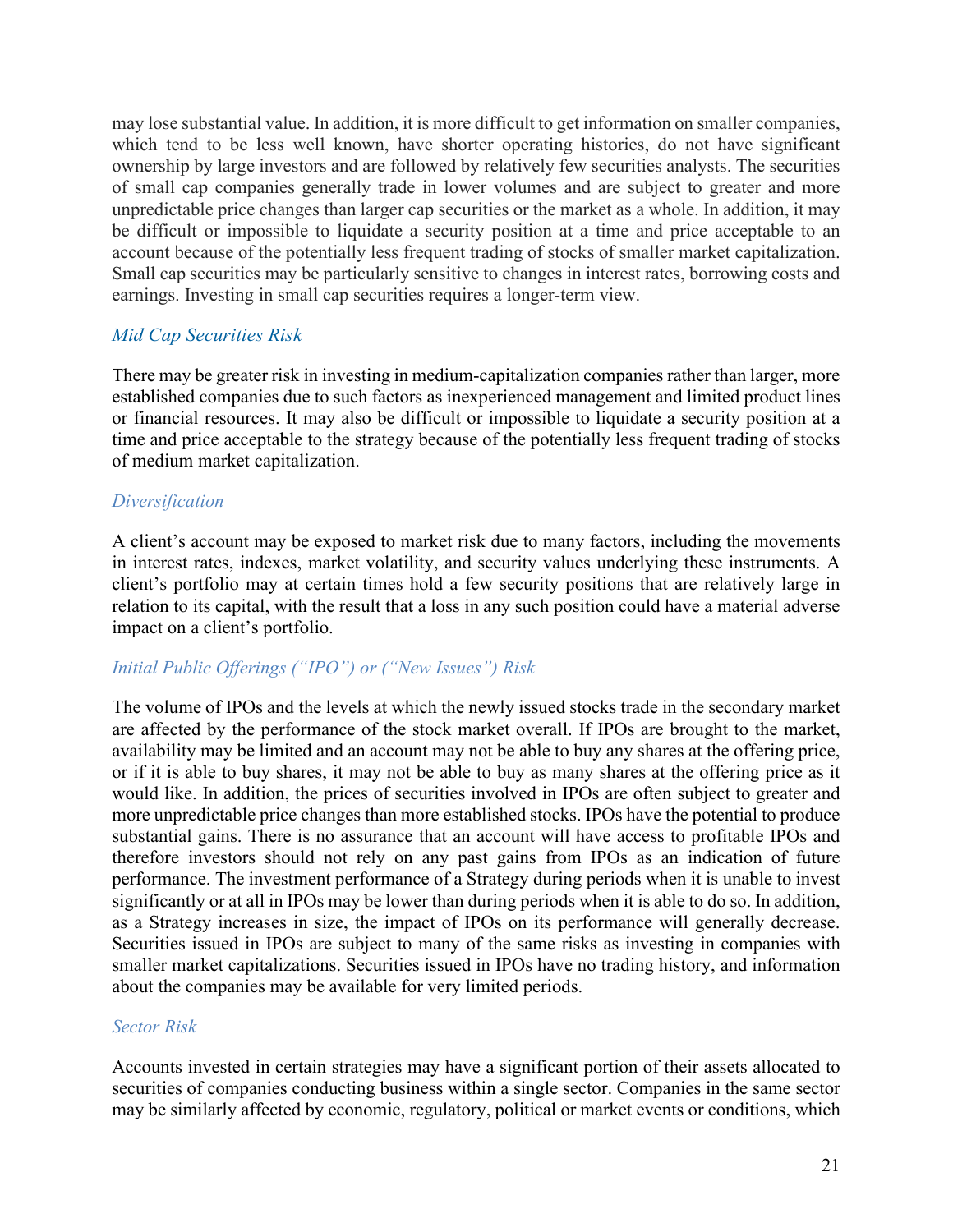may lose substantial value. In addition, it is more difficult to get information on smaller companies, which tend to be less well known, have shorter operating histories, do not have significant ownership by large investors and are followed by relatively few securities analysts. The securities of small cap companies generally trade in lower volumes and are subject to greater and more unpredictable price changes than larger cap securities or the market as a whole. In addition, it may be difficult or impossible to liquidate a security position at a time and price acceptable to an account because of the potentially less frequent trading of stocks of smaller market capitalization. Small cap securities may be particularly sensitive to changes in interest rates, borrowing costs and earnings. Investing in small cap securities requires a longer-term view.

### *Mid Cap Securities Risk*

There may be greater risk in investing in medium-capitalization companies rather than larger, more established companies due to such factors as inexperienced management and limited product lines or financial resources. It may also be difficult or impossible to liquidate a security position at a time and price acceptable to the strategy because of the potentially less frequent trading of stocks of medium market capitalization.

### *Diversification*

A client's account may be exposed to market risk due to many factors, including the movements in interest rates, indexes, market volatility, and security values underlying these instruments. A client's portfolio may at certain times hold a few security positions that are relatively large in relation to its capital, with the result that a loss in any such position could have a material adverse impact on a client's portfolio.

### *Initial Public Offerings ("IPO") or ("New Issues") Risk*

The volume of IPOs and the levels at which the newly issued stocks trade in the secondary market are affected by the performance of the stock market overall. If IPOs are brought to the market, availability may be limited and an account may not be able to buy any shares at the offering price, or if it is able to buy shares, it may not be able to buy as many shares at the offering price as it would like. In addition, the prices of securities involved in IPOs are often subject to greater and more unpredictable price changes than more established stocks. IPOs have the potential to produce substantial gains. There is no assurance that an account will have access to profitable IPOs and therefore investors should not rely on any past gains from IPOs as an indication of future performance. The investment performance of a Strategy during periods when it is unable to invest significantly or at all in IPOs may be lower than during periods when it is able to do so. In addition, as a Strategy increases in size, the impact of IPOs on its performance will generally decrease. Securities issued in IPOs are subject to many of the same risks as investing in companies with smaller market capitalizations. Securities issued in IPOs have no trading history, and information about the companies may be available for very limited periods.

### *Sector Risk*

Accounts invested in certain strategies may have a significant portion of their assets allocated to securities of companies conducting business within a single sector. Companies in the same sector may be similarly affected by economic, regulatory, political or market events or conditions, which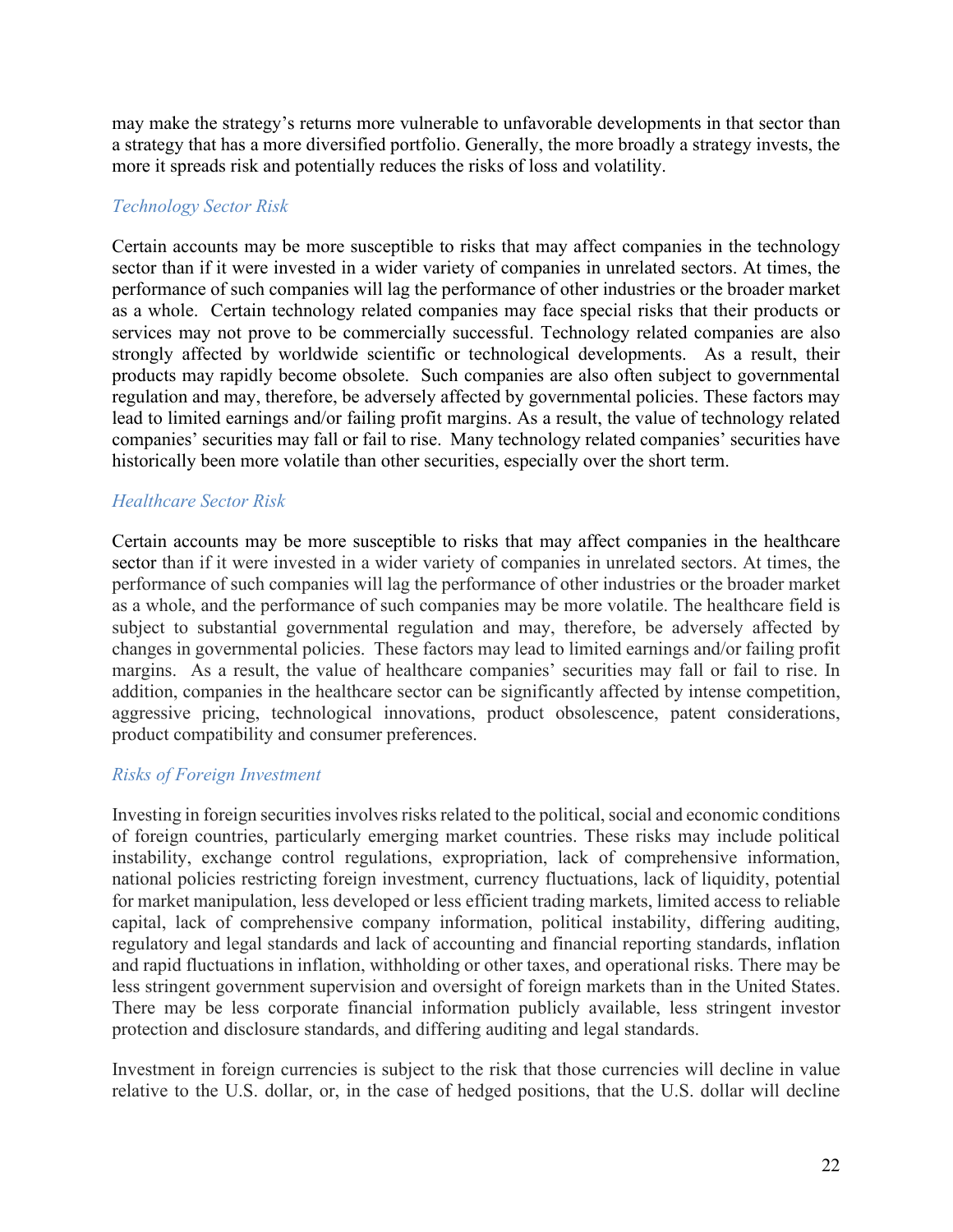may make the strategy's returns more vulnerable to unfavorable developments in that sector than a strategy that has a more diversified portfolio. Generally, the more broadly a strategy invests, the more it spreads risk and potentially reduces the risks of loss and volatility.

### *Technology Sector Risk*

Certain accounts may be more susceptible to risks that may affect companies in the technology sector than if it were invested in a wider variety of companies in unrelated sectors. At times, the performance of such companies will lag the performance of other industries or the broader market as a whole. Certain technology related companies may face special risks that their products or services may not prove to be commercially successful. Technology related companies are also strongly affected by worldwide scientific or technological developments. As a result, their products may rapidly become obsolete. Such companies are also often subject to governmental regulation and may, therefore, be adversely affected by governmental policies. These factors may lead to limited earnings and/or failing profit margins. As a result, the value of technology related companies' securities may fall or fail to rise. Many technology related companies' securities have historically been more volatile than other securities, especially over the short term.

### *Healthcare Sector Risk*

Certain accounts may be more susceptible to risks that may affect companies in the healthcare sector than if it were invested in a wider variety of companies in unrelated sectors. At times, the performance of such companies will lag the performance of other industries or the broader market as a whole, and the performance of such companies may be more volatile. The healthcare field is subject to substantial governmental regulation and may, therefore, be adversely affected by changes in governmental policies. These factors may lead to limited earnings and/or failing profit margins. As a result, the value of healthcare companies' securities may fall or fail to rise. In addition, companies in the healthcare sector can be significantly affected by intense competition, aggressive pricing, technological innovations, product obsolescence, patent considerations, product compatibility and consumer preferences.

### *Risks of Foreign Investment*

Investing in foreign securities involves risks related to the political, social and economic conditions of foreign countries, particularly emerging market countries. These risks may include political instability, exchange control regulations, expropriation, lack of comprehensive information, national policies restricting foreign investment, currency fluctuations, lack of liquidity, potential for market manipulation, less developed or less efficient trading markets, limited access to reliable capital, lack of comprehensive company information, political instability, differing auditing, regulatory and legal standards and lack of accounting and financial reporting standards, inflation and rapid fluctuations in inflation, withholding or other taxes, and operational risks. There may be less stringent government supervision and oversight of foreign markets than in the United States. There may be less corporate financial information publicly available, less stringent investor protection and disclosure standards, and differing auditing and legal standards.

Investment in foreign currencies is subject to the risk that those currencies will decline in value relative to the U.S. dollar, or, in the case of hedged positions, that the U.S. dollar will decline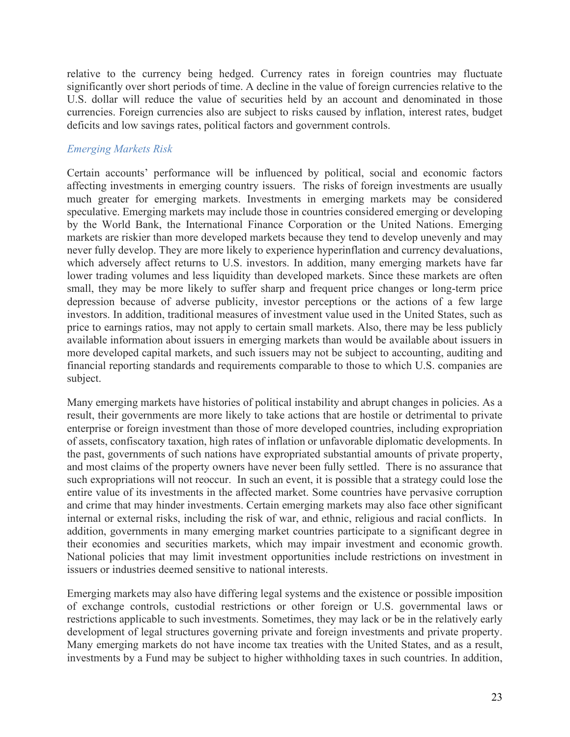relative to the currency being hedged. Currency rates in foreign countries may fluctuate significantly over short periods of time. A decline in the value of foreign currencies relative to the U.S. dollar will reduce the value of securities held by an account and denominated in those currencies. Foreign currencies also are subject to risks caused by inflation, interest rates, budget deficits and low savings rates, political factors and government controls.

### *Emerging Markets Risk*

Certain accounts' performance will be influenced by political, social and economic factors affecting investments in emerging country issuers. The risks of foreign investments are usually much greater for emerging markets. Investments in emerging markets may be considered speculative. Emerging markets may include those in countries considered emerging or developing by the World Bank, the International Finance Corporation or the United Nations. Emerging markets are riskier than more developed markets because they tend to develop unevenly and may never fully develop. They are more likely to experience hyperinflation and currency devaluations, which adversely affect returns to U.S. investors. In addition, many emerging markets have far lower trading volumes and less liquidity than developed markets. Since these markets are often small, they may be more likely to suffer sharp and frequent price changes or long-term price depression because of adverse publicity, investor perceptions or the actions of a few large investors. In addition, traditional measures of investment value used in the United States, such as price to earnings ratios, may not apply to certain small markets. Also, there may be less publicly available information about issuers in emerging markets than would be available about issuers in more developed capital markets, and such issuers may not be subject to accounting, auditing and financial reporting standards and requirements comparable to those to which U.S. companies are subject.

Many emerging markets have histories of political instability and abrupt changes in policies. As a result, their governments are more likely to take actions that are hostile or detrimental to private enterprise or foreign investment than those of more developed countries, including expropriation of assets, confiscatory taxation, high rates of inflation or unfavorable diplomatic developments. In the past, governments of such nations have expropriated substantial amounts of private property, and most claims of the property owners have never been fully settled. There is no assurance that such expropriations will not reoccur. In such an event, it is possible that a strategy could lose the entire value of its investments in the affected market. Some countries have pervasive corruption and crime that may hinder investments. Certain emerging markets may also face other significant internal or external risks, including the risk of war, and ethnic, religious and racial conflicts. In addition, governments in many emerging market countries participate to a significant degree in their economies and securities markets, which may impair investment and economic growth. National policies that may limit investment opportunities include restrictions on investment in issuers or industries deemed sensitive to national interests.

Emerging markets may also have differing legal systems and the existence or possible imposition of exchange controls, custodial restrictions or other foreign or U.S. governmental laws or restrictions applicable to such investments. Sometimes, they may lack or be in the relatively early development of legal structures governing private and foreign investments and private property. Many emerging markets do not have income tax treaties with the United States, and as a result, investments by a Fund may be subject to higher withholding taxes in such countries. In addition,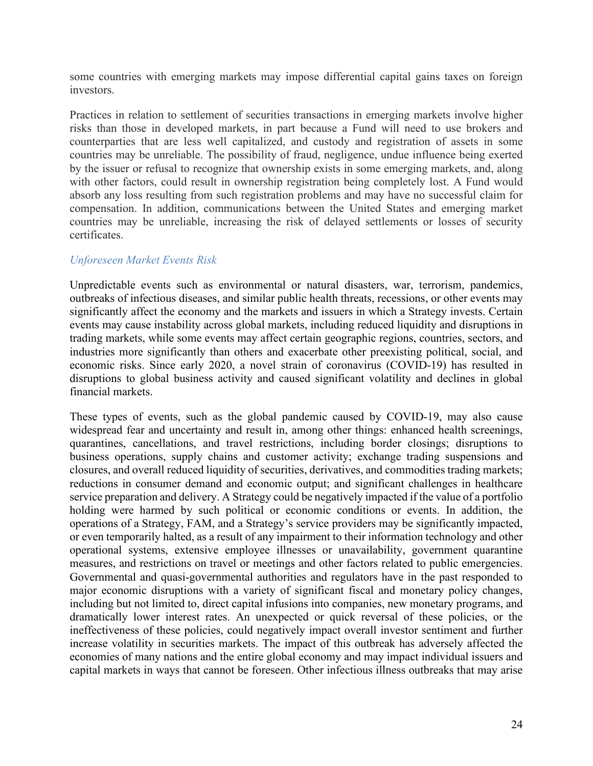some countries with emerging markets may impose differential capital gains taxes on foreign investors.

Practices in relation to settlement of securities transactions in emerging markets involve higher risks than those in developed markets, in part because a Fund will need to use brokers and counterparties that are less well capitalized, and custody and registration of assets in some countries may be unreliable. The possibility of fraud, negligence, undue influence being exerted by the issuer or refusal to recognize that ownership exists in some emerging markets, and, along with other factors, could result in ownership registration being completely lost. A Fund would absorb any loss resulting from such registration problems and may have no successful claim for compensation. In addition, communications between the United States and emerging market countries may be unreliable, increasing the risk of delayed settlements or losses of security certificates.

*Unforeseen Market Events Risk*

Unpredictable events such as environmental or natural disasters, war, terrorism, pandemics, outbreaks of infectious diseases, and similar public health threats, recessions, or other events may significantly affect the economy and the markets and issuers in which a Strategy invests. Certain events may cause instability across global markets, including reduced liquidity and disruptions in trading markets, while some events may affect certain geographic regions, countries, sectors, and industries more significantly than others and exacerbate other preexisting political, social, and economic risks. Since early 2020, a novel strain of coronavirus (COVID-19) has resulted in disruptions to global business activity and caused significant volatility and declines in global financial markets.

These types of events, such as the global pandemic caused by COVID-19, may also cause widespread fear and uncertainty and result in, among other things: enhanced health screenings, quarantines, cancellations, and travel restrictions, including border closings; disruptions to business operations, supply chains and customer activity; exchange trading suspensions and closures, and overall reduced liquidity of securities, derivatives, and commodities trading markets; reductions in consumer demand and economic output; and significant challenges in healthcare service preparation and delivery. A Strategy could be negatively impacted if the value of a portfolio holding were harmed by such political or economic conditions or events. In addition, the operations of a Strategy, FAM, and a Strategy's service providers may be significantly impacted, or even temporarily halted, as a result of any impairment to their information technology and other operational systems, extensive employee illnesses or unavailability, government quarantine measures, and restrictions on travel or meetings and other factors related to public emergencies. Governmental and quasi-governmental authorities and regulators have in the past responded to major economic disruptions with a variety of significant fiscal and monetary policy changes, including but not limited to, direct capital infusions into companies, new monetary programs, and dramatically lower interest rates. An unexpected or quick reversal of these policies, or the ineffectiveness of these policies, could negatively impact overall investor sentiment and further increase volatility in securities markets. The impact of this outbreak has adversely affected the economies of many nations and the entire global economy and may impact individual issuers and capital markets in ways that cannot be foreseen. Other infectious illness outbreaks that may arise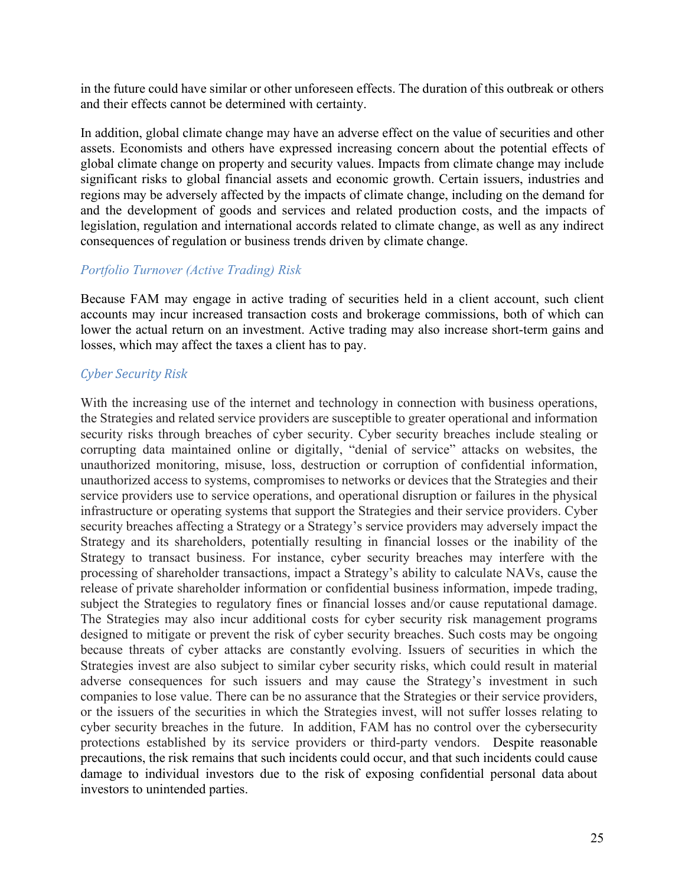in the future could have similar or other unforeseen effects. The duration of this outbreak or others and their effects cannot be determined with certainty.

In addition, global climate change may have an adverse effect on the value of securities and other assets. Economists and others have expressed increasing concern about the potential effects of global climate change on property and security values. Impacts from climate change may include significant risks to global financial assets and economic growth. Certain issuers, industries and regions may be adversely affected by the impacts of climate change, including on the demand for and the development of goods and services and related production costs, and the impacts of legislation, regulation and international accords related to climate change, as well as any indirect consequences of regulation or business trends driven by climate change.

### *Portfolio Turnover (Active Trading) Risk*

Because FAM may engage in active trading of securities held in a client account, such client accounts may incur increased transaction costs and brokerage commissions, both of which can lower the actual return on an investment. Active trading may also increase short-term gains and losses, which may affect the taxes a client has to pay.

### *Cyber Security Risk*

With the increasing use of the internet and technology in connection with business operations, the Strategies and related service providers are susceptible to greater operational and information security risks through breaches of cyber security. Cyber security breaches include stealing or corrupting data maintained online or digitally, "denial of service" attacks on websites, the unauthorized monitoring, misuse, loss, destruction or corruption of confidential information, unauthorized access to systems, compromises to networks or devices that the Strategies and their service providers use to service operations, and operational disruption or failures in the physical infrastructure or operating systems that support the Strategies and their service providers. Cyber security breaches affecting a Strategy or a Strategy's service providers may adversely impact the Strategy and its shareholders, potentially resulting in financial losses or the inability of the Strategy to transact business. For instance, cyber security breaches may interfere with the processing of shareholder transactions, impact a Strategy's ability to calculate NAVs, cause the release of private shareholder information or confidential business information, impede trading, subject the Strategies to regulatory fines or financial losses and/or cause reputational damage. The Strategies may also incur additional costs for cyber security risk management programs designed to mitigate or prevent the risk of cyber security breaches. Such costs may be ongoing because threats of cyber attacks are constantly evolving. Issuers of securities in which the Strategies invest are also subject to similar cyber security risks, which could result in material adverse consequences for such issuers and may cause the Strategy's investment in such companies to lose value. There can be no assurance that the Strategies or their service providers, or the issuers of the securities in which the Strategies invest, will not suffer losses relating to cyber security breaches in the future. In addition, FAM has no control over the cybersecurity protections established by its service providers or third-party vendors. Despite reasonable precautions, the risk remains that such incidents could occur, and that such incidents could cause damage to individual investors due to the risk of exposing confidential personal data about investors to unintended parties.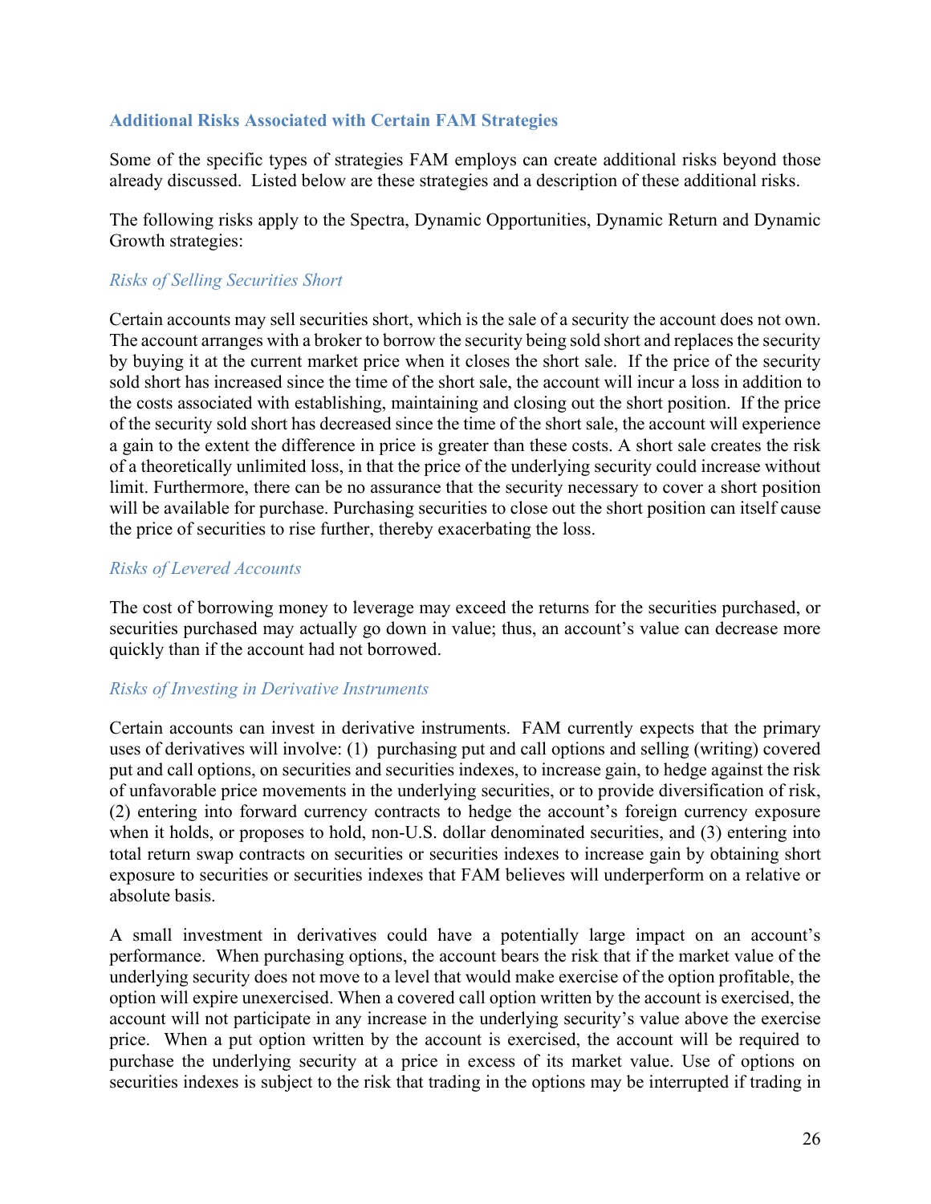### Additional Risks Associated with Certain FAM Strategies

Some of the specific types of strategies FAM employs can create additional risks beyond those already discussed. Listed below are these strategies and a description of these additional risks.

The following risks apply to the Spectra, Dynamic Opportunities, Dynamic Return and Dynamic Growth strategies:

*Risks of Selling Securities Short*

Certain accounts may sell securities short, which is the sale of a security the account does not own. The account arranges with a broker to borrow the security being sold short and replaces the security by buying it at the current market price when it closes the short sale. If the price of the security sold short has increased since the time of the short sale, the account will incur a loss in addition to the costs associated with establishing, maintaining and closing out the short position. If the price of the security sold short has decreased since the time of the short sale, the account will experience a gain to the extent the difference in price is greater than these costs. A short sale creates the risk of a theoretically unlimited loss, in that the price of the underlying security could increase without limit. Furthermore, there can be no assurance that the security necessary to cover a short position will be available for purchase. Purchasing securities to close out the short position can itself cause the price of securities to rise further, thereby exacerbating the loss.

*Risks of Levered Accounts*

The cost of borrowing money to leverage may exceed the returns for the securities purchased, or securities purchased may actually go down in value; thus, an account's value can decrease more quickly than if the account had not borrowed.

*Risks of Investing in Derivative Instruments*

Certain accounts can invest in derivative instruments. FAM currently expects that the primary uses of derivatives will involve: (1) purchasing put and call options and selling (writing) covered put and call options, on securities and securities indexes, to increase gain, to hedge against the risk of unfavorable price movements in the underlying securities, or to provide diversification of risk, (2) entering into forward currency contracts to hedge the account's foreign currency exposure when it holds, or proposes to hold, non-U.S. dollar denominated securities, and (3) entering into total return swap contracts on securities or securities indexes to increase gain by obtaining short exposure to securities or securities indexes that FAM believes will underperform on a relative or absolute basis.

A small investment in derivatives could have a potentially large impact on an account's performance. When purchasing options, the account bears the risk that if the market value of the underlying security does not move to a level that would make exercise of the option profitable, the option will expire unexercised. When a covered call option written by the account is exercised, the account will not participate in any increase in the underlying security's value above the exercise price. When a put option written by the account is exercised, the account will be required to purchase the underlying security at a price in excess of its market value. Use of options on securities indexes is subject to the risk that trading in the options may be interrupted if trading in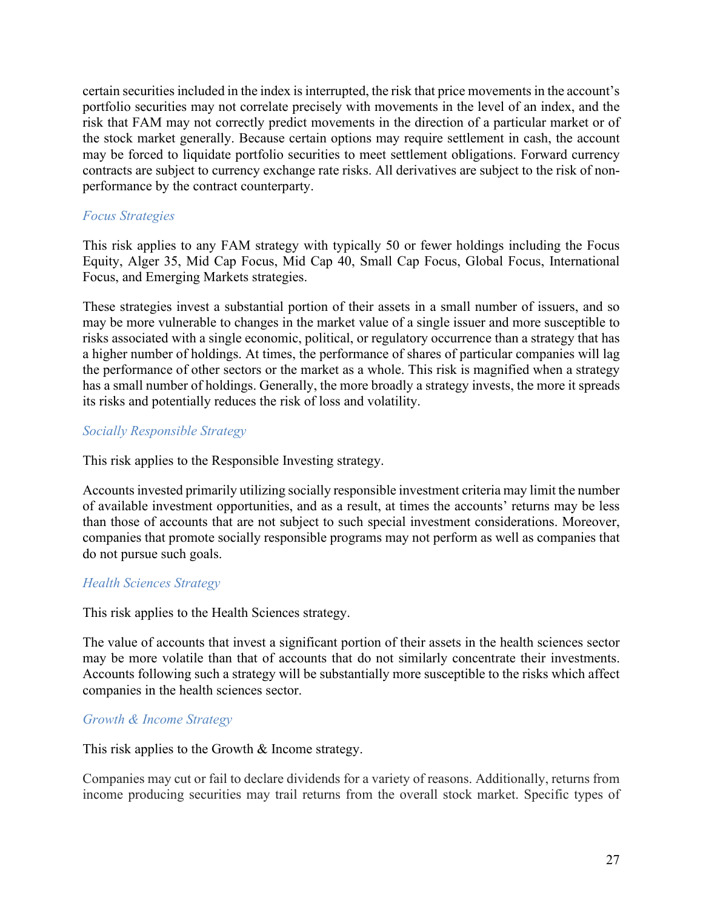certain securities included in the index is interrupted, the risk that price movements in the account's portfolio securities may not correlate precisely with movements in the level of an index, and the risk that FAM may not correctly predict movements in the direction of a particular market or of the stock market generally. Because certain options may require settlement in cash, the account may be forced to liquidate portfolio securities to meet settlement obligations. Forward currency contracts are subject to currency exchange rate risks. All derivatives are subject to the risk of non-performance by the contract counterparty.

### *Focus Strategies*

This risk applies to any FAM strategy with typically 50 or fewer holdings including the Focus Equity, Alger 35, Mid Cap Focus, Mid Cap 40, Small Cap Focus, Global Focus, International Focus, and Emerging Markets strategies.

These strategies invest a substantial portion of their assets in a small number of issuers, and so may be more vulnerable to changes in the market value of a single issuer and more susceptible to risks associated with a single economic, political, or regulatory occurrence than a strategy that has a higher number of holdings. At times, the performance of shares of particular companies will lag the performance of other sectors or the market as a whole. This risk is magnified when a strategy has a small number of holdings. Generally, the more broadly a strategy invests, the more it spreads its risks and potentially reduces the risk of loss and volatility.

### *Socially Responsible Strategy*

This risk applies to the Responsible Investing strategy.

Accounts invested primarily utilizing socially responsible investment criteria may limit the number of available investment opportunities, and as a result, at times the accounts' returns may be less than those of accounts that are not subject to such special investment considerations. Moreover, companies that promote socially responsible programs may not perform as well as companies that do not pursue such goals.

### *Health Sciences Strategy*

This risk applies to the Health Sciences strategy.

The value of accounts that invest a significant portion of their assets in the health sciences sector may be more volatile than that of accounts that do not similarly concentrate their investments. Accounts following such a strategy will be substantially more susceptible to the risks which affect companies in the health sciences sector.

### *Growth & Income Strategy*

This risk applies to the Growth & Income strategy.

Companies may cut or fail to declare dividends for a variety of reasons. Additionally, returns from income producing securities may trail returns from the overall stock market. Specific types of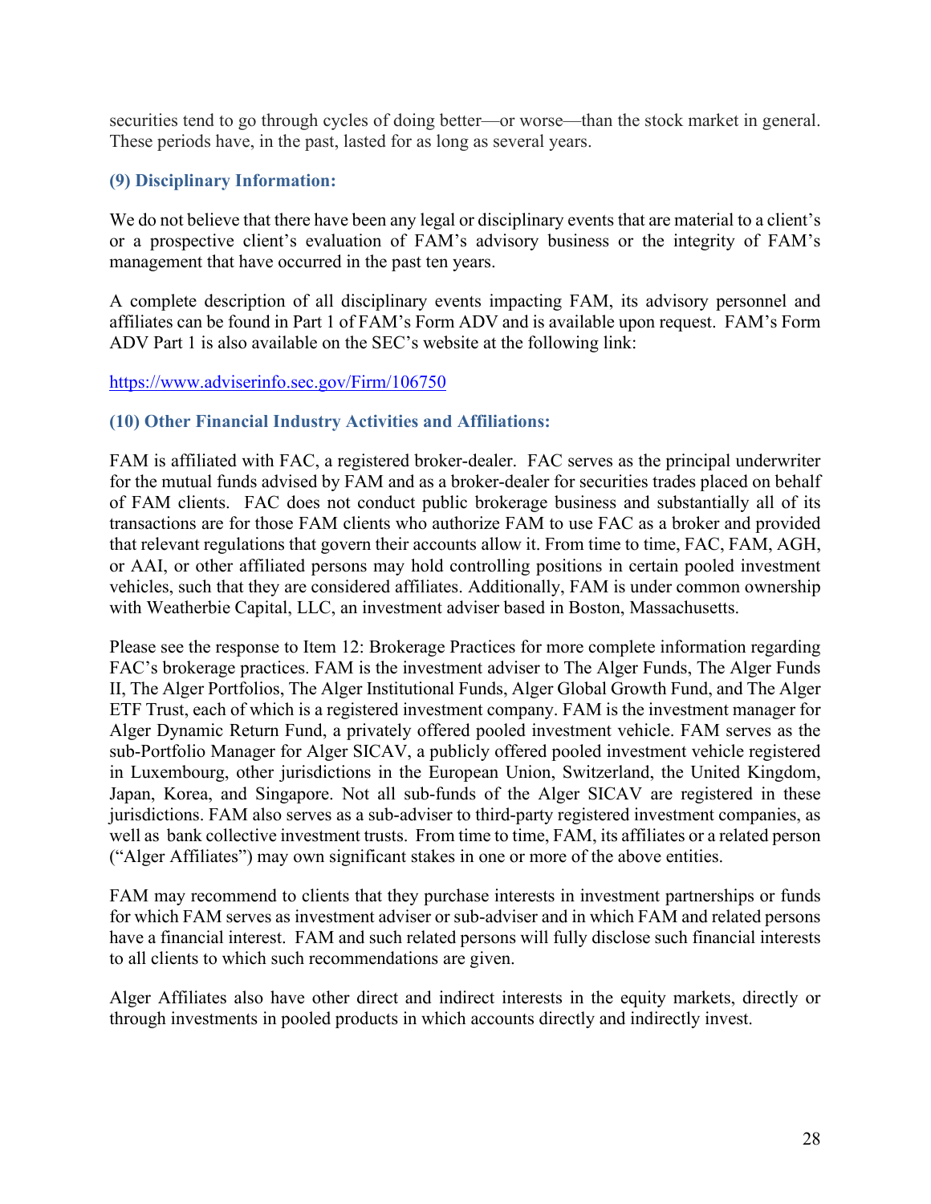securities tend to go through cycles of doing better—or worse—than the stock market in general. These periods have, in the past, lasted for as long as several years.

### (9) Disciplinary Information:

We do not believe that there have been any legal or disciplinary events that are material to a client's or a prospective client's evaluation of FAM's advisory business or the integrity of FAM's management that have occurred in the past ten years.

A complete description of all disciplinary events impacting FAM, its advisory personnel and affiliates can be found in Part 1 of FAM's Form ADV and is available upon request. FAM's Form ADV Part 1 is also available on the SEC's website at the following link:

https://www.adviserinfo.sec.gov/Firm/106750

### (10) Other Financial Industry Activities and Affiliations:

FAM is affiliated with FAC, a registered broker-dealer. FAC serves as the principal underwriter for the mutual funds advised by FAM and as a broker-dealer for securities trades placed on behalf of FAM clients. FAC does not conduct public brokerage business and substantially all of its transactions are for those FAM clients who authorize FAM to use FAC as a broker and provided that relevant regulations that govern their accounts allow it. From time to time, FAC, FAM, AGH, or AAI, or other affiliated persons may hold controlling positions in certain pooled investment vehicles, such that they are considered affiliates. Additionally, FAM is under common ownership with Weatherbie Capital, LLC, an investment adviser based in Boston, Massachusetts.

Please see the response to Item 12: Brokerage Practices for more complete information regarding FAC's brokerage practices. FAM is the investment adviser to The Alger Funds, The Alger Funds II, The Alger Portfolios, The Alger Institutional Funds, Alger Global Growth Fund, and The Alger ETF Trust, each of which is a registered investment company. FAM is the investment manager for Alger Dynamic Return Fund, a privately offered pooled investment vehicle. FAM serves as the sub-Portfolio Manager for Alger SICAV, a publicly offered pooled investment vehicle registered in Luxembourg, other jurisdictions in the European Union, Switzerland, the United Kingdom, Japan, Korea, and Singapore. Not all sub-funds of the Alger SICAV are registered in these jurisdictions. FAM also serves as a sub-adviser to third-party registered investment companies, as well as bank collective investment trusts. From time to time, FAM, its affiliates or a related person ("Alger Affiliates") may own significant stakes in one or more of the above entities.

FAM may recommend to clients that they purchase interests in investment partnerships or funds for which FAM serves as investment adviser or sub-adviser and in which FAM and related persons have a financial interest. FAM and such related persons will fully disclose such financial interests to all clients to which such recommendations are given.

Alger Affiliates also have other direct and indirect interests in the equity markets, directly or through investments in pooled products in which accounts directly and indirectly invest.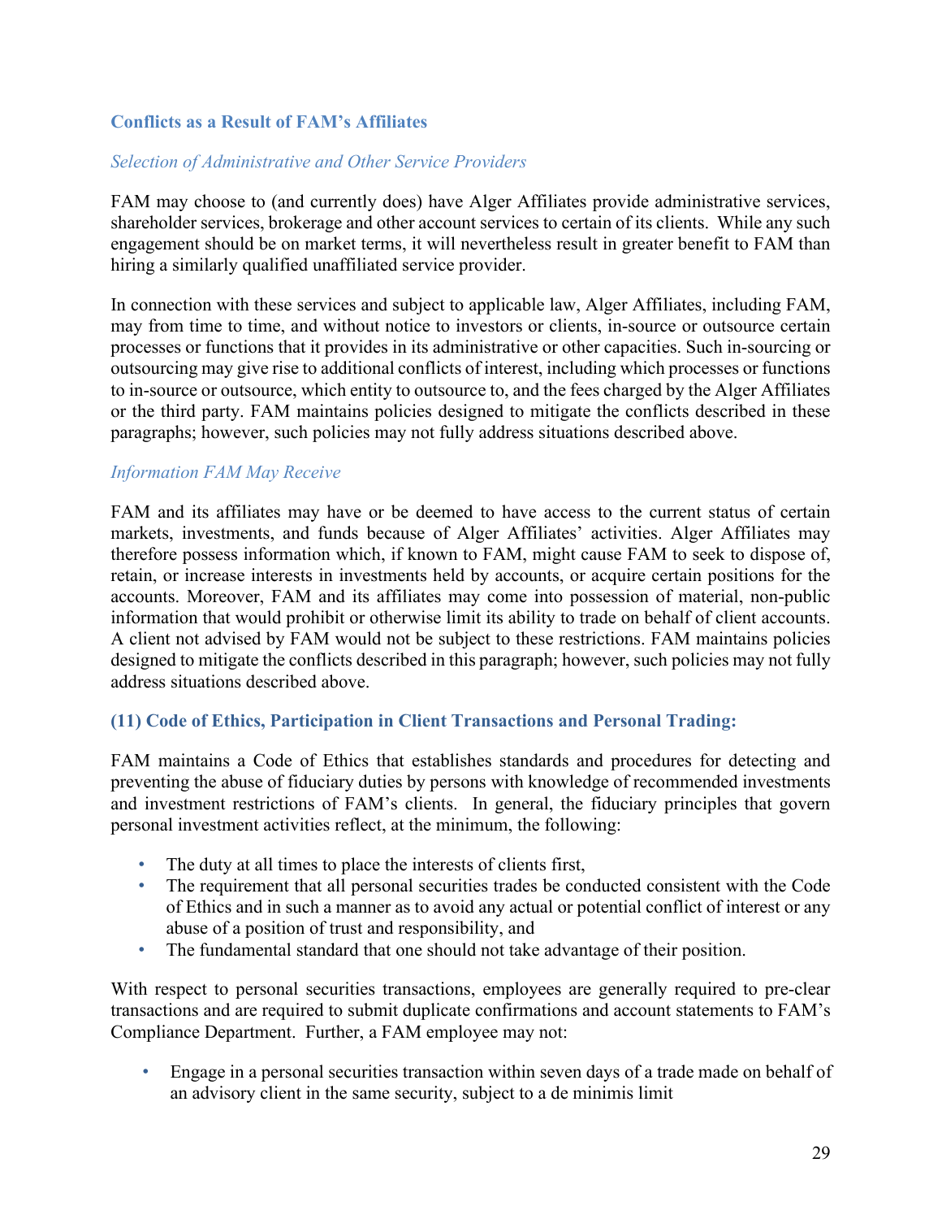### Conflicts as a Result of FAM's Affiliates

*Selection of Administrative and Other Service Providers*

FAM may choose to (and currently does) have Alger Affiliates provide administrative services, shareholder services, brokerage and other account services to certain of its clients. While any such engagement should be on market terms, it will nevertheless result in greater benefit to FAM than hiring a similarly qualified unaffiliated service provider.

In connection with these services and subject to applicable law, Alger Affiliates, including FAM, may from time to time, and without notice to investors or clients, in-source or outsource certain processes or functions that it provides in its administrative or other capacities. Such in-sourcing or outsourcing may give rise to additional conflicts of interest, including which processes or functions to in-source or outsource, which entity to outsource to, and the fees charged by the Alger Affiliates or the third party. FAM maintains policies designed to mitigate the conflicts described in these paragraphs; however, such policies may not fully address situations described above.

*Information FAM May Receive*

FAM and its affiliates may have or be deemed to have access to the current status of certain markets, investments, and funds because of Alger Affiliates' activities. Alger Affiliates may therefore possess information which, if known to FAM, might cause FAM to seek to dispose of, retain, or increase interests in investments held by accounts, or acquire certain positions for the accounts. Moreover, FAM and its affiliates may come into possession of material, non-public information that would prohibit or otherwise limit its ability to trade on behalf of client accounts. A client not advised by FAM would not be subject to these restrictions. FAM maintains policies designed to mitigate the conflicts described in this paragraph; however, such policies may not fully address situations described above.

### (11) Code of Ethics, Participation in Client Transactions and Personal Trading:

FAM maintains a Code of Ethics that establishes standards and procedures for detecting and preventing the abuse of fiduciary duties by persons with knowledge of recommended investments and investment restrictions of FAM's clients. In general, the fiduciary principles that govern personal investment activities reflect, at the minimum, the following:

- The duty at all times to place the interests of clients first,
- The requirement that all personal securities trades be conducted consistent with the Code of Ethics and in such a manner as to avoid any actual or potential conflict of interest or any abuse of a position of trust and responsibility, and
- The fundamental standard that one should not take advantage of their position.

With respect to personal securities transactions, employees are generally required to pre-clear transactions and are required to submit duplicate confirmations and account statements to FAM's Compliance Department. Further, a FAM employee may not:

- Engage in a personal securities transaction within seven days of a trade made on behalf of an advisory client in the same security, subject to a de minimis limit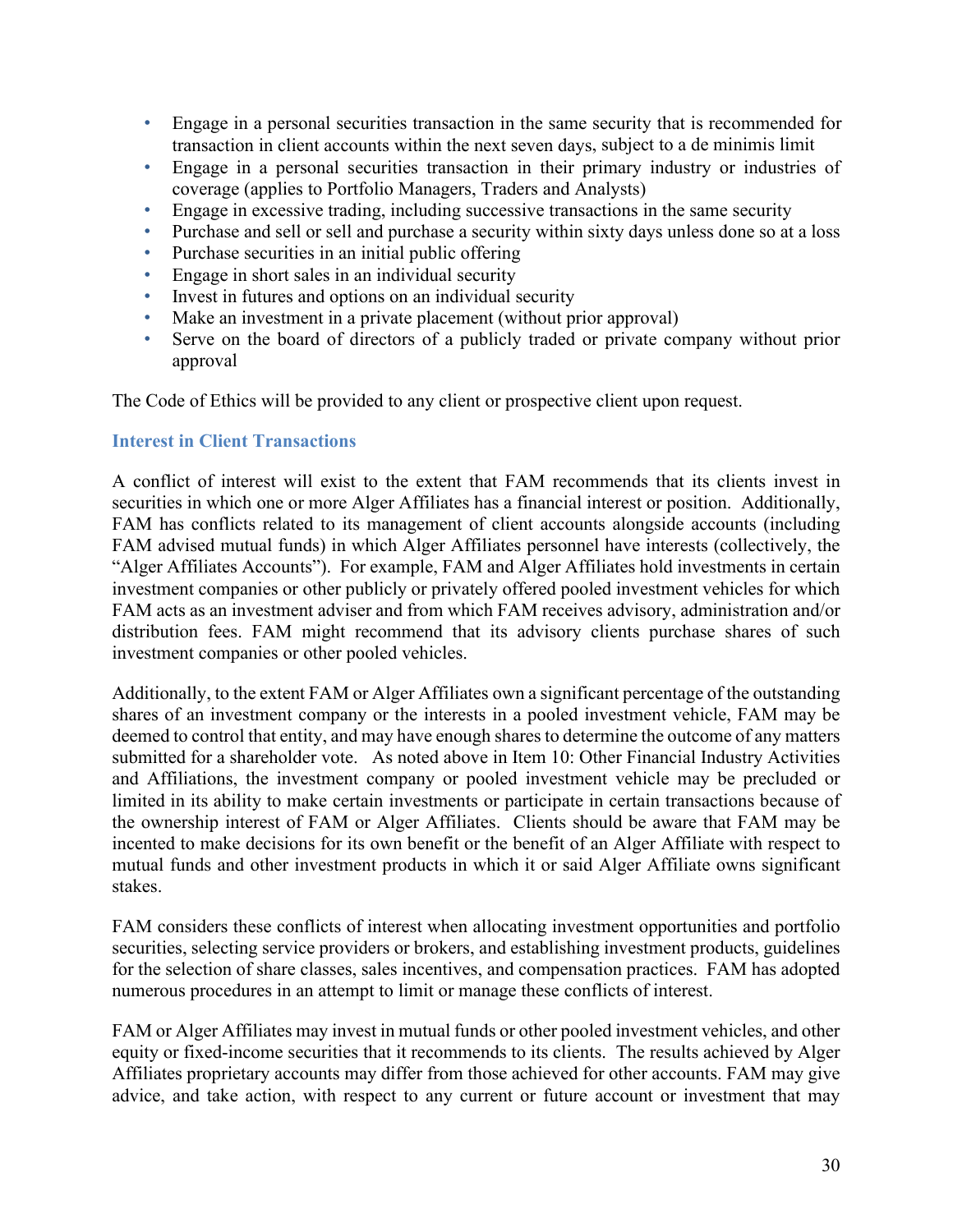- Engage in a personal securities transaction in the same security that is recommended for transaction in client accounts within the next seven days, subject to a de minimis limit
- Engage in a personal securities transaction in their primary industry or industries of coverage (applies to Portfolio Managers, Traders and Analysts)
- Engage in excessive trading, including successive transactions in the same security
- Purchase and sell or sell and purchase a security within sixty days unless done so at a loss
- Purchase securities in an initial public offering
- Engage in short sales in an individual security
- Invest in futures and options on an individual security
- Make an investment in a private placement (without prior approval)
- Serve on the board of directors of a publicly traded or private company without prior approval

The Code of Ethics will be provided to any client or prospective client upon request.

### Interest in Client Transactions

A conflict of interest will exist to the extent that FAM recommends that its clients invest in securities in which one or more Alger Affiliates has a financial interest or position. Additionally, FAM has conflicts related to its management of client accounts alongside accounts (including FAM advised mutual funds) in which Alger Affiliates personnel have interests (collectively, the "Alger Affiliates Accounts"). For example, FAM and Alger Affiliates hold investments in certain investment companies or other publicly or privately offered pooled investment vehicles for which FAM acts as an investment adviser and from which FAM receives advisory, administration and/or distribution fees. FAM might recommend that its advisory clients purchase shares of such investment companies or other pooled vehicles.

Additionally, to the extent FAM or Alger Affiliates own a significant percentage of the outstanding shares of an investment company or the interests in a pooled investment vehicle, FAM may be deemed to control that entity, and may have enough shares to determine the outcome of any matters submitted for a shareholder vote. As noted above in Item 10: Other Financial Industry Activities and Affiliations, the investment company or pooled investment vehicle may be precluded or limited in its ability to make certain investments or participate in certain transactions because of the ownership interest of FAM or Alger Affiliates. Clients should be aware that FAM may be incented to make decisions for its own benefit or the benefit of an Alger Affiliate with respect to mutual funds and other investment products in which it or said Alger Affiliate owns significant stakes.

FAM considers these conflicts of interest when allocating investment opportunities and portfolio securities, selecting service providers or brokers, and establishing investment products, guidelines for the selection of share classes, sales incentives, and compensation practices. FAM has adopted numerous procedures in an attempt to limit or manage these conflicts of interest.

FAM or Alger Affiliates may invest in mutual funds or other pooled investment vehicles, and other equity or fixed-income securities that it recommends to its clients. The results achieved by Alger Affiliates proprietary accounts may differ from those achieved for other accounts. FAM may give advice, and take action, with respect to any current or future account or investment that may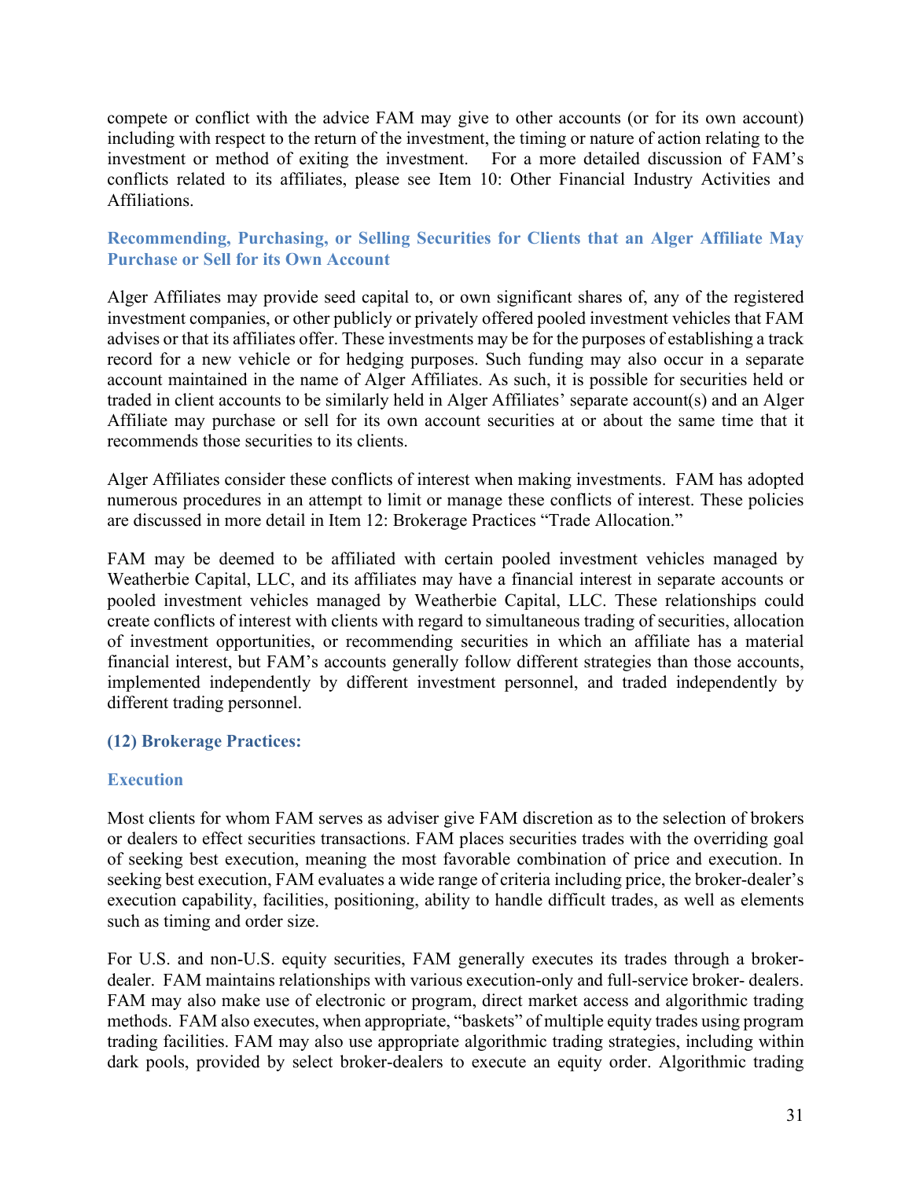compete or conflict with the advice FAM may give to other accounts (or for its own account) including with respect to the return of the investment, the timing or nature of action relating to the investment or method of exiting the investment. For a more detailed discussion of FAM's conflicts related to its affiliates, please see Item 10: Other Financial Industry Activities and Affiliations.

### Recommending, Purchasing, or Selling Securities for Clients that an Alger Affiliate May Purchase or Sell for its Own Account

Alger Affiliates may provide seed capital to, or own significant shares of, any of the registered investment companies, or other publicly or privately offered pooled investment vehicles that FAM advises or that its affiliates offer. These investments may be for the purposes of establishing a track record for a new vehicle or for hedging purposes. Such funding may also occur in a separate account maintained in the name of Alger Affiliates. As such, it is possible for securities held or traded in client accounts to be similarly held in Alger Affiliates' separate account(s) and an Alger Affiliate may purchase or sell for its own account securities at or about the same time that it recommends those securities to its clients.

Alger Affiliates consider these conflicts of interest when making investments. FAM has adopted numerous procedures in an attempt to limit or manage these conflicts of interest. These policies are discussed in more detail in Item 12: Brokerage Practices "Trade Allocation."

FAM may be deemed to be affiliated with certain pooled investment vehicles managed by Weatherbie Capital, LLC, and its affiliates may have a financial interest in separate accounts or pooled investment vehicles managed by Weatherbie Capital, LLC. These relationships could create conflicts of interest with clients with regard to simultaneous trading of securities, allocation of investment opportunities, or recommending securities in which an affiliate has a material financial interest, but FAM's accounts generally follow different strategies than those accounts, implemented independently by different investment personnel, and traded independently by different trading personnel.

## (12) Brokerage Practices:

### Execution

Most clients for whom FAM serves as adviser give FAM discretion as to the selection of brokers or dealers to effect securities transactions. FAM places securities trades with the overriding goal of seeking best execution, meaning the most favorable combination of price and execution. In seeking best execution, FAM evaluates a wide range of criteria including price, the broker-dealer's execution capability, facilities, positioning, ability to handle difficult trades, as well as elements such as timing and order size.

For U.S. and non-U.S. equity securities, FAM generally executes its trades through a broker-dealer. FAM maintains relationships with various execution-only and full-service broker- dealers. FAM may also make use of electronic or program, direct market access and algorithmic trading methods. FAM also executes, when appropriate, "baskets" of multiple equity trades using program trading facilities. FAM may also use appropriate algorithmic trading strategies, including within dark pools, provided by select broker-dealers to execute an equity order. Algorithmic trading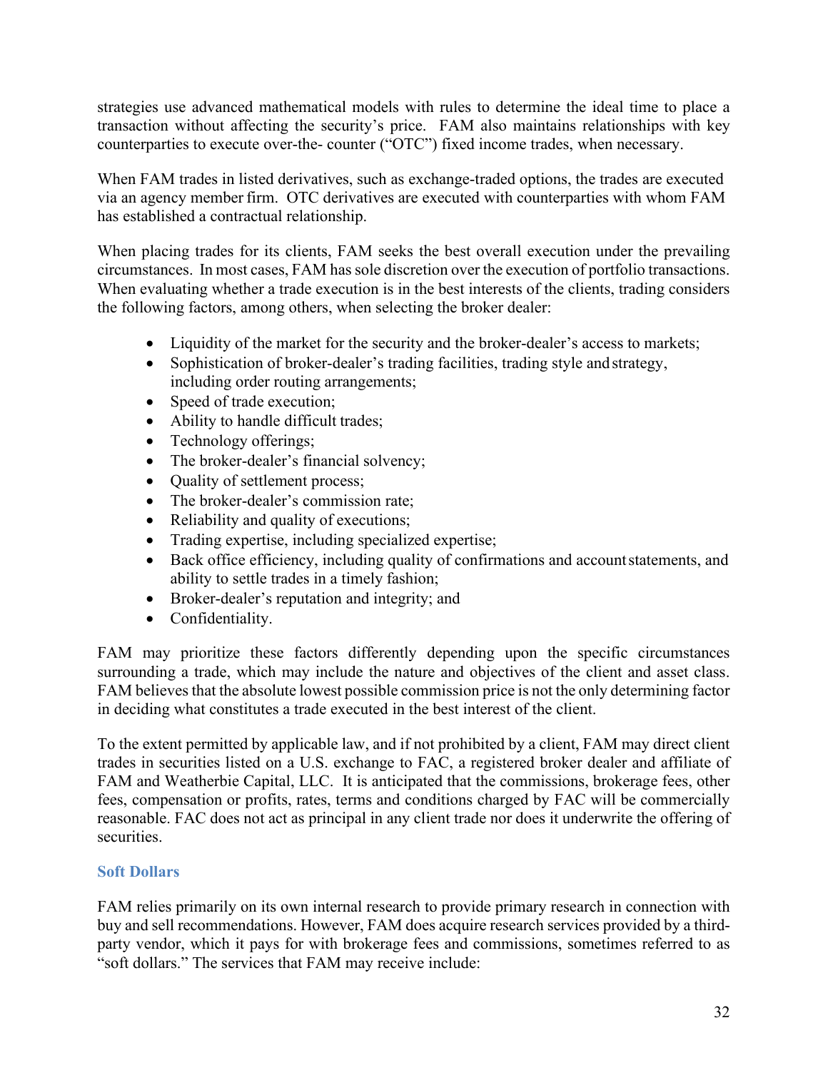strategies use advanced mathematical models with rules to determine the ideal time to place a transaction without affecting the security's price. FAM also maintains relationships with key counterparties to execute over-the- counter ("OTC") fixed income trades, when necessary.

When FAM trades in listed derivatives, such as exchange-traded options, the trades are executed via an agency member firm. OTC derivatives are executed with counterparties with whom FAM has established a contractual relationship.

When placing trades for its clients, FAM seeks the best overall execution under the prevailing circumstances. In most cases, FAM has sole discretion over the execution of portfolio transactions. When evaluating whether a trade execution is in the best interests of the clients, trading considers the following factors, among others, when selecting the broker dealer:

- Liquidity of the market for the security and the broker-dealer's access to markets;
- Sophistication of broker-dealer's trading facilities, trading style and strategy, including order routing arrangements;
- Speed of trade execution;
- Ability to handle difficult trades;
- Technology offerings;
- The broker-dealer's financial solvency;
- Quality of settlement process;
- The broker-dealer's commission rate;
- Reliability and quality of executions;
- Trading expertise, including specialized expertise;
- Back office efficiency, including quality of confirmations and account statements, and ability to settle trades in a timely fashion;
- Broker-dealer's reputation and integrity; and
- Confidentiality.

FAM may prioritize these factors differently depending upon the specific circumstances surrounding a trade, which may include the nature and objectives of the client and asset class. FAM believes that the absolute lowest possible commission price is not the only determining factor in deciding what constitutes a trade executed in the best interest of the client.

To the extent permitted by applicable law, and if not prohibited by a client, FAM may direct client trades in securities listed on a U.S. exchange to FAC, a registered broker dealer and affiliate of FAM and Weatherbie Capital, LLC. It is anticipated that the commissions, brokerage fees, other fees, compensation or profits, rates, terms and conditions charged by FAC will be commercially reasonable. FAC does not act as principal in any client trade nor does it underwrite the offering of securities.

### Soft Dollars

FAM relies primarily on its own internal research to provide primary research in connection with buy and sell recommendations. However, FAM does acquire research services provided by a third-party vendor, which it pays for with brokerage fees and commissions, sometimes referred to as "soft dollars." The services that FAM may receive include: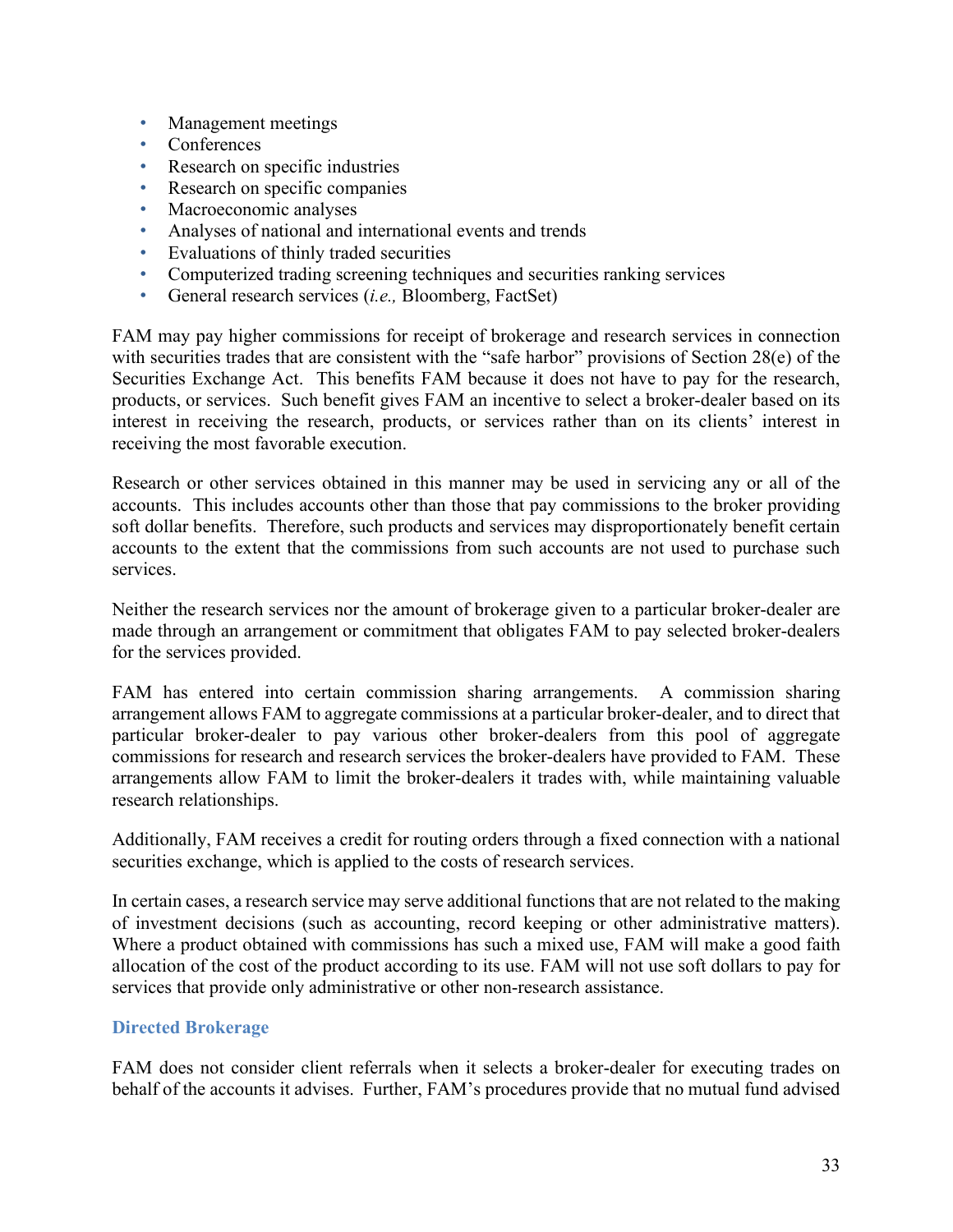- Management meetings
- Conferences
- Research on specific industries
- Research on specific companies
- Macroeconomic analyses
- Analyses of national and international events and trends
- Evaluations of thinly traded securities
- Computerized trading screening techniques and securities ranking services
- General research services (*i.e.,* Bloomberg, FactSet)

FAM may pay higher commissions for receipt of brokerage and research services in connection with securities trades that are consistent with the "safe harbor" provisions of Section 28(e) of the Securities Exchange Act. This benefits FAM because it does not have to pay for the research, products, or services. Such benefit gives FAM an incentive to select a broker-dealer based on its interest in receiving the research, products, or services rather than on its clients' interest in receiving the most favorable execution.

Research or other services obtained in this manner may be used in servicing any or all of the accounts. This includes accounts other than those that pay commissions to the broker providing soft dollar benefits. Therefore, such products and services may disproportionately benefit certain accounts to the extent that the commissions from such accounts are not used to purchase such services.

Neither the research services nor the amount of brokerage given to a particular broker-dealer are made through an arrangement or commitment that obligates FAM to pay selected broker-dealers for the services provided.

FAM has entered into certain commission sharing arrangements. A commission sharing arrangement allows FAM to aggregate commissions at a particular broker-dealer, and to direct that particular broker-dealer to pay various other broker-dealers from this pool of aggregate commissions for research and research services the broker-dealers have provided to FAM. These arrangements allow FAM to limit the broker-dealers it trades with, while maintaining valuable research relationships.

Additionally, FAM receives a credit for routing orders through a fixed connection with a national securities exchange, which is applied to the costs of research services.

In certain cases, a research service may serve additional functions that are not related to the making of investment decisions (such as accounting, record keeping or other administrative matters). Where a product obtained with commissions has such a mixed use, FAM will make a good faith allocation of the cost of the product according to its use. FAM will not use soft dollars to pay for services that provide only administrative or other non-research assistance.

### Directed Brokerage

FAM does not consider client referrals when it selects a broker-dealer for executing trades on behalf of the accounts it advises. Further, FAM's procedures provide that no mutual fund advised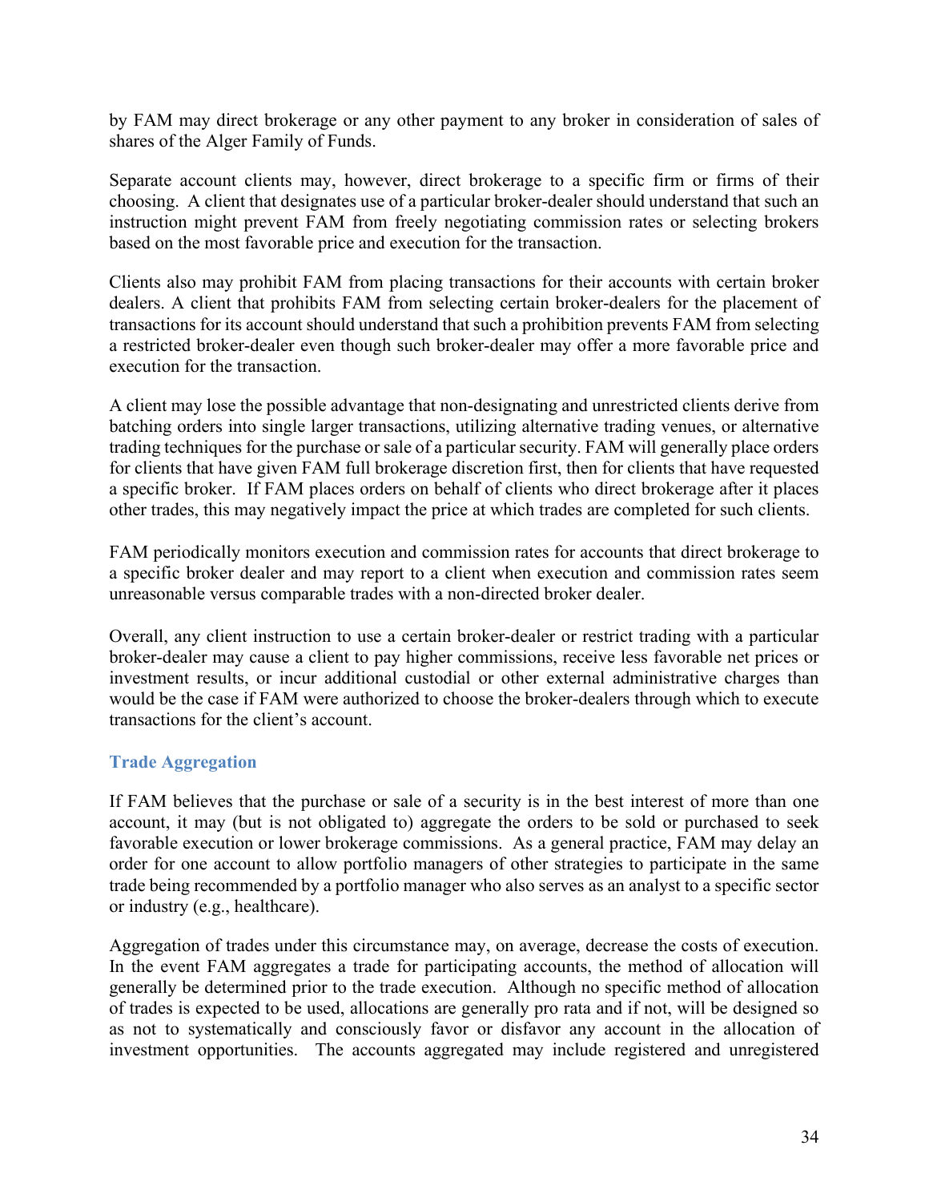by FAM may direct brokerage or any other payment to any broker in consideration of sales of shares of the Alger Family of Funds.

Separate account clients may, however, direct brokerage to a specific firm or firms of their choosing. A client that designates use of a particular broker-dealer should understand that such an instruction might prevent FAM from freely negotiating commission rates or selecting brokers based on the most favorable price and execution for the transaction.

Clients also may prohibit FAM from placing transactions for their accounts with certain broker dealers. A client that prohibits FAM from selecting certain broker-dealers for the placement of transactions for its account should understand that such a prohibition prevents FAM from selecting a restricted broker-dealer even though such broker-dealer may offer a more favorable price and execution for the transaction.

A client may lose the possible advantage that non-designating and unrestricted clients derive from batching orders into single larger transactions, utilizing alternative trading venues, or alternative trading techniques for the purchase or sale of a particular security. FAM will generally place orders for clients that have given FAM full brokerage discretion first, then for clients that have requested a specific broker. If FAM places orders on behalf of clients who direct brokerage after it places other trades, this may negatively impact the price at which trades are completed for such clients.

FAM periodically monitors execution and commission rates for accounts that direct brokerage to a specific broker dealer and may report to a client when execution and commission rates seem unreasonable versus comparable trades with a non-directed broker dealer.

Overall, any client instruction to use a certain broker-dealer or restrict trading with a particular broker-dealer may cause a client to pay higher commissions, receive less favorable net prices or investment results, or incur additional custodial or other external administrative charges than would be the case if FAM were authorized to choose the broker-dealers through which to execute transactions for the client's account.

### Trade Aggregation

If FAM believes that the purchase or sale of a security is in the best interest of more than one account, it may (but is not obligated to) aggregate the orders to be sold or purchased to seek favorable execution or lower brokerage commissions. As a general practice, FAM may delay an order for one account to allow portfolio managers of other strategies to participate in the same trade being recommended by a portfolio manager who also serves as an analyst to a specific sector or industry (e.g., healthcare).

Aggregation of trades under this circumstance may, on average, decrease the costs of execution. In the event FAM aggregates a trade for participating accounts, the method of allocation will generally be determined prior to the trade execution. Although no specific method of allocation of trades is expected to be used, allocations are generally pro rata and if not, will be designed so as not to systematically and consciously favor or disfavor any account in the allocation of investment opportunities. The accounts aggregated may include registered and unregistered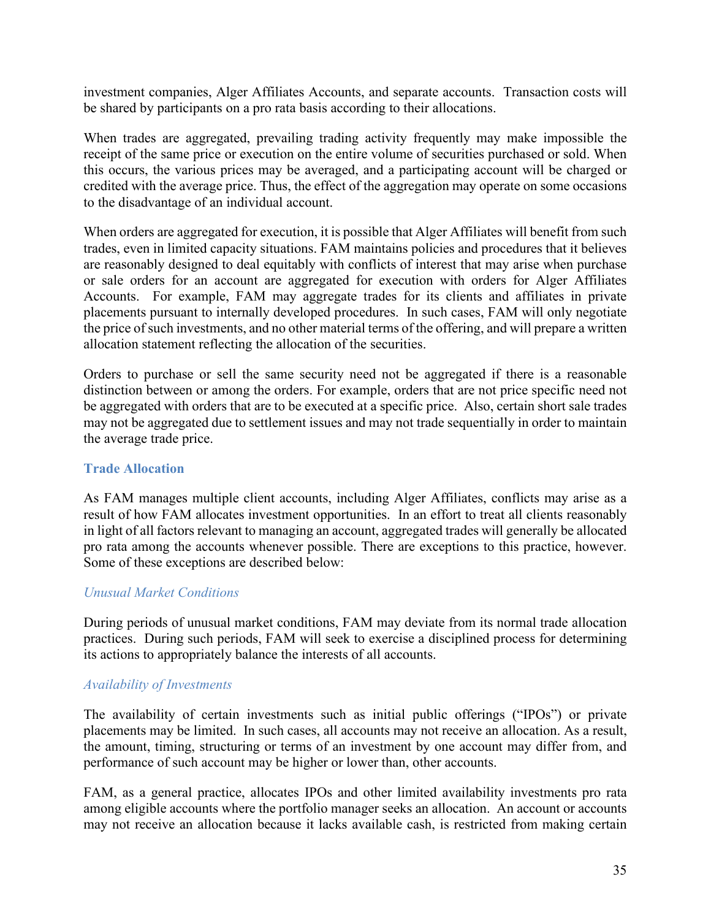investment companies, Alger Affiliates Accounts, and separate accounts. Transaction costs will be shared by participants on a pro rata basis according to their allocations.

When trades are aggregated, prevailing trading activity frequently may make impossible the receipt of the same price or execution on the entire volume of securities purchased or sold. When this occurs, the various prices may be averaged, and a participating account will be charged or credited with the average price. Thus, the effect of the aggregation may operate on some occasions to the disadvantage of an individual account.

When orders are aggregated for execution, it is possible that Alger Affiliates will benefit from such trades, even in limited capacity situations. FAM maintains policies and procedures that it believes are reasonably designed to deal equitably with conflicts of interest that may arise when purchase or sale orders for an account are aggregated for execution with orders for Alger Affiliates Accounts. For example, FAM may aggregate trades for its clients and affiliates in private placements pursuant to internally developed procedures. In such cases, FAM will only negotiate the price of such investments, and no other material terms of the offering, and will prepare a written allocation statement reflecting the allocation of the securities.

Orders to purchase or sell the same security need not be aggregated if there is a reasonable distinction between or among the orders. For example, orders that are not price specific need not be aggregated with orders that are to be executed at a specific price. Also, certain short sale trades may not be aggregated due to settlement issues and may not trade sequentially in order to maintain the average trade price.

## Trade Allocation

As FAM manages multiple client accounts, including Alger Affiliates, conflicts may arise as a result of how FAM allocates investment opportunities. In an effort to treat all clients reasonably in light of all factors relevant to managing an account, aggregated trades will generally be allocated pro rata among the accounts whenever possible. There are exceptions to this practice, however. Some of these exceptions are described below:

### *Unusual Market Conditions*

During periods of unusual market conditions, FAM may deviate from its normal trade allocation practices. During such periods, FAM will seek to exercise a disciplined process for determining its actions to appropriately balance the interests of all accounts.

### *Availability of Investments*

The availability of certain investments such as initial public offerings ("IPOs") or private placements may be limited. In such cases, all accounts may not receive an allocation. As a result, the amount, timing, structuring or terms of an investment by one account may differ from, and performance of such account may be higher or lower than, other accounts.

FAM, as a general practice, allocates IPOs and other limited availability investments pro rata among eligible accounts where the portfolio manager seeks an allocation. An account or accounts may not receive an allocation because it lacks available cash, is restricted from making certain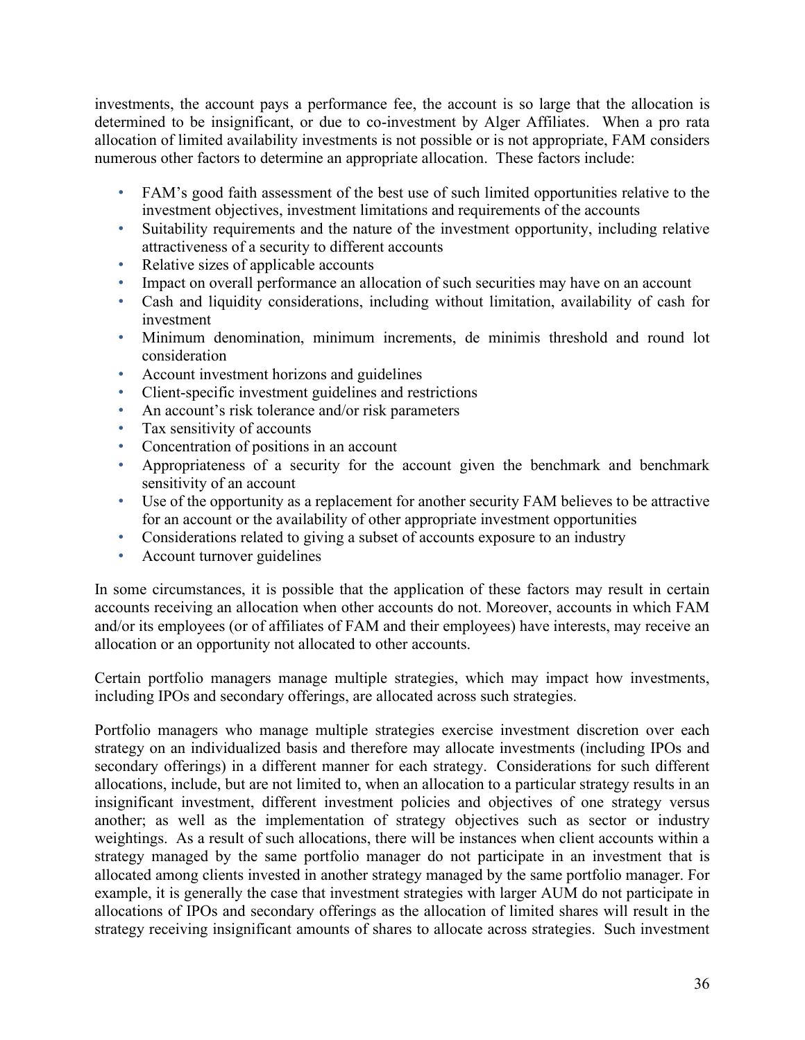investments, the account pays a performance fee, the account is so large that the allocation is determined to be insignificant, or due to co-investment by Alger Affiliates. When a pro rata allocation of limited availability investments is not possible or is not appropriate, FAM considers numerous other factors to determine an appropriate allocation. These factors include:

- FAM's good faith assessment of the best use of such limited opportunities relative to the investment objectives, investment limitations and requirements of the accounts
- Suitability requirements and the nature of the investment opportunity, including relative attractiveness of a security to different accounts
- Relative sizes of applicable accounts
- Impact on overall performance an allocation of such securities may have on an account
- Cash and liquidity considerations, including without limitation, availability of cash for investment
- Minimum denomination, minimum increments, de minimis threshold and round lot consideration
- Account investment horizons and guidelines
- Client-specific investment guidelines and restrictions
- An account's risk tolerance and/or risk parameters
- Tax sensitivity of accounts
- Concentration of positions in an account
- Appropriateness of a security for the account given the benchmark and benchmark sensitivity of an account
- Use of the opportunity as a replacement for another security FAM believes to be attractive for an account or the availability of other appropriate investment opportunities
- Considerations related to giving a subset of accounts exposure to an industry
- Account turnover guidelines

In some circumstances, it is possible that the application of these factors may result in certain accounts receiving an allocation when other accounts do not. Moreover, accounts in which FAM and/or its employees (or of affiliates of FAM and their employees) have interests, may receive an allocation or an opportunity not allocated to other accounts.

Certain portfolio managers manage multiple strategies, which may impact how investments, including IPOs and secondary offerings, are allocated across such strategies.

Portfolio managers who manage multiple strategies exercise investment discretion over each strategy on an individualized basis and therefore may allocate investments (including IPOs and secondary offerings) in a different manner for each strategy. Considerations for such different allocations, include, but are not limited to, when an allocation to a particular strategy results in an insignificant investment, different investment policies and objectives of one strategy versus another; as well as the implementation of strategy objectives such as sector or industry weightings. As a result of such allocations, there will be instances when client accounts within a strategy managed by the same portfolio manager do not participate in an investment that is allocated among clients invested in another strategy managed by the same portfolio manager. For example, it is generally the case that investment strategies with larger AUM do not participate in allocations of IPOs and secondary offerings as the allocation of limited shares will result in the strategy receiving insignificant amounts of shares to allocate across strategies. Such investment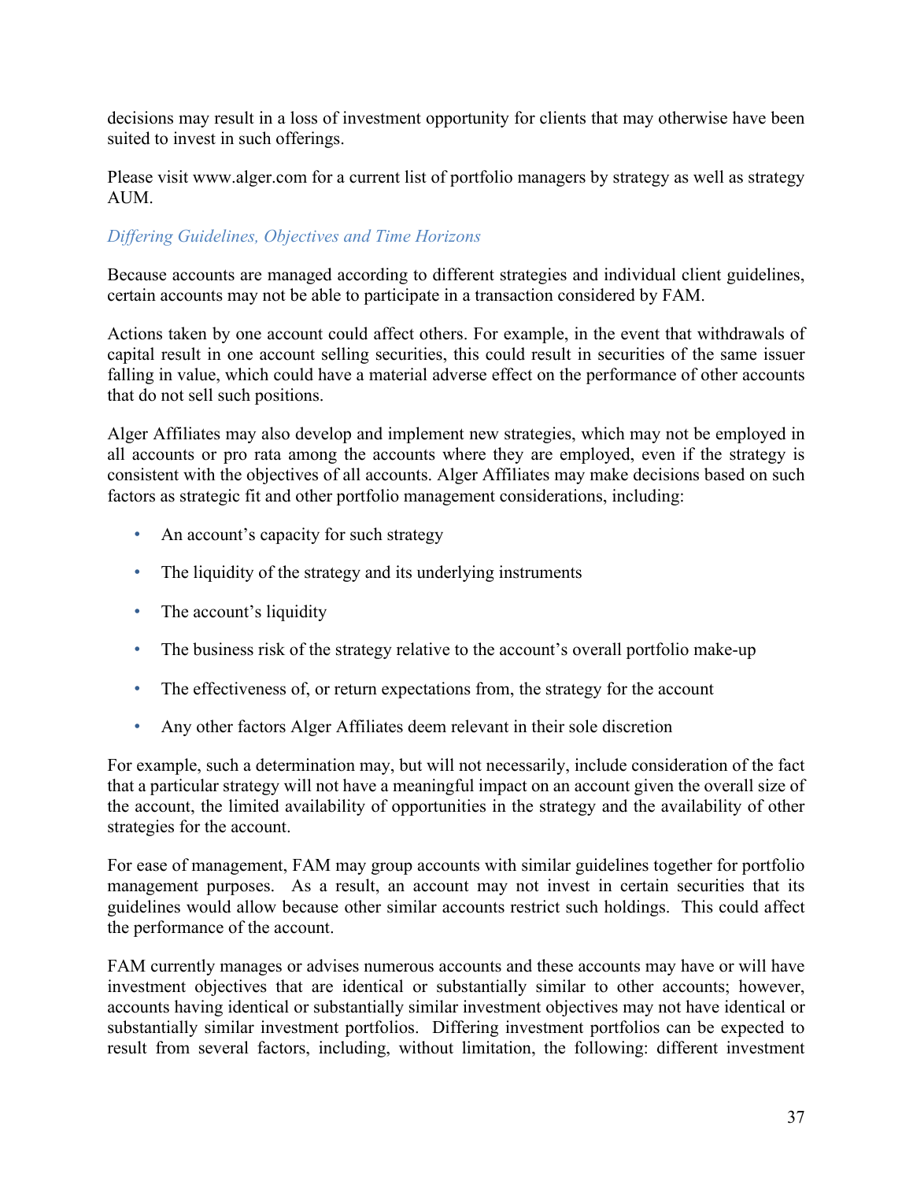decisions may result in a loss of investment opportunity for clients that may otherwise have been suited to invest in such offerings.

Please visit www.alger.com for a current list of portfolio managers by strategy as well as strategy AUM.

*Differing Guidelines, Objectives and Time Horizons*

Because accounts are managed according to different strategies and individual client guidelines, certain accounts may not be able to participate in a transaction considered by FAM.

Actions taken by one account could affect others. For example, in the event that withdrawals of capital result in one account selling securities, this could result in securities of the same issuer falling in value, which could have a material adverse effect on the performance of other accounts that do not sell such positions.

Alger Affiliates may also develop and implement new strategies, which may not be employed in all accounts or pro rata among the accounts where they are employed, even if the strategy is consistent with the objectives of all accounts. Alger Affiliates may make decisions based on such factors as strategic fit and other portfolio management considerations, including:

- An account's capacity for such strategy
- The liquidity of the strategy and its underlying instruments
- The account's liquidity
- The business risk of the strategy relative to the account's overall portfolio make-up
- The effectiveness of, or return expectations from, the strategy for the account
- Any other factors Alger Affiliates deem relevant in their sole discretion

For example, such a determination may, but will not necessarily, include consideration of the fact that a particular strategy will not have a meaningful impact on an account given the overall size of the account, the limited availability of opportunities in the strategy and the availability of other strategies for the account.

For ease of management, FAM may group accounts with similar guidelines together for portfolio management purposes. As a result, an account may not invest in certain securities that its guidelines would allow because other similar accounts restrict such holdings. This could affect the performance of the account.

FAM currently manages or advises numerous accounts and these accounts may have or will have investment objectives that are identical or substantially similar to other accounts; however, accounts having identical or substantially similar investment objectives may not have identical or substantially similar investment portfolios. Differing investment portfolios can be expected to result from several factors, including, without limitation, the following: different investment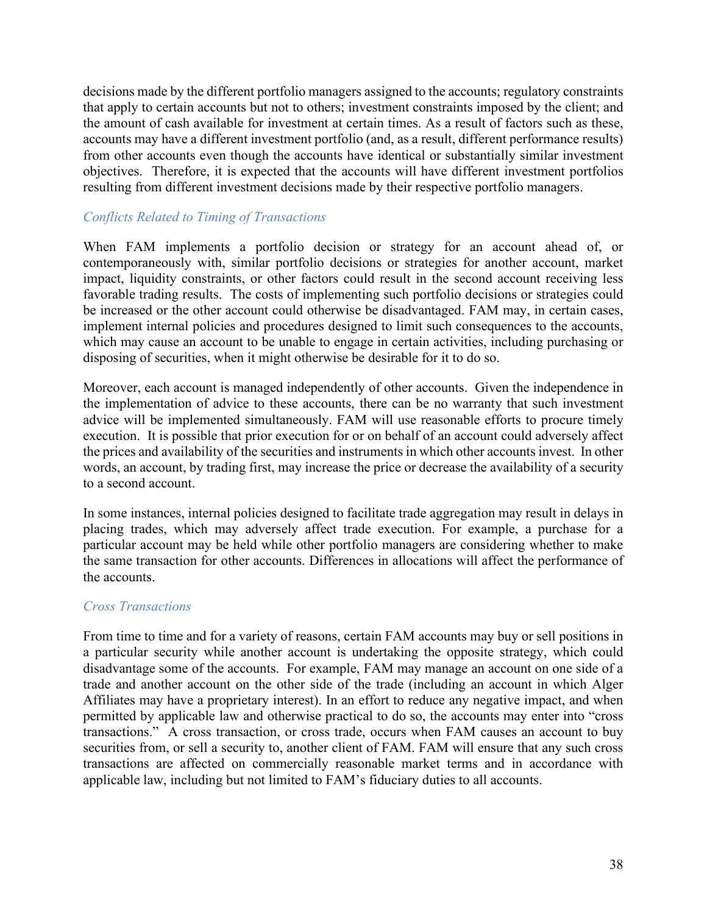decisions made by the different portfolio managers assigned to the accounts; regulatory constraints that apply to certain accounts but not to others; investment constraints imposed by the client; and the amount of cash available for investment at certain times. As a result of factors such as these, accounts may have a different investment portfolio (and, as a result, different performance results) from other accounts even though the accounts have identical or substantially similar investment objectives. Therefore, it is expected that the accounts will have different investment portfolios resulting from different investment decisions made by their respective portfolio managers.

### *Conflicts Related to Timing of Transactions*

When FAM implements a portfolio decision or strategy for an account ahead of, or contemporaneously with, similar portfolio decisions or strategies for another account, market impact, liquidity constraints, or other factors could result in the second account receiving less favorable trading results. The costs of implementing such portfolio decisions or strategies could be increased or the other account could otherwise be disadvantaged. FAM may, in certain cases, implement internal policies and procedures designed to limit such consequences to the accounts, which may cause an account to be unable to engage in certain activities, including purchasing or disposing of securities, when it might otherwise be desirable for it to do so.

Moreover, each account is managed independently of other accounts. Given the independence in the implementation of advice to these accounts, there can be no warranty that such investment advice will be implemented simultaneously. FAM will use reasonable efforts to procure timely execution. It is possible that prior execution for or on behalf of an account could adversely affect the prices and availability of the securities and instruments in which other accounts invest. In other words, an account, by trading first, may increase the price or decrease the availability of a security to a second account.

In some instances, internal policies designed to facilitate trade aggregation may result in delays in placing trades, which may adversely affect trade execution. For example, a purchase for a particular account may be held while other portfolio managers are considering whether to make the same transaction for other accounts. Differences in allocations will affect the performance of the accounts.

### *Cross Transactions*

From time to time and for a variety of reasons, certain FAM accounts may buy or sell positions in a particular security while another account is undertaking the opposite strategy, which could disadvantage some of the accounts. For example, FAM may manage an account on one side of a trade and another account on the other side of the trade (including an account in which Alger Affiliates may have a proprietary interest). In an effort to reduce any negative impact, and when permitted by applicable law and otherwise practical to do so, the accounts may enter into "cross transactions." A cross transaction, or cross trade, occurs when FAM causes an account to buy securities from, or sell a security to, another client of FAM. FAM will ensure that any such cross transactions are affected on commercially reasonable market terms and in accordance with applicable law, including but not limited to FAM's fiduciary duties to all accounts.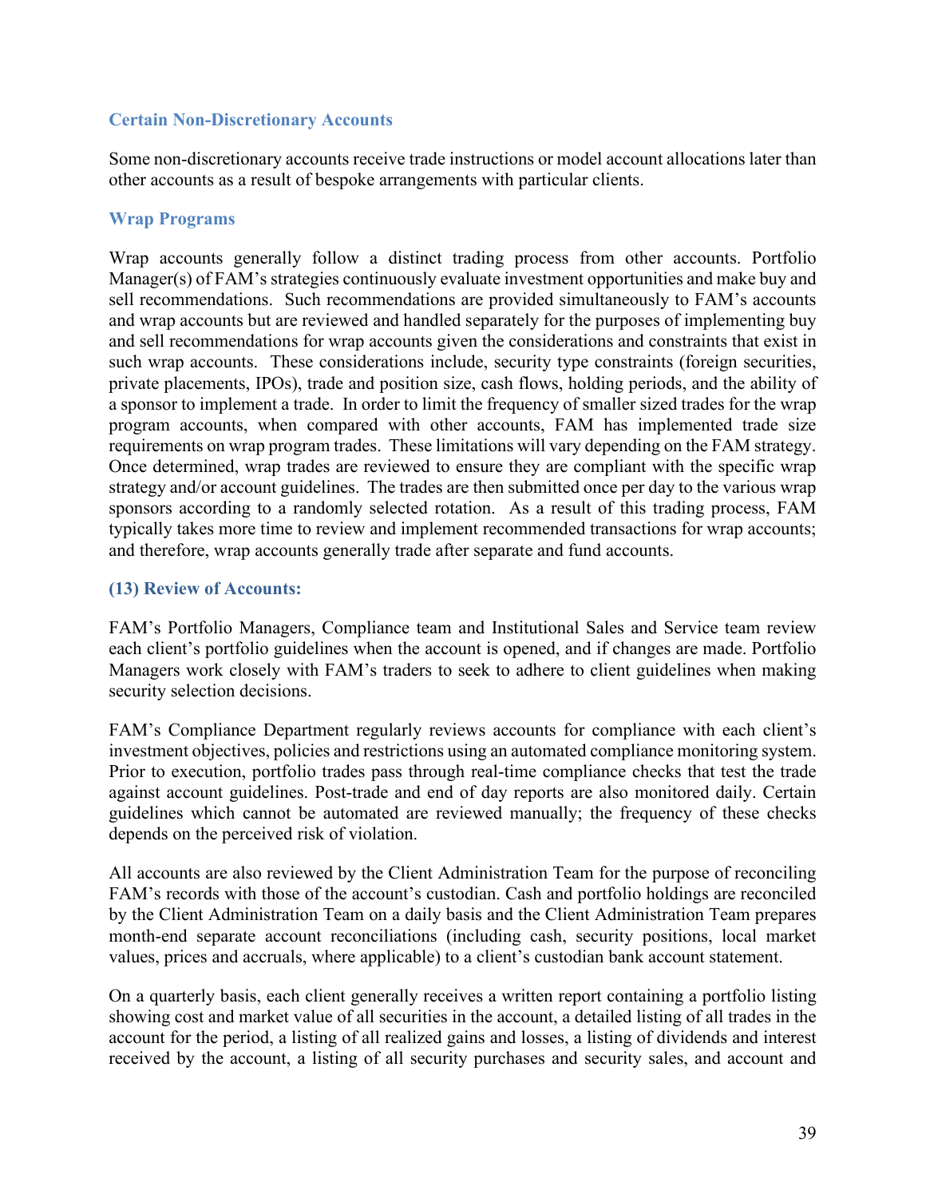### Certain Non-Discretionary Accounts

Some non-discretionary accounts receive trade instructions or model account allocations later than other accounts as a result of bespoke arrangements with particular clients.

### Wrap Programs

Wrap accounts generally follow a distinct trading process from other accounts. Portfolio Manager(s) of FAM's strategies continuously evaluate investment opportunities and make buy and sell recommendations. Such recommendations are provided simultaneously to FAM's accounts and wrap accounts but are reviewed and handled separately for the purposes of implementing buy and sell recommendations for wrap accounts given the considerations and constraints that exist in such wrap accounts. These considerations include, security type constraints (foreign securities, private placements, IPOs), trade and position size, cash flows, holding periods, and the ability of a sponsor to implement a trade. In order to limit the frequency of smaller sized trades for the wrap program accounts, when compared with other accounts, FAM has implemented trade size requirements on wrap program trades. These limitations will vary depending on the FAM strategy. Once determined, wrap trades are reviewed to ensure they are compliant with the specific wrap strategy and/or account guidelines. The trades are then submitted once per day to the various wrap sponsors according to a randomly selected rotation. As a result of this trading process, FAM typically takes more time to review and implement recommended transactions for wrap accounts; and therefore, wrap accounts generally trade after separate and fund accounts.

## (13) Review of Accounts:

FAM's Portfolio Managers, Compliance team and Institutional Sales and Service team review each client's portfolio guidelines when the account is opened, and if changes are made. Portfolio Managers work closely with FAM's traders to seek to adhere to client guidelines when making security selection decisions.

FAM's Compliance Department regularly reviews accounts for compliance with each client's investment objectives, policies and restrictions using an automated compliance monitoring system. Prior to execution, portfolio trades pass through real-time compliance checks that test the trade against account guidelines. Post-trade and end of day reports are also monitored daily. Certain guidelines which cannot be automated are reviewed manually; the frequency of these checks depends on the perceived risk of violation.

All accounts are also reviewed by the Client Administration Team for the purpose of reconciling FAM's records with those of the account's custodian. Cash and portfolio holdings are reconciled by the Client Administration Team on a daily basis and the Client Administration Team prepares month-end separate account reconciliations (including cash, security positions, local market values, prices and accruals, where applicable) to a client's custodian bank account statement.

On a quarterly basis, each client generally receives a written report containing a portfolio listing showing cost and market value of all securities in the account, a detailed listing of all trades in the account for the period, a listing of all realized gains and losses, a listing of dividends and interest received by the account, a listing of all security purchases and security sales, and account and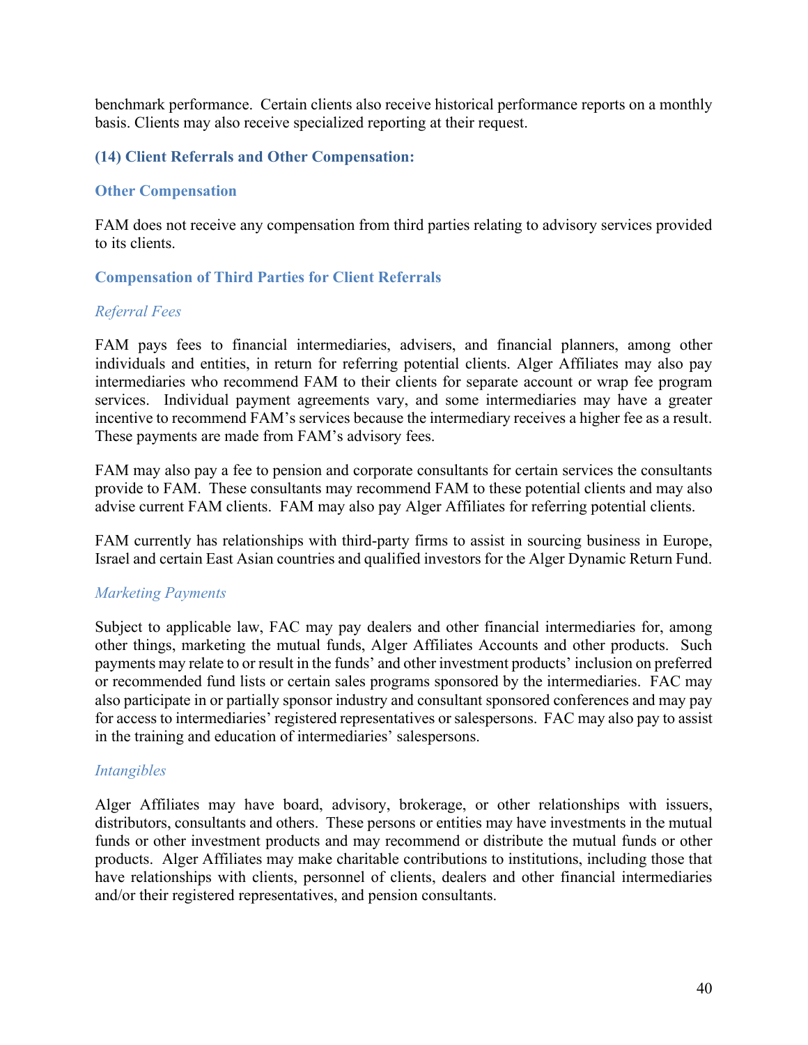benchmark performance. Certain clients also receive historical performance reports on a monthly basis. Clients may also receive specialized reporting at their request.

## (14) Client Referrals and Other Compensation:

### Other Compensation

FAM does not receive any compensation from third parties relating to advisory services provided to its clients.

### Compensation of Third Parties for Client Referrals

#### *Referral Fees*

FAM pays fees to financial intermediaries, advisers, and financial planners, among other individuals and entities, in return for referring potential clients. Alger Affiliates may also pay intermediaries who recommend FAM to their clients for separate account or wrap fee program services. Individual payment agreements vary, and some intermediaries may have a greater incentive to recommend FAM's services because the intermediary receives a higher fee as a result. These payments are made from FAM's advisory fees.

FAM may also pay a fee to pension and corporate consultants for certain services the consultants provide to FAM. These consultants may recommend FAM to these potential clients and may also advise current FAM clients. FAM may also pay Alger Affiliates for referring potential clients.

FAM currently has relationships with third-party firms to assist in sourcing business in Europe, Israel and certain East Asian countries and qualified investors for the Alger Dynamic Return Fund.

#### *Marketing Payments*

Subject to applicable law, FAC may pay dealers and other financial intermediaries for, among other things, marketing the mutual funds, Alger Affiliates Accounts and other products. Such payments may relate to or result in the funds' and other investment products' inclusion on preferred or recommended fund lists or certain sales programs sponsored by the intermediaries. FAC may also participate in or partially sponsor industry and consultant sponsored conferences and may pay for access to intermediaries' registered representatives or salespersons. FAC may also pay to assist in the training and education of intermediaries' salespersons.

#### *Intangibles*

Alger Affiliates may have board, advisory, brokerage, or other relationships with issuers, distributors, consultants and others. These persons or entities may have investments in the mutual funds or other investment products and may recommend or distribute the mutual funds or other products. Alger Affiliates may make charitable contributions to institutions, including those that have relationships with clients, personnel of clients, dealers and other financial intermediaries and/or their registered representatives, and pension consultants.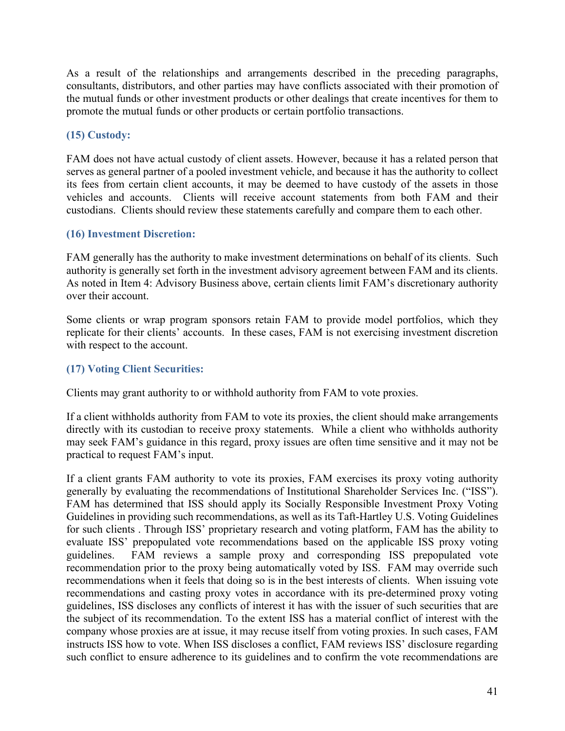As a result of the relationships and arrangements described in the preceding paragraphs, consultants, distributors, and other parties may have conflicts associated with their promotion of the mutual funds or other investment products or other dealings that create incentives for them to promote the mutual funds or other products or certain portfolio transactions.

### (15) Custody:

FAM does not have actual custody of client assets. However, because it has a related person that serves as general partner of a pooled investment vehicle, and because it has the authority to collect its fees from certain client accounts, it may be deemed to have custody of the assets in those vehicles and accounts. Clients will receive account statements from both FAM and their custodians. Clients should review these statements carefully and compare them to each other.

### (16) Investment Discretion:

FAM generally has the authority to make investment determinations on behalf of its clients. Such authority is generally set forth in the investment advisory agreement between FAM and its clients. As noted in Item 4: Advisory Business above, certain clients limit FAM's discretionary authority over their account.

Some clients or wrap program sponsors retain FAM to provide model portfolios, which they replicate for their clients' accounts. In these cases, FAM is not exercising investment discretion with respect to the account.

### (17) Voting Client Securities:

Clients may grant authority to or withhold authority from FAM to vote proxies.

If a client withholds authority from FAM to vote its proxies, the client should make arrangements directly with its custodian to receive proxy statements. While a client who withholds authority may seek FAM's guidance in this regard, proxy issues are often time sensitive and it may not be practical to request FAM's input.

If a client grants FAM authority to vote its proxies, FAM exercises its proxy voting authority generally by evaluating the recommendations of Institutional Shareholder Services Inc. ("ISS"). FAM has determined that ISS should apply its Socially Responsible Investment Proxy Voting Guidelines in providing such recommendations, as well as its Taft-Hartley U.S. Voting Guidelines for such clients . Through ISS' proprietary research and voting platform, FAM has the ability to evaluate ISS' prepopulated vote recommendations based on the applicable ISS proxy voting guidelines. FAM reviews a sample proxy and corresponding ISS prepopulated vote recommendation prior to the proxy being automatically voted by ISS. FAM may override such recommendations when it feels that doing so is in the best interests of clients. When issuing vote recommendations and casting proxy votes in accordance with its pre-determined proxy voting guidelines, ISS discloses any conflicts of interest it has with the issuer of such securities that are the subject of its recommendation. To the extent ISS has a material conflict of interest with the company whose proxies are at issue, it may recuse itself from voting proxies. In such cases, FAM instructs ISS how to vote. When ISS discloses a conflict, FAM reviews ISS' disclosure regarding such conflict to ensure adherence to its guidelines and to confirm the vote recommendations are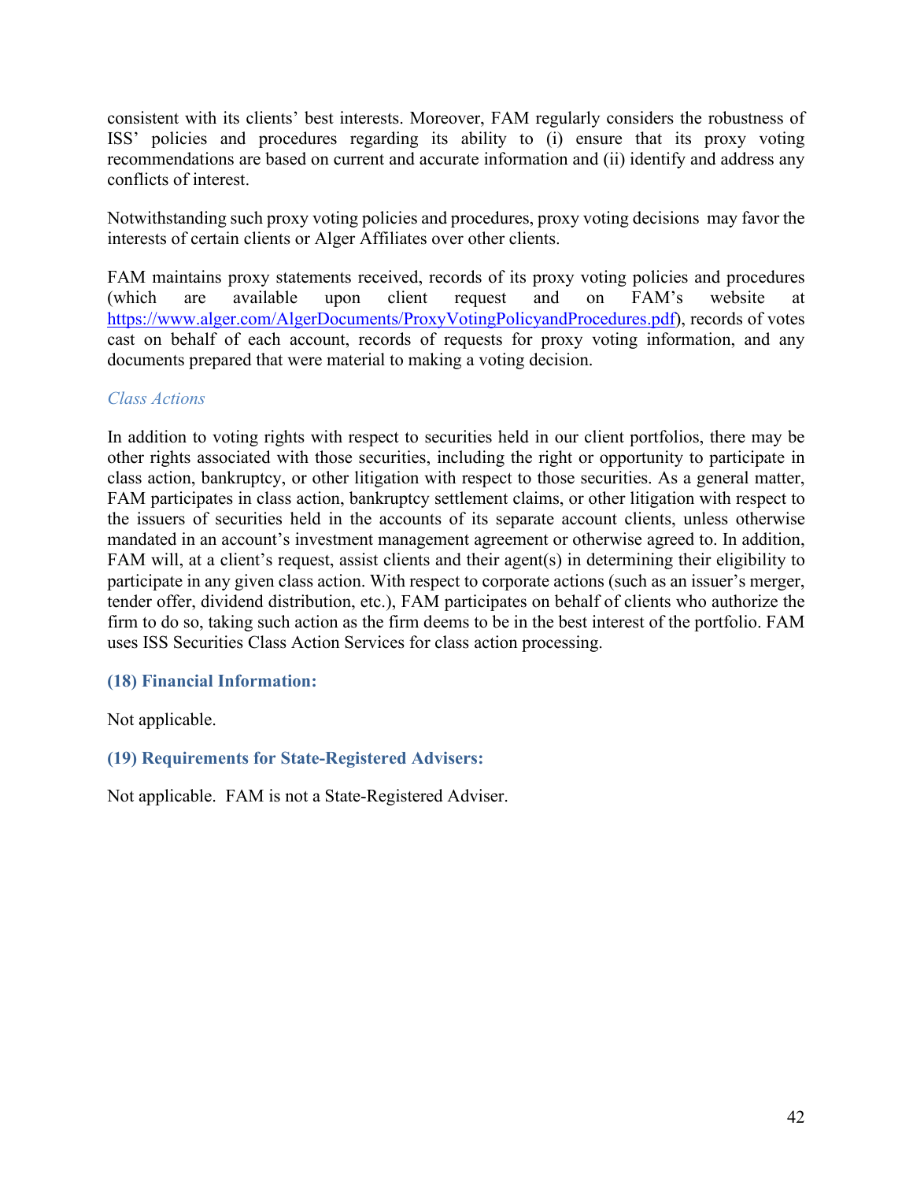consistent with its clients' best interests. Moreover, FAM regularly considers the robustness of ISS' policies and procedures regarding its ability to (i) ensure that its proxy voting recommendations are based on current and accurate information and (ii) identify and address any conflicts of interest.

Notwithstanding such proxy voting policies and procedures, proxy voting decisions may favor the interests of certain clients or Alger Affiliates over other clients.

FAM maintains proxy statements received, records of its proxy voting policies and procedures (which are available upon client request and on FAM's website at [https://www.alger.com/AlgerDocuments/ProxyVotingPolicyandProcedures.pdf](https://www.alger.com/AlgerDocuments/ProxyVotingPolicyandProcedures.pdf)), records of votes cast on behalf of each account, records of requests for proxy voting information, and any documents prepared that were material to making a voting decision.

*Class Actions*

In addition to voting rights with respect to securities held in our client portfolios, there may be other rights associated with those securities, including the right or opportunity to participate in class action, bankruptcy, or other litigation with respect to those securities. As a general matter, FAM participates in class action, bankruptcy settlement claims, or other litigation with respect to the issuers of securities held in the accounts of its separate account clients, unless otherwise mandated in an account's investment management agreement or otherwise agreed to. In addition, FAM will, at a client's request, assist clients and their agent(s) in determining their eligibility to participate in any given class action. With respect to corporate actions (such as an issuer's merger, tender offer, dividend distribution, etc.), FAM participates on behalf of clients who authorize the firm to do so, taking such action as the firm deems to be in the best interest of the portfolio. FAM uses ISS Securities Class Action Services for class action processing.

### (18) Financial Information:

Not applicable.

### (19) Requirements for State-Registered Advisers:

Not applicable. FAM is not a State-Registered Adviser.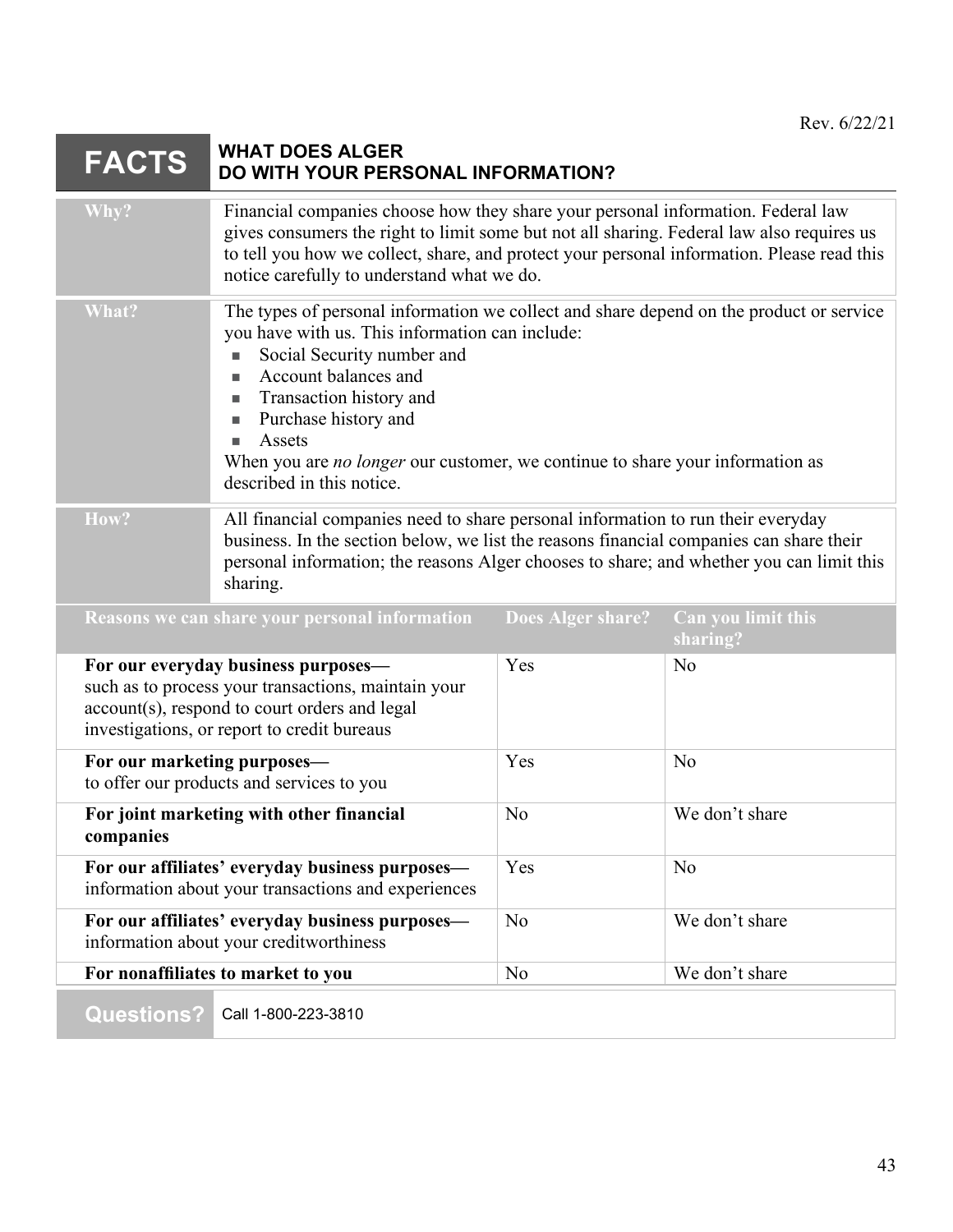Rev. 6/22/21

# FACTS — WHAT DOES ALGER DO WITH YOUR PERSONAL INFORMATION?

| | |
|---|---|
| **Why?** | Financial companies choose how they share your personal information. Federal law gives consumers the right to limit some but not all sharing. Federal law also requires us to tell you how we collect, share, and protect your personal information. Please read this notice carefully to understand what we do. |
| **What?** | The types of personal information we collect and share depend on the product or service you have with us. This information can include:<br>■ Social Security number and<br>■ Account balances and<br>■ Transaction history and<br>■ Purchase history and<br>■ Assets<br>When you are *no longer* our customer, we continue to share your information as described in this notice. |
| **How?** | All financial companies need to share personal information to run their everyday business. In the section below, we list the reasons financial companies can share their personal information; the reasons Alger chooses to share; and whether you can limit this sharing. |

| Reasons we can share your personal information | Does Alger share? | Can you limit this sharing? |
|---|---|---|
| **For our everyday business purposes—** such as to process your transactions, maintain your account(s), respond to court orders and legal investigations, or report to credit bureaus | Yes | No |
| **For our marketing purposes—** to offer our products and services to you | Yes | No |
| **For joint marketing with other financial companies** | No | We don't share |
| **For our affiliates' everyday business purposes—** information about your transactions and experiences | Yes | No |
| **For our affiliates' everyday business purposes—** information about your creditworthiness | No | We don't share |
| **For nonaffiliates to market to you** | No | We don't share |

| | |
|---|---|
| **Questions?** | Call 1-800-223-3810 |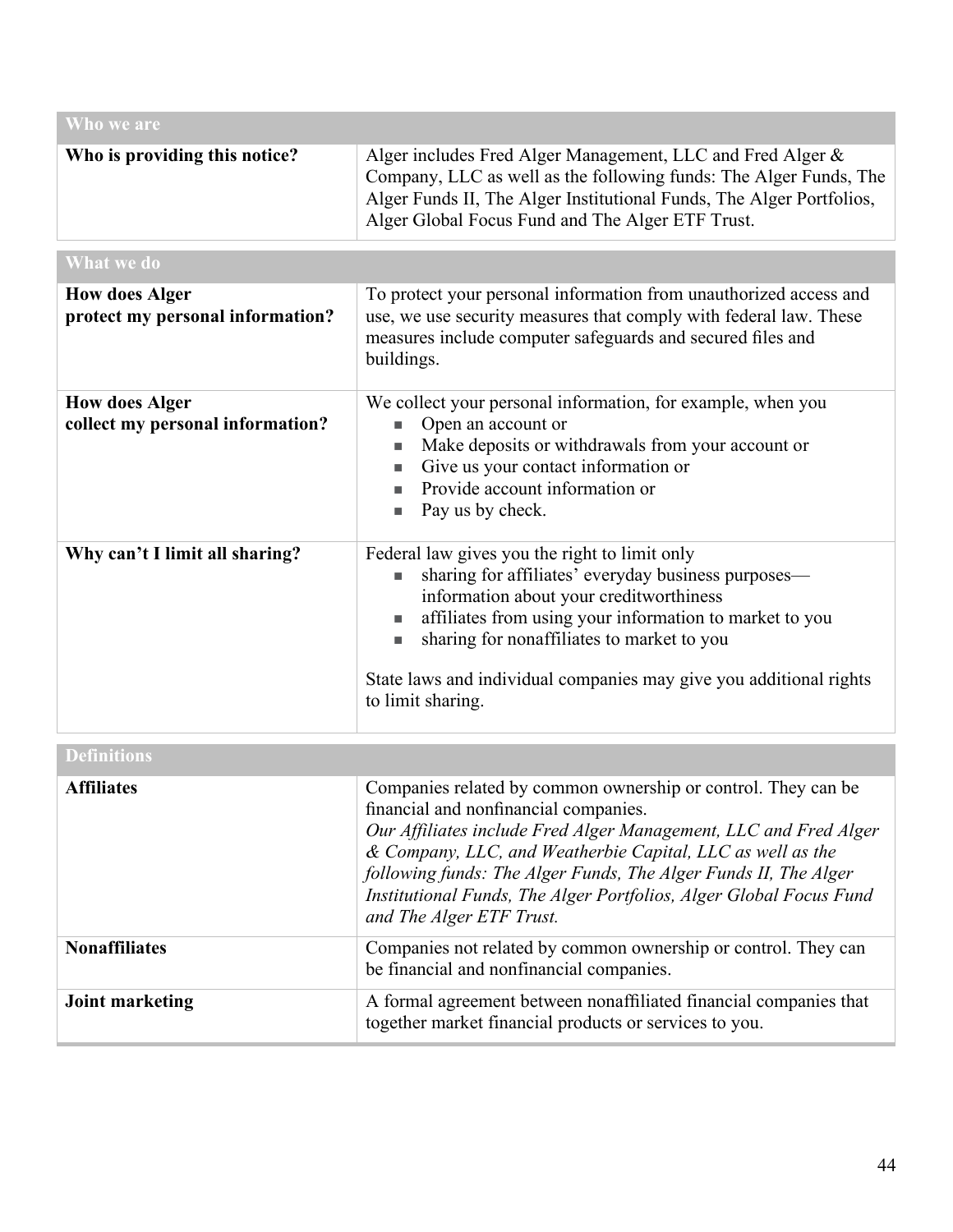| Who we are | |
|---|---|
| **Who is providing this notice?** | Alger includes Fred Alger Management, LLC and Fred Alger & Company, LLC as well as the following funds: The Alger Funds, The Alger Funds II, The Alger Institutional Funds, The Alger Portfolios, Alger Global Focus Fund and The Alger ETF Trust. |

| What we do | |
|---|---|
| **How does Alger protect my personal information?** | To protect your personal information from unauthorized access and use, we use security measures that comply with federal law. These measures include computer safeguards and secured files and buildings. |
| **How does Alger collect my personal information?** | We collect your personal information, for example, when you<br>■ Open an account or<br>■ Make deposits or withdrawals from your account or<br>■ Give us your contact information or<br>■ Provide account information or<br>■ Pay us by check. |
| **Why can't I limit all sharing?** | Federal law gives you the right to limit only<br>■ sharing for affiliates' everyday business purposes—information about your creditworthiness<br>■ affiliates from using your information to market to you<br>■ sharing for nonaffiliates to market to you<br><br>State laws and individual companies may give you additional rights to limit sharing. |

| Definitions | |
|---|---|
| **Affiliates** | Companies related by common ownership or control. They can be financial and nonfinancial companies.<br>*Our Affiliates include Fred Alger Management, LLC and Fred Alger & Company, LLC, and Weatherbie Capital, LLC as well as the following funds: The Alger Funds, The Alger Funds II, The Alger Institutional Funds, The Alger Portfolios, Alger Global Focus Fund and The Alger ETF Trust.* |
| **Nonaffiliates** | Companies not related by common ownership or control. They can be financial and nonfinancial companies. |
| **Joint marketing** | A formal agreement between nonaffiliated financial companies that together market financial products or services to you. |